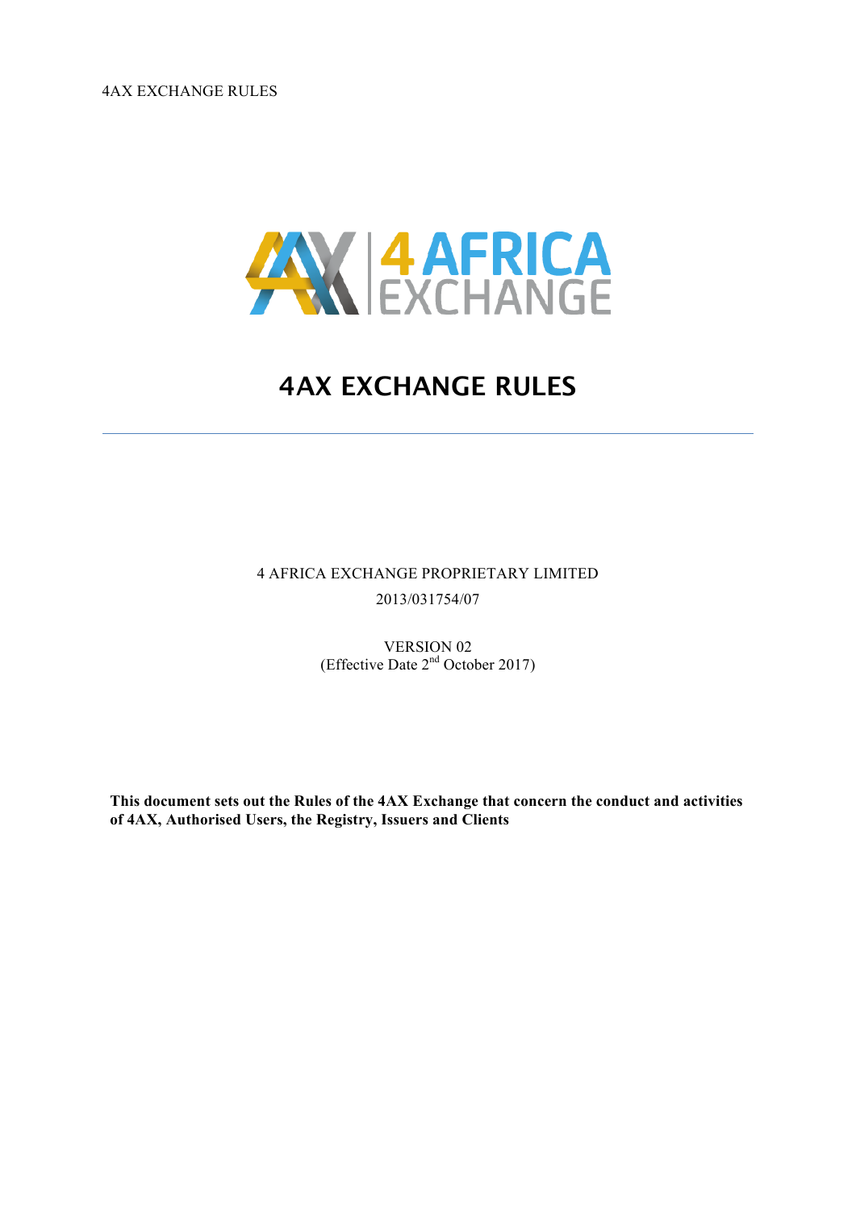# 4AX EXCHANGE RULES

4 AFRICA EXCHANGE PROPRIETARY LIMITED

2013/031754/07

VERSION 02

(Effective Date 2nd October 2017)

**This document sets out the Rules of the 4AX Exchange that concern the conduct and activities of 4AX, Authorised Users, the Registry, Issuers and Clients**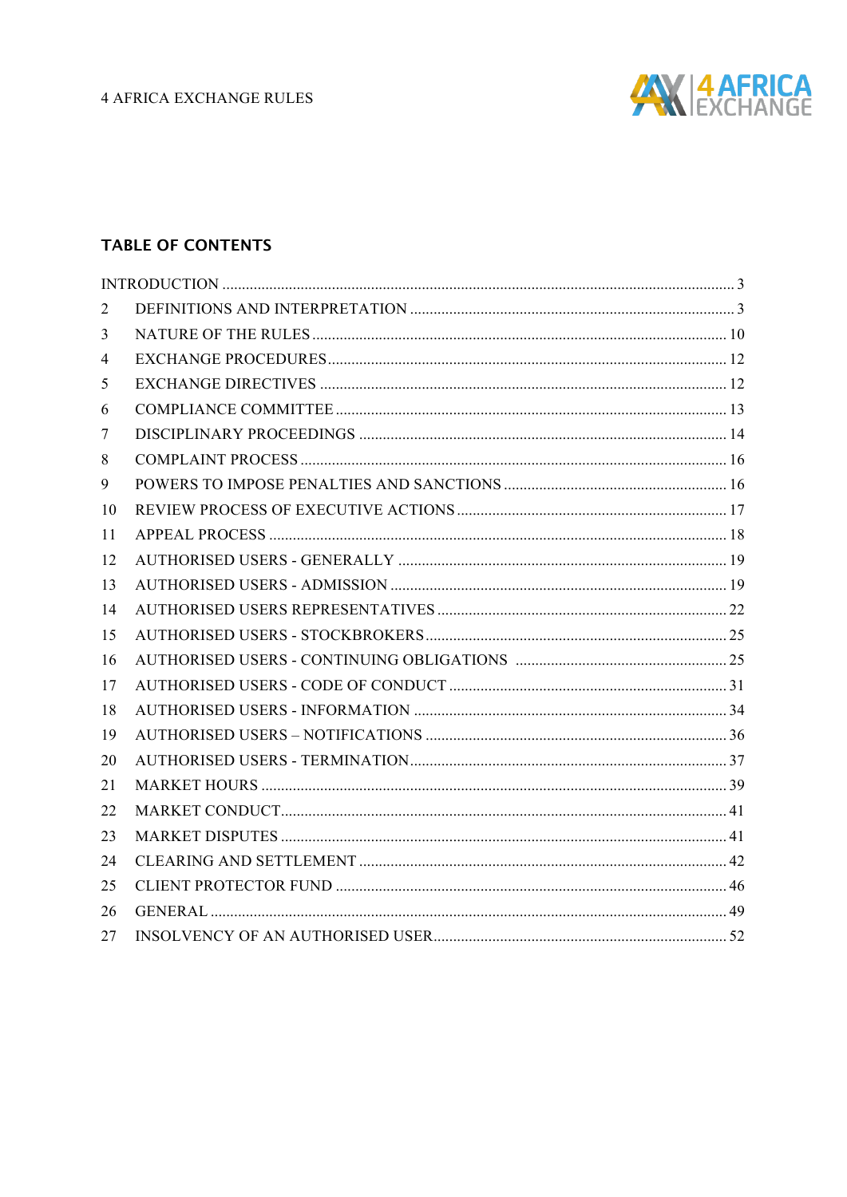## TABLE OF CONTENTS

| | | |
|---|---|---|
| INTRODUCTION | | 3 |
| 2 | DEFINITIONS AND INTERPRETATION | 3 |
| 3 | NATURE OF THE RULES | 10 |
| 4 | EXCHANGE PROCEDURES | 12 |
| 5 | EXCHANGE DIRECTIVES | 12 |
| 6 | COMPLIANCE COMMITTEE | 13 |
| 7 | DISCIPLINARY PROCEEDINGS | 14 |
| 8 | COMPLAINT PROCESS | 16 |
| 9 | POWERS TO IMPOSE PENALTIES AND SANCTIONS | 16 |
| 10 | REVIEW PROCESS OF EXECUTIVE ACTIONS | 17 |
| 11 | APPEAL PROCESS | 18 |
| 12 | AUTHORISED USERS - GENERALLY | 19 |
| 13 | AUTHORISED USERS - ADMISSION | 19 |
| 14 | AUTHORISED USERS REPRESENTATIVES | 22 |
| 15 | AUTHORISED USERS - STOCKBROKERS | 25 |
| 16 | AUTHORISED USERS - CONTINUING OBLIGATIONS | 25 |
| 17 | AUTHORISED USERS - CODE OF CONDUCT | 31 |
| 18 | AUTHORISED USERS - INFORMATION | 34 |
| 19 | AUTHORISED USERS – NOTIFICATIONS | 36 |
| 20 | AUTHORISED USERS - TERMINATION | 37 |
| 21 | MARKET HOURS | 39 |
| 22 | MARKET CONDUCT | 41 |
| 23 | MARKET DISPUTES | 41 |
| 24 | CLEARING AND SETTLEMENT | 42 |
| 25 | CLIENT PROTECTOR FUND | 46 |
| 26 | GENERAL | 49 |
| 27 | INSOLVENCY OF AN AUTHORISED USER | 52 |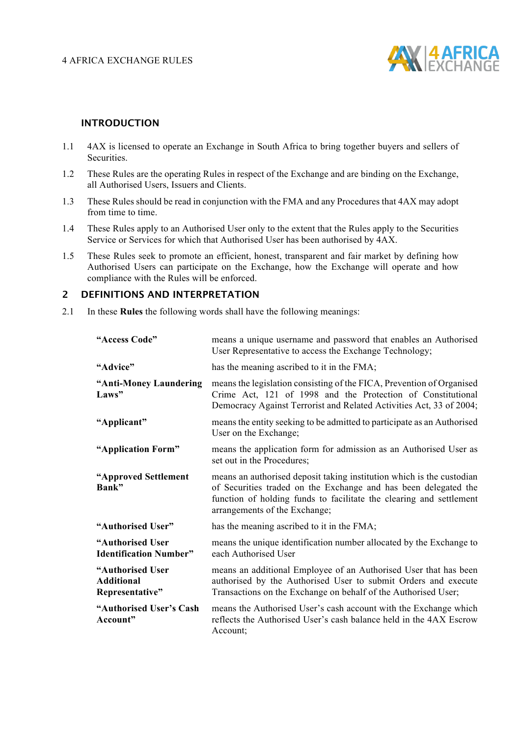## INTRODUCTION

1.1 4AX is licensed to operate an Exchange in South Africa to bring together buyers and sellers of Securities.

1.2 These Rules are the operating Rules in respect of the Exchange and are binding on the Exchange, all Authorised Users, Issuers and Clients.

1.3 These Rules should be read in conjunction with the FMA and any Procedures that 4AX may adopt from time to time.

1.4 These Rules apply to an Authorised User only to the extent that the Rules apply to the Securities Service or Services for which that Authorised User has been authorised by 4AX.

1.5 These Rules seek to promote an efficient, honest, transparent and fair market by defining how Authorised Users can participate on the Exchange, how the Exchange will operate and how compliance with the Rules will be enforced.

## 2 DEFINITIONS AND INTERPRETATION

2.1 In these **Rules** the following words shall have the following meanings:

| | |
|---|---|
| **“Access Code”** | means a unique username and password that enables an Authorised User Representative to access the Exchange Technology; |
| **“Advice”** | has the meaning ascribed to it in the FMA; |
| **“Anti-Money Laundering Laws”** | means the legislation consisting of the FICA, Prevention of Organised Crime Act, 121 of 1998 and the Protection of Constitutional Democracy Against Terrorist and Related Activities Act, 33 of 2004; |
| **“Applicant”** | means the entity seeking to be admitted to participate as an Authorised User on the Exchange; |
| **“Application Form”** | means the application form for admission as an Authorised User as set out in the Procedures; |
| **“Approved Settlement Bank”** | means an authorised deposit taking institution which is the custodian of Securities traded on the Exchange and has been delegated the function of holding funds to facilitate the clearing and settlement arrangements of the Exchange; |
| **“Authorised User”** | has the meaning ascribed to it in the FMA; |
| **“Authorised User Identification Number”** | means the unique identification number allocated by the Exchange to each Authorised User |
| **“Authorised User Additional Representative”** | means an additional Employee of an Authorised User that has been authorised by the Authorised User to submit Orders and execute Transactions on the Exchange on behalf of the Authorised User; |
| **“Authorised User’s Cash Account”** | means the Authorised User’s cash account with the Exchange which reflects the Authorised User’s cash balance held in the 4AX Escrow Account; |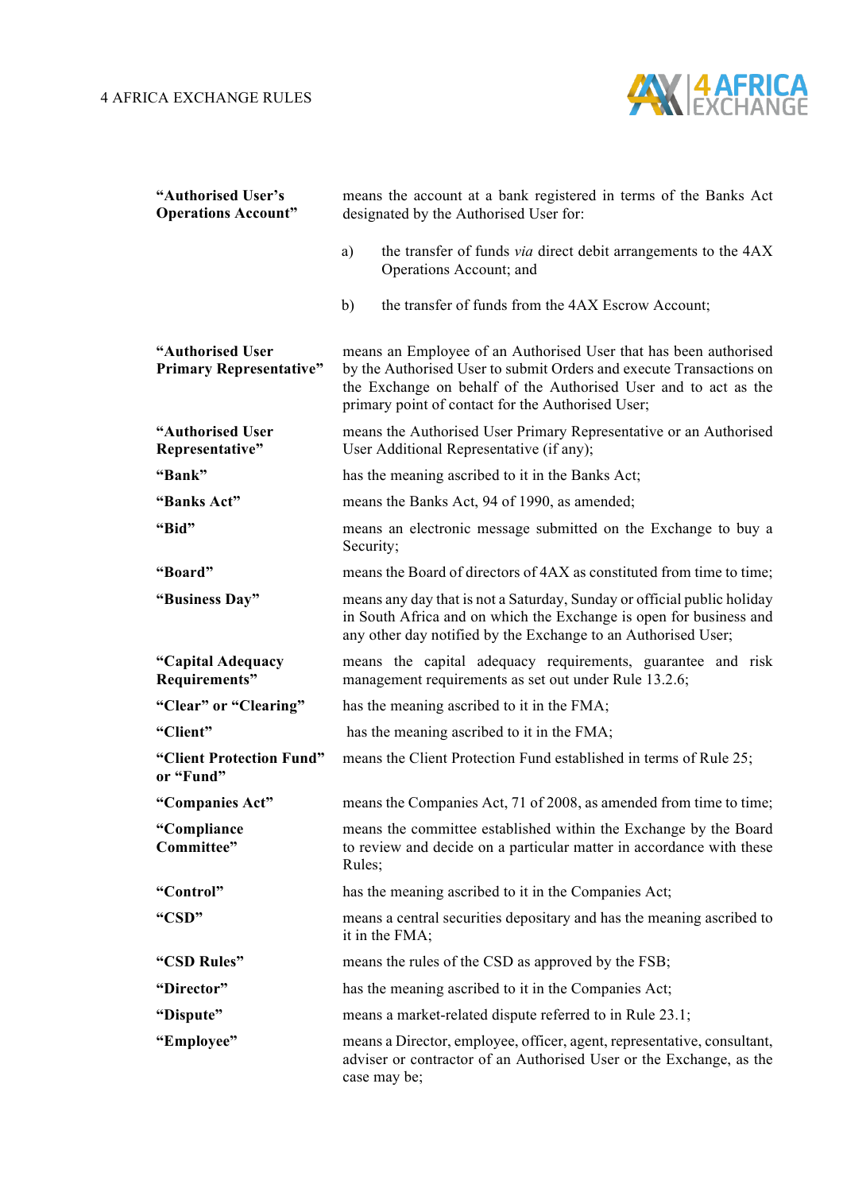**"Authorised User's Operations Account"** means the account at a bank registered in terms of the Banks Act designated by the Authorised User for:

a) the transfer of funds *via* direct debit arrangements to the 4AX Operations Account; and

b) the transfer of funds from the 4AX Escrow Account;

**"Authorised User Primary Representative"** means an Employee of an Authorised User that has been authorised by the Authorised User to submit Orders and execute Transactions on the Exchange on behalf of the Authorised User and to act as the primary point of contact for the Authorised User;

**"Authorised User Representative"** means the Authorised User Primary Representative or an Authorised User Additional Representative (if any);

**"Bank"** has the meaning ascribed to it in the Banks Act;

**"Banks Act"** means the Banks Act, 94 of 1990, as amended;

**"Bid"** means an electronic message submitted on the Exchange to buy a Security;

**"Board"** means the Board of directors of 4AX as constituted from time to time;

**"Business Day"** means any day that is not a Saturday, Sunday or official public holiday in South Africa and on which the Exchange is open for business and any other day notified by the Exchange to an Authorised User;

**"Capital Adequacy Requirements"** means the capital adequacy requirements, guarantee and risk management requirements as set out under Rule 13.2.6;

**"Clear" or "Clearing"** has the meaning ascribed to it in the FMA;

**"Client"** has the meaning ascribed to it in the FMA;

**"Client Protection Fund" or "Fund"** means the Client Protection Fund established in terms of Rule 25;

**"Companies Act"** means the Companies Act, 71 of 2008, as amended from time to time;

**"Compliance Committee"** means the committee established within the Exchange by the Board to review and decide on a particular matter in accordance with these Rules;

**"Control"** has the meaning ascribed to it in the Companies Act;

**"CSD"** means a central securities depositary and has the meaning ascribed to it in the FMA;

**"CSD Rules"** means the rules of the CSD as approved by the FSB;

**"Director"** has the meaning ascribed to it in the Companies Act;

**"Dispute"** means a market-related dispute referred to in Rule 23.1;

**"Employee"** means a Director, employee, officer, agent, representative, consultant, adviser or contractor of an Authorised User or the Exchange, as the case may be;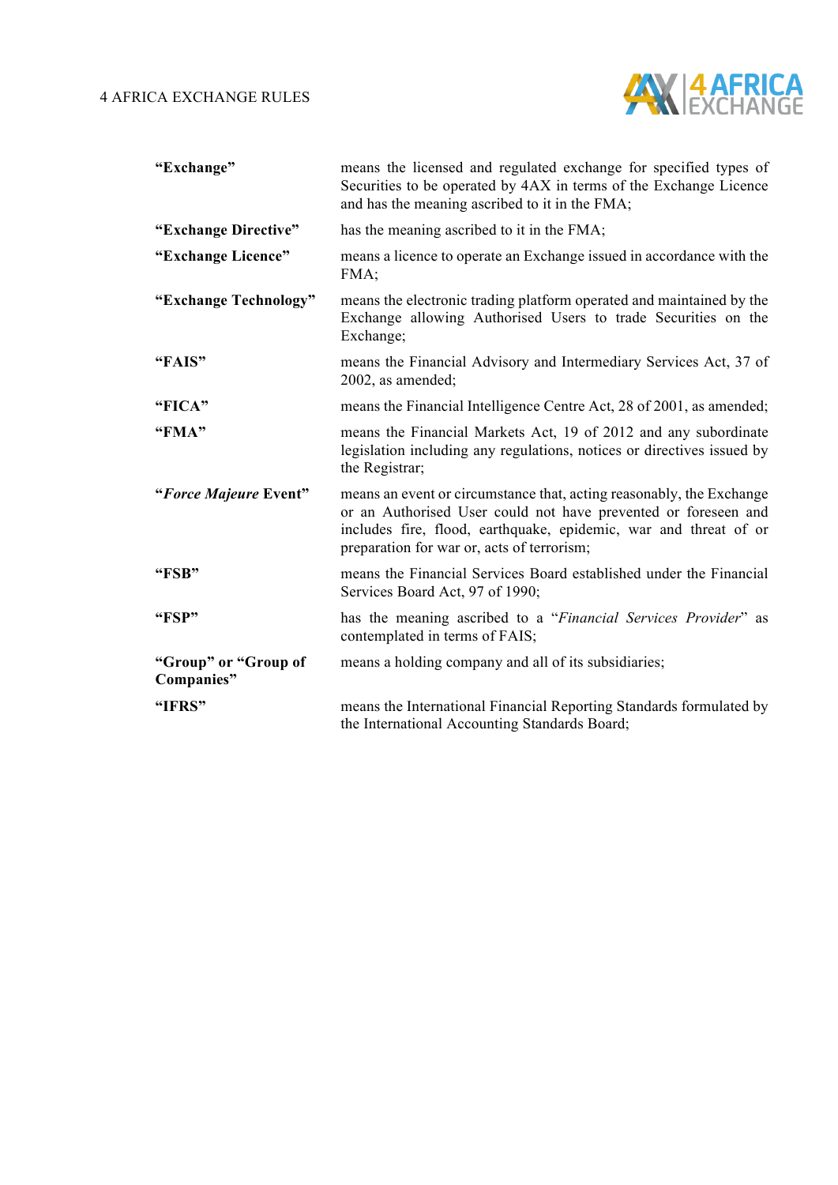| | |
|---|---|
| **"Exchange"** | means the licensed and regulated exchange for specified types of Securities to be operated by 4AX in terms of the Exchange Licence and has the meaning ascribed to it in the FMA; |
| **"Exchange Directive"** | has the meaning ascribed to it in the FMA; |
| **"Exchange Licence"** | means a licence to operate an Exchange issued in accordance with the FMA; |
| **"Exchange Technology"** | means the electronic trading platform operated and maintained by the Exchange allowing Authorised Users to trade Securities on the Exchange; |
| **"FAIS"** | means the Financial Advisory and Intermediary Services Act, 37 of 2002, as amended; |
| **"FICA"** | means the Financial Intelligence Centre Act, 28 of 2001, as amended; |
| **"FMA"** | means the Financial Markets Act, 19 of 2012 and any subordinate legislation including any regulations, notices or directives issued by the Registrar; |
| **"*Force Majeure* Event"** | means an event or circumstance that, acting reasonably, the Exchange or an Authorised User could not have prevented or foreseen and includes fire, flood, earthquake, epidemic, war and threat of or preparation for war or, acts of terrorism; |
| **"FSB"** | means the Financial Services Board established under the Financial Services Board Act, 97 of 1990; |
| **"FSP"** | has the meaning ascribed to a "*Financial Services Provider*" as contemplated in terms of FAIS; |
| **"Group" or "Group of Companies"** | means a holding company and all of its subsidiaries; |
| **"IFRS"** | means the International Financial Reporting Standards formulated by the International Accounting Standards Board; |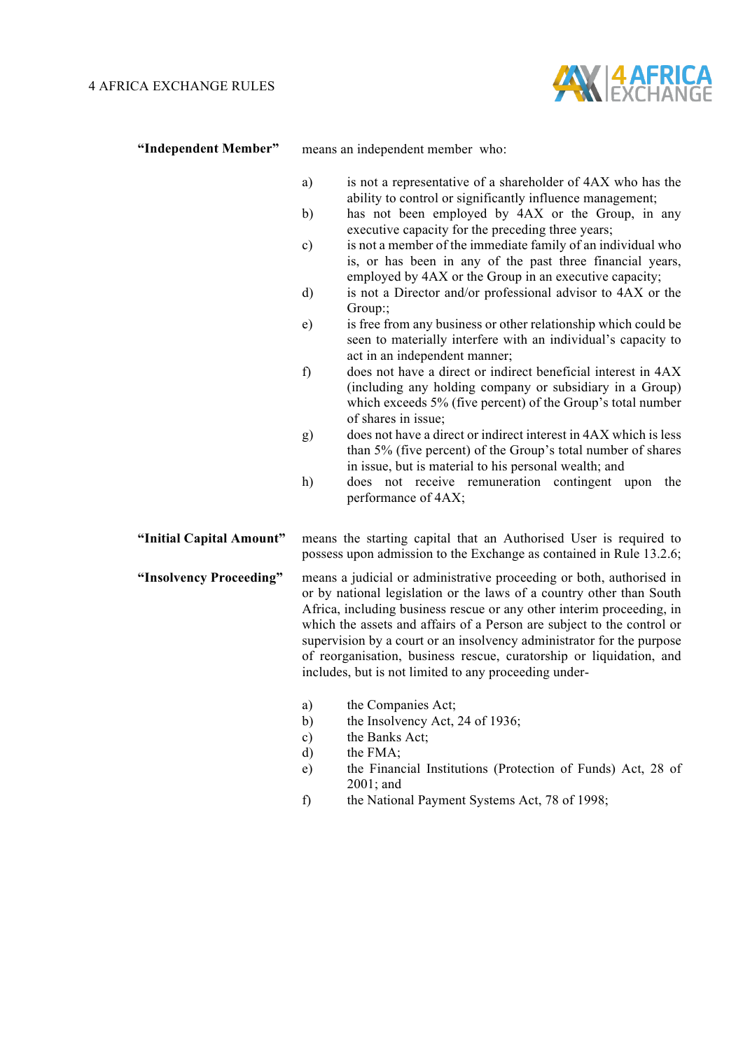**"Independent Member"** means an independent member who:

a) is not a representative of a shareholder of 4AX who has the ability to control or significantly influence management;

b) has not been employed by 4AX or the Group, in any executive capacity for the preceding three years;

c) is not a member of the immediate family of an individual who is, or has been in any of the past three financial years, employed by 4AX or the Group in an executive capacity;

d) is not a Director and/or professional advisor to 4AX or the Group:;

e) is free from any business or other relationship which could be seen to materially interfere with an individual's capacity to act in an independent manner;

f) does not have a direct or indirect beneficial interest in 4AX (including any holding company or subsidiary in a Group) which exceeds 5% (five percent) of the Group's total number of shares in issue;

g) does not have a direct or indirect interest in 4AX which is less than 5% (five percent) of the Group's total number of shares in issue, but is material to his personal wealth; and

h) does not receive remuneration contingent upon the performance of 4AX;

**"Initial Capital Amount"** means the starting capital that an Authorised User is required to possess upon admission to the Exchange as contained in Rule 13.2.6;

**"Insolvency Proceeding"** means a judicial or administrative proceeding or both, authorised in or by national legislation or the laws of a country other than South Africa, including business rescue or any other interim proceeding, in which the assets and affairs of a Person are subject to the control or supervision by a court or an insolvency administrator for the purpose of reorganisation, business rescue, curatorship or liquidation, and includes, but is not limited to any proceeding under-

a) the Companies Act;

b) the Insolvency Act, 24 of 1936;

c) the Banks Act;

d) the FMA;

e) the Financial Institutions (Protection of Funds) Act, 28 of 2001; and

f) the National Payment Systems Act, 78 of 1998;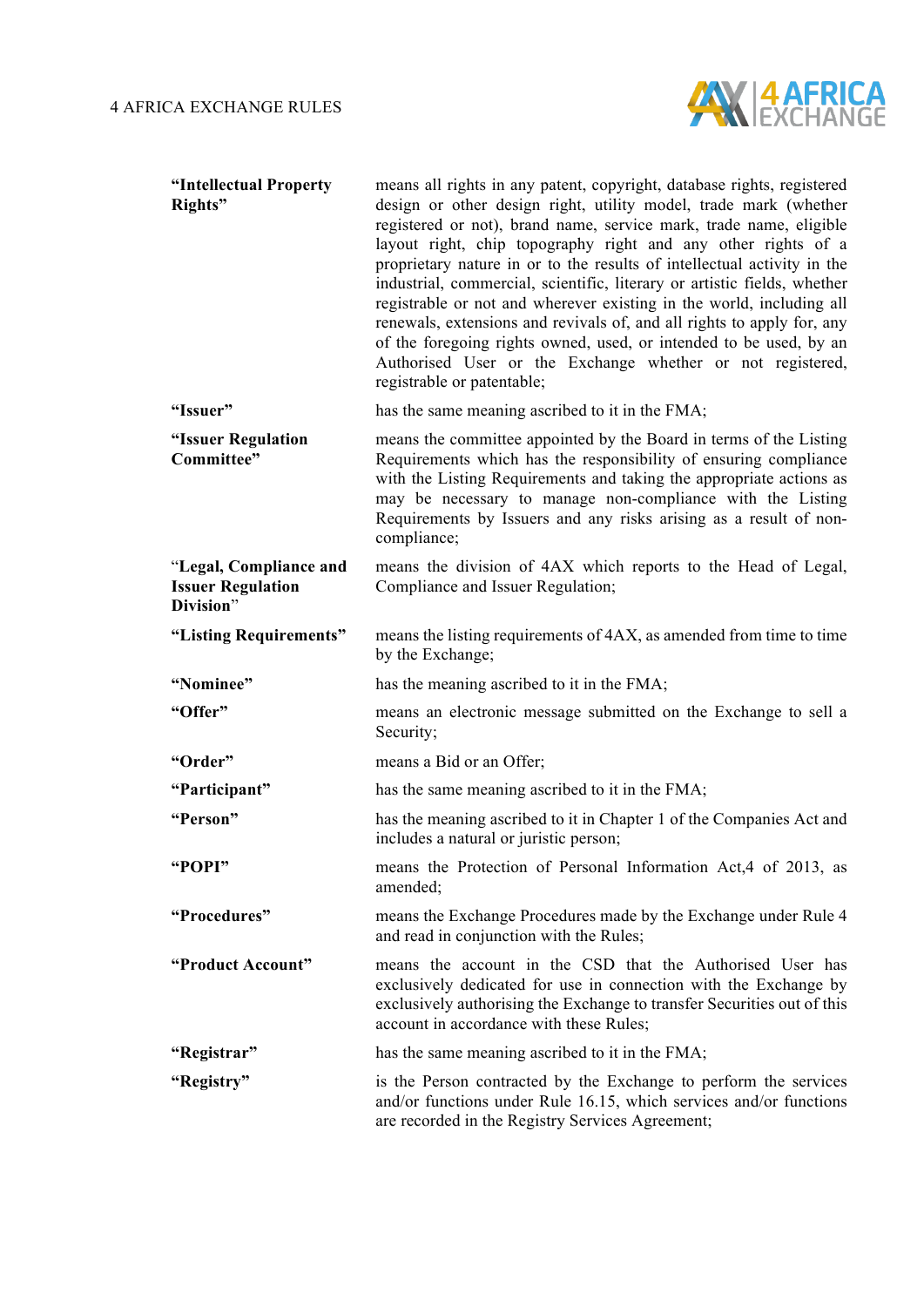| | |
|---|---|
| **"Intellectual Property Rights"** | means all rights in any patent, copyright, database rights, registered design or other design right, utility model, trade mark (whether registered or not), brand name, service mark, trade name, eligible layout right, chip topography right and any other rights of a proprietary nature in or to the results of intellectual activity in the industrial, commercial, scientific, literary or artistic fields, whether registrable or not and wherever existing in the world, including all renewals, extensions and revivals of, and all rights to apply for, any of the foregoing rights owned, used, or intended to be used, by an Authorised User or the Exchange whether or not registered, registrable or patentable; |
| **"Issuer"** | has the same meaning ascribed to it in the FMA; |
| **"Issuer Regulation Committee"** | means the committee appointed by the Board in terms of the Listing Requirements which has the responsibility of ensuring compliance with the Listing Requirements and taking the appropriate actions as may be necessary to manage non-compliance with the Listing Requirements by Issuers and any risks arising as a result of non-compliance; |
| "**Legal, Compliance and Issuer Regulation Division**" | means the division of 4AX which reports to the Head of Legal, Compliance and Issuer Regulation; |
| **"Listing Requirements"** | means the listing requirements of 4AX, as amended from time to time by the Exchange; |
| **"Nominee"** | has the meaning ascribed to it in the FMA; |
| **"Offer"** | means an electronic message submitted on the Exchange to sell a Security; |
| **"Order"** | means a Bid or an Offer; |
| **"Participant"** | has the same meaning ascribed to it in the FMA; |
| **"Person"** | has the meaning ascribed to it in Chapter 1 of the Companies Act and includes a natural or juristic person; |
| **"POPI"** | means the Protection of Personal Information Act,4 of 2013, as amended; |
| **"Procedures"** | means the Exchange Procedures made by the Exchange under Rule 4 and read in conjunction with the Rules; |
| **"Product Account"** | means the account in the CSD that the Authorised User has exclusively dedicated for use in connection with the Exchange by exclusively authorising the Exchange to transfer Securities out of this account in accordance with these Rules; |
| **"Registrar"** | has the same meaning ascribed to it in the FMA; |
| **"Registry"** | is the Person contracted by the Exchange to perform the services and/or functions under Rule 16.15, which services and/or functions are recorded in the Registry Services Agreement; |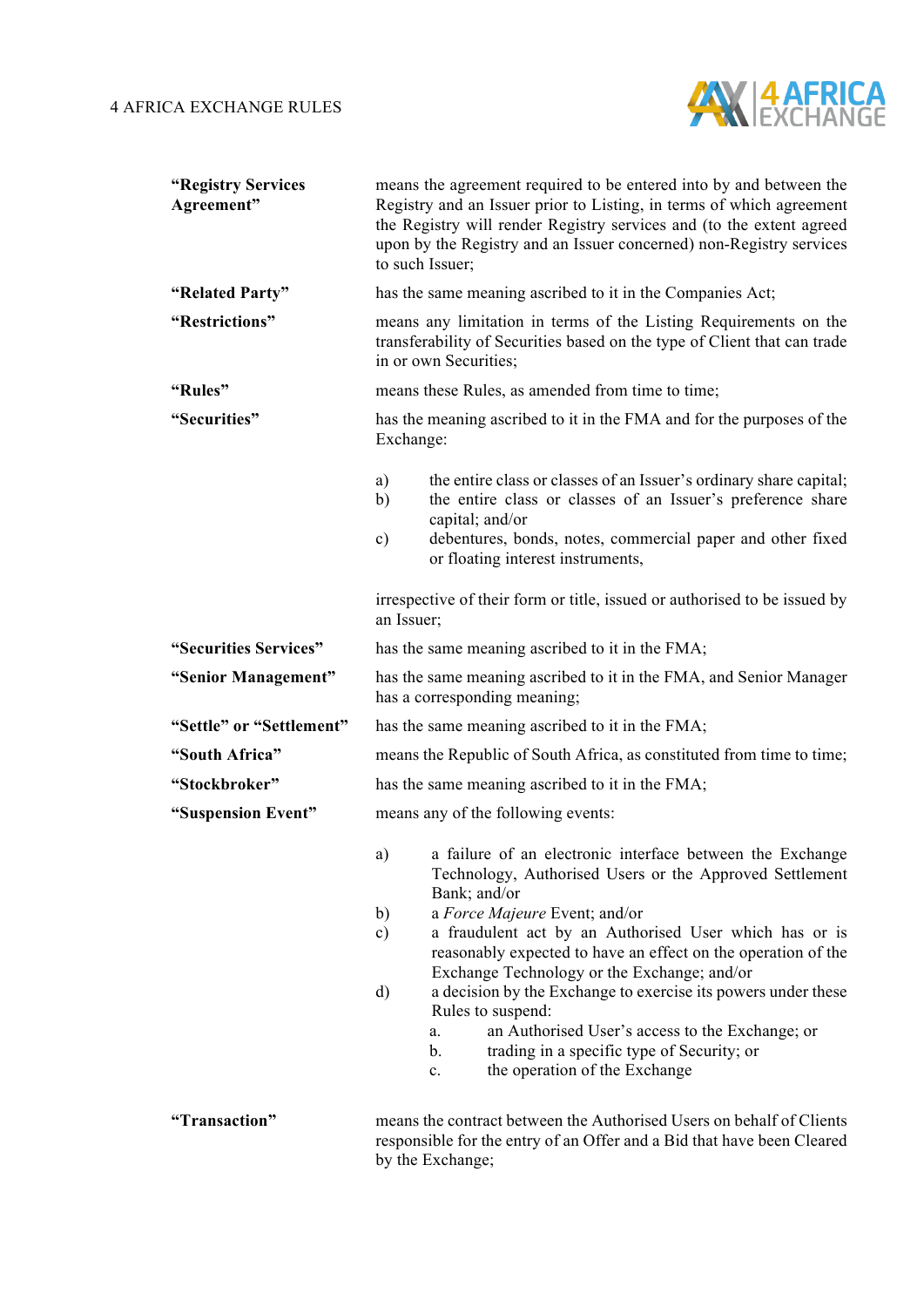| | |
|---|---|
| **"Registry Services Agreement"** | means the agreement required to be entered into by and between the Registry and an Issuer prior to Listing, in terms of which agreement the Registry will render Registry services and (to the extent agreed upon by the Registry and an Issuer concerned) non-Registry services to such Issuer; |
| **"Related Party"** | has the same meaning ascribed to it in the Companies Act; |
| **"Restrictions"** | means any limitation in terms of the Listing Requirements on the transferability of Securities based on the type of Client that can trade in or own Securities; |
| **"Rules"** | means these Rules, as amended from time to time; |
| **"Securities"** | has the meaning ascribed to it in the FMA and for the purposes of the Exchange: a) the entire class or classes of an Issuer's ordinary share capital; b) the entire class or classes of an Issuer's preference share capital; and/or c) debentures, bonds, notes, commercial paper and other fixed or floating interest instruments, irrespective of their form or title, issued or authorised to be issued by an Issuer; |
| **"Securities Services"** | has the same meaning ascribed to it in the FMA; |
| **"Senior Management"** | has the same meaning ascribed to it in the FMA, and Senior Manager has a corresponding meaning; |
| **"Settle" or "Settlement"** | has the same meaning ascribed to it in the FMA; |
| **"South Africa"** | means the Republic of South Africa, as constituted from time to time; |
| **"Stockbroker"** | has the same meaning ascribed to it in the FMA; |
| **"Suspension Event"** | means any of the following events: a) a failure of an electronic interface between the Exchange Technology, Authorised Users or the Approved Settlement Bank; and/or b) a *Force Majeure* Event; and/or c) a fraudulent act by an Authorised User which has or is reasonably expected to have an effect on the operation of the Exchange Technology or the Exchange; and/or d) a decision by the Exchange to exercise its powers under these Rules to suspend: a. an Authorised User's access to the Exchange; or b. trading in a specific type of Security; or c. the operation of the Exchange |
| **"Transaction"** | means the contract between the Authorised Users on behalf of Clients responsible for the entry of an Offer and a Bid that have been Cleared by the Exchange; |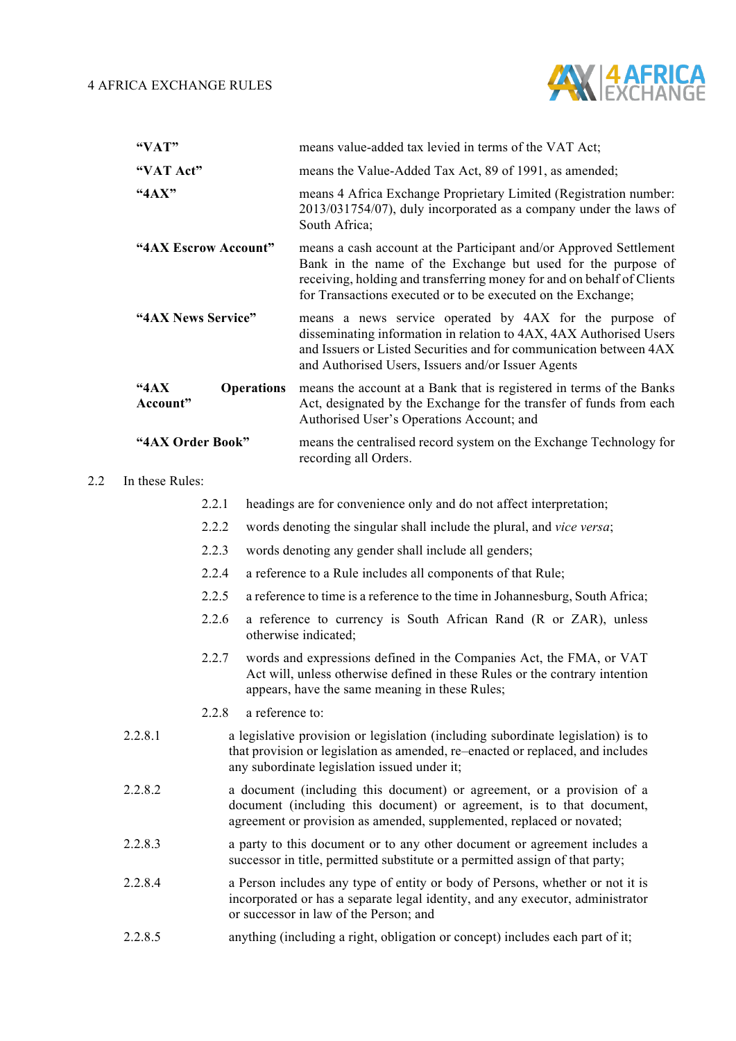| | |
|---|---|
| **"VAT"** | means value-added tax levied in terms of the VAT Act; |
| **"VAT Act"** | means the Value-Added Tax Act, 89 of 1991, as amended; |
| **"4AX"** | means 4 Africa Exchange Proprietary Limited (Registration number: 2013/031754/07), duly incorporated as a company under the laws of South Africa; |
| **"4AX Escrow Account"** | means a cash account at the Participant and/or Approved Settlement Bank in the name of the Exchange but used for the purpose of receiving, holding and transferring money for and on behalf of Clients for Transactions executed or to be executed on the Exchange; |
| **"4AX News Service"** | means a news service operated by 4AX for the purpose of disseminating information in relation to 4AX, 4AX Authorised Users and Issuers or Listed Securities and for communication between 4AX and Authorised Users, Issuers and/or Issuer Agents |
| **"4AX Operations Account"** | means the account at a Bank that is registered in terms of the Banks Act, designated by the Exchange for the transfer of funds from each Authorised User's Operations Account; and |
| **"4AX Order Book"** | means the centralised record system on the Exchange Technology for recording all Orders. |

2.2 In these Rules:

2.2.1 headings are for convenience only and do not affect interpretation;

2.2.2 words denoting the singular shall include the plural, and *vice versa*;

2.2.3 words denoting any gender shall include all genders;

2.2.4 a reference to a Rule includes all components of that Rule;

2.2.5 a reference to time is a reference to the time in Johannesburg, South Africa;

2.2.6 a reference to currency is South African Rand (R or ZAR), unless otherwise indicated;

2.2.7 words and expressions defined in the Companies Act, the FMA, or VAT Act will, unless otherwise defined in these Rules or the contrary intention appears, have the same meaning in these Rules;

2.2.8 a reference to:

2.2.8.1 a legislative provision or legislation (including subordinate legislation) is to that provision or legislation as amended, re–enacted or replaced, and includes any subordinate legislation issued under it;

2.2.8.2 a document (including this document) or agreement, or a provision of a document (including this document) or agreement, is to that document, agreement or provision as amended, supplemented, replaced or novated;

2.2.8.3 a party to this document or to any other document or agreement includes a successor in title, permitted substitute or a permitted assign of that party;

2.2.8.4 a Person includes any type of entity or body of Persons, whether or not it is incorporated or has a separate legal identity, and any executor, administrator or successor in law of the Person; and

2.2.8.5 anything (including a right, obligation or concept) includes each part of it;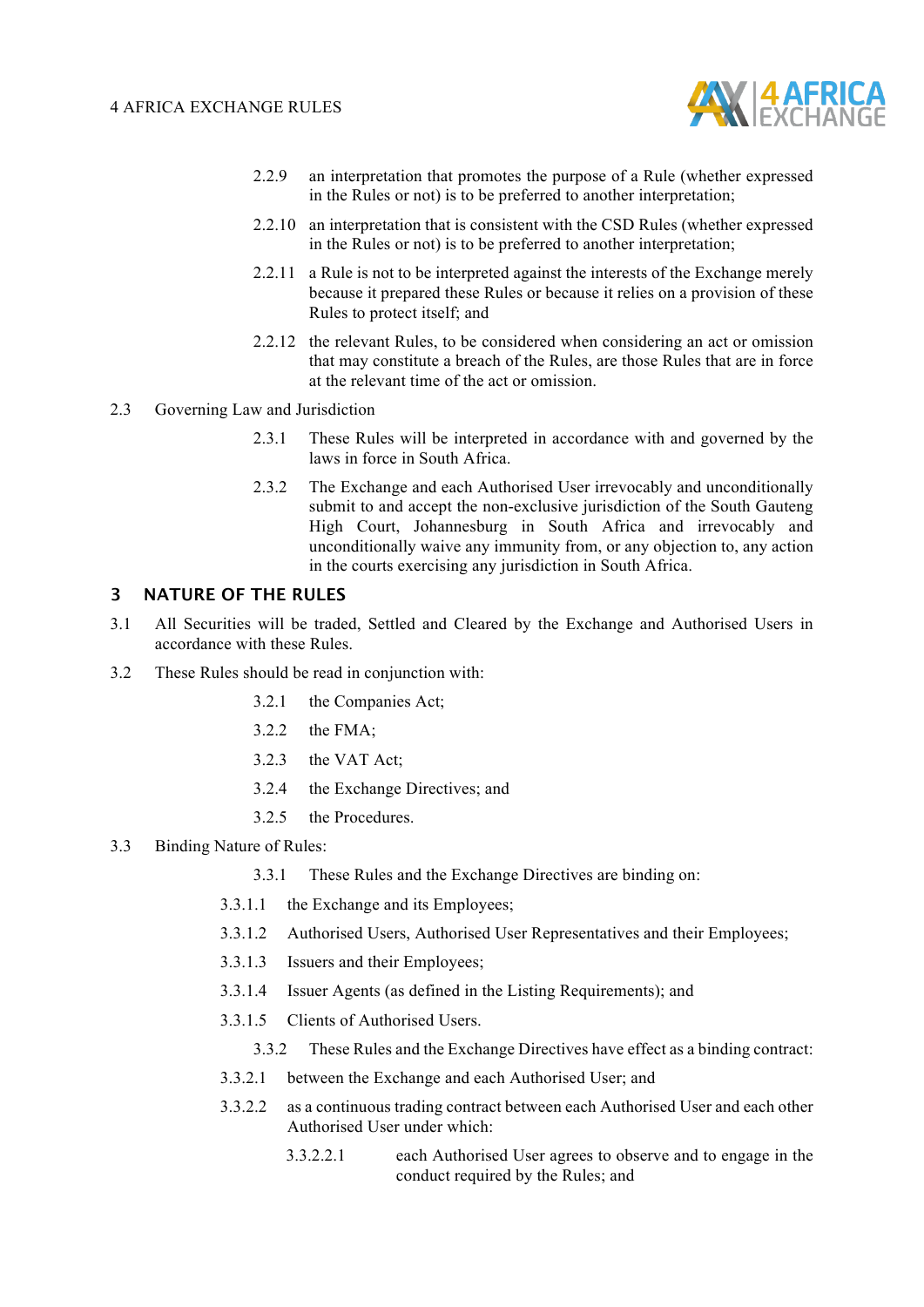2.2.9 an interpretation that promotes the purpose of a Rule (whether expressed in the Rules or not) is to be preferred to another interpretation;

2.2.10 an interpretation that is consistent with the CSD Rules (whether expressed in the Rules or not) is to be preferred to another interpretation;

2.2.11 a Rule is not to be interpreted against the interests of the Exchange merely because it prepared these Rules or because it relies on a provision of these Rules to protect itself; and

2.2.12 the relevant Rules, to be considered when considering an act or omission that may constitute a breach of the Rules, are those Rules that are in force at the relevant time of the act or omission.

2.3 Governing Law and Jurisdiction

2.3.1 These Rules will be interpreted in accordance with and governed by the laws in force in South Africa.

2.3.2 The Exchange and each Authorised User irrevocably and unconditionally submit to and accept the non-exclusive jurisdiction of the South Gauteng High Court, Johannesburg in South Africa and irrevocably and unconditionally waive any immunity from, or any objection to, any action in the courts exercising any jurisdiction in South Africa.

## 3 NATURE OF THE RULES

3.1 All Securities will be traded, Settled and Cleared by the Exchange and Authorised Users in accordance with these Rules.

3.2 These Rules should be read in conjunction with:

3.2.1 the Companies Act;

3.2.2 the FMA;

3.2.3 the VAT Act;

3.2.4 the Exchange Directives; and

3.2.5 the Procedures.

3.3 Binding Nature of Rules:

3.3.1 These Rules and the Exchange Directives are binding on:

3.3.1.1 the Exchange and its Employees;

3.3.1.2 Authorised Users, Authorised User Representatives and their Employees;

3.3.1.3 Issuers and their Employees;

3.3.1.4 Issuer Agents (as defined in the Listing Requirements); and

3.3.1.5 Clients of Authorised Users.

3.3.2 These Rules and the Exchange Directives have effect as a binding contract:

3.3.2.1 between the Exchange and each Authorised User; and

3.3.2.2 as a continuous trading contract between each Authorised User and each other Authorised User under which:

3.3.2.2.1 each Authorised User agrees to observe and to engage in the conduct required by the Rules; and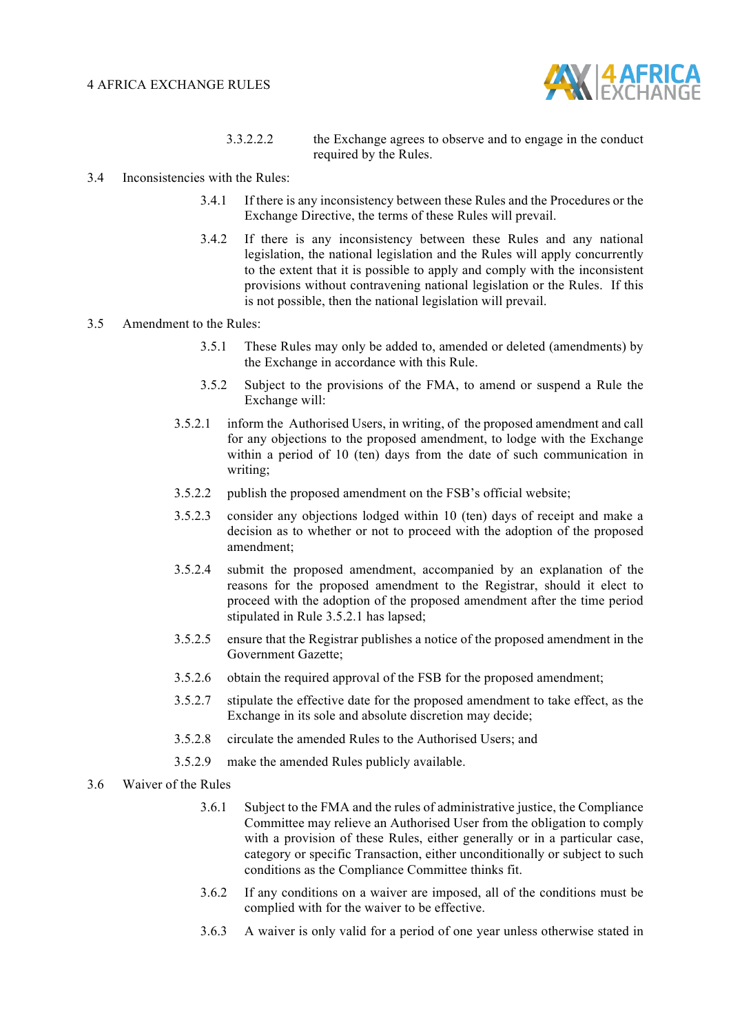3.3.2.2.2 the Exchange agrees to observe and to engage in the conduct required by the Rules.

3.4 Inconsistencies with the Rules:

3.4.1 If there is any inconsistency between these Rules and the Procedures or the Exchange Directive, the terms of these Rules will prevail.

3.4.2 If there is any inconsistency between these Rules and any national legislation, the national legislation and the Rules will apply concurrently to the extent that it is possible to apply and comply with the inconsistent provisions without contravening national legislation or the Rules. If this is not possible, then the national legislation will prevail.

3.5 Amendment to the Rules:

3.5.1 These Rules may only be added to, amended or deleted (amendments) by the Exchange in accordance with this Rule.

3.5.2 Subject to the provisions of the FMA, to amend or suspend a Rule the Exchange will:

3.5.2.1 inform the Authorised Users, in writing, of the proposed amendment and call for any objections to the proposed amendment, to lodge with the Exchange within a period of 10 (ten) days from the date of such communication in writing;

3.5.2.2 publish the proposed amendment on the FSB's official website;

3.5.2.3 consider any objections lodged within 10 (ten) days of receipt and make a decision as to whether or not to proceed with the adoption of the proposed amendment;

3.5.2.4 submit the proposed amendment, accompanied by an explanation of the reasons for the proposed amendment to the Registrar, should it elect to proceed with the adoption of the proposed amendment after the time period stipulated in Rule 3.5.2.1 has lapsed;

3.5.2.5 ensure that the Registrar publishes a notice of the proposed amendment in the Government Gazette;

3.5.2.6 obtain the required approval of the FSB for the proposed amendment;

3.5.2.7 stipulate the effective date for the proposed amendment to take effect, as the Exchange in its sole and absolute discretion may decide;

3.5.2.8 circulate the amended Rules to the Authorised Users; and

3.5.2.9 make the amended Rules publicly available.

3.6 Waiver of the Rules

3.6.1 Subject to the FMA and the rules of administrative justice, the Compliance Committee may relieve an Authorised User from the obligation to comply with a provision of these Rules, either generally or in a particular case, category or specific Transaction, either unconditionally or subject to such conditions as the Compliance Committee thinks fit.

3.6.2 If any conditions on a waiver are imposed, all of the conditions must be complied with for the waiver to be effective.

3.6.3 A waiver is only valid for a period of one year unless otherwise stated in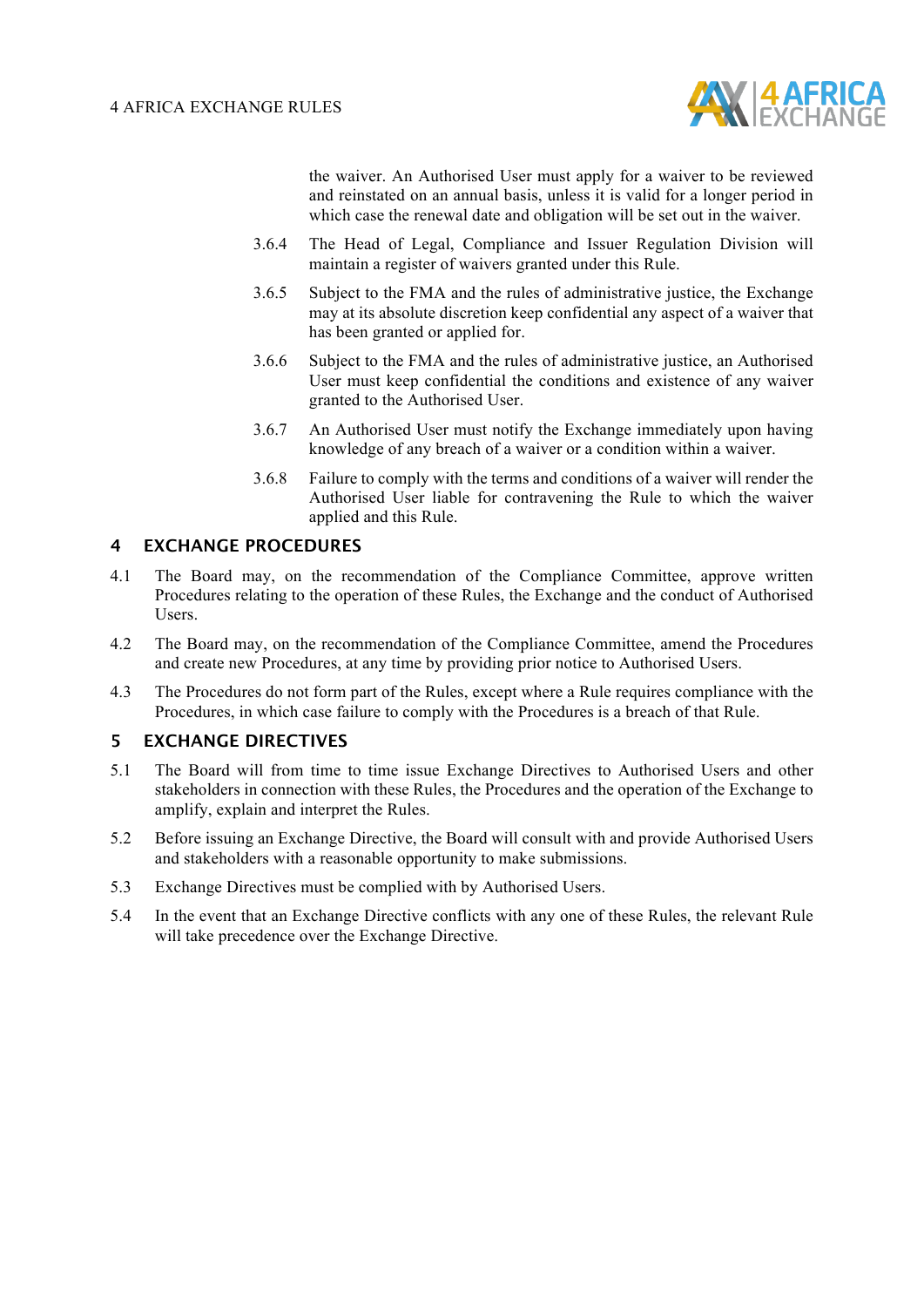the waiver. An Authorised User must apply for a waiver to be reviewed and reinstated on an annual basis, unless it is valid for a longer period in which case the renewal date and obligation will be set out in the waiver.

3.6.4 The Head of Legal, Compliance and Issuer Regulation Division will maintain a register of waivers granted under this Rule.

3.6.5 Subject to the FMA and the rules of administrative justice, the Exchange may at its absolute discretion keep confidential any aspect of a waiver that has been granted or applied for.

3.6.6 Subject to the FMA and the rules of administrative justice, an Authorised User must keep confidential the conditions and existence of any waiver granted to the Authorised User.

3.6.7 An Authorised User must notify the Exchange immediately upon having knowledge of any breach of a waiver or a condition within a waiver.

3.6.8 Failure to comply with the terms and conditions of a waiver will render the Authorised User liable for contravening the Rule to which the waiver applied and this Rule.

## 4 EXCHANGE PROCEDURES

4.1 The Board may, on the recommendation of the Compliance Committee, approve written Procedures relating to the operation of these Rules, the Exchange and the conduct of Authorised Users.

4.2 The Board may, on the recommendation of the Compliance Committee, amend the Procedures and create new Procedures, at any time by providing prior notice to Authorised Users.

4.3 The Procedures do not form part of the Rules, except where a Rule requires compliance with the Procedures, in which case failure to comply with the Procedures is a breach of that Rule.

## 5 EXCHANGE DIRECTIVES

5.1 The Board will from time to time issue Exchange Directives to Authorised Users and other stakeholders in connection with these Rules, the Procedures and the operation of the Exchange to amplify, explain and interpret the Rules.

5.2 Before issuing an Exchange Directive, the Board will consult with and provide Authorised Users and stakeholders with a reasonable opportunity to make submissions.

5.3 Exchange Directives must be complied with by Authorised Users.

5.4 In the event that an Exchange Directive conflicts with any one of these Rules, the relevant Rule will take precedence over the Exchange Directive.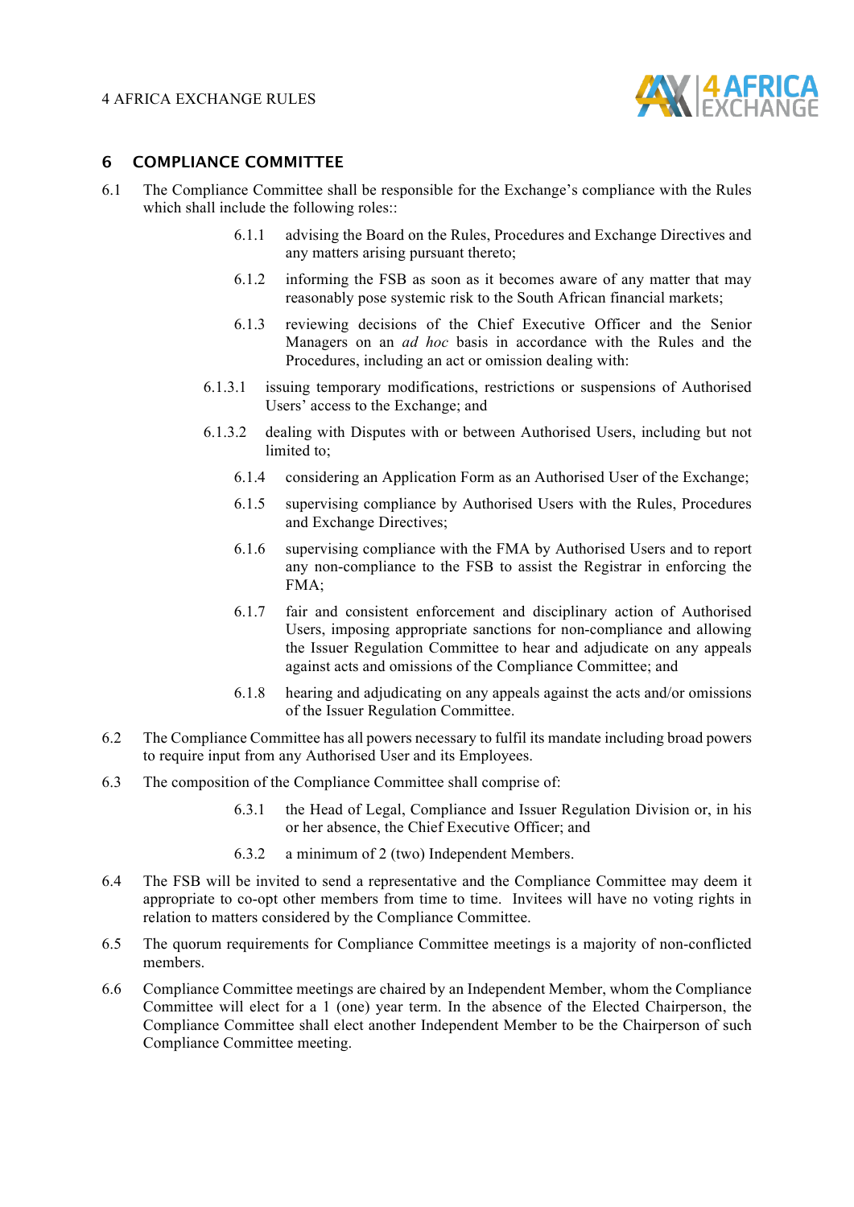## 6 COMPLIANCE COMMITTEE

6.1 The Compliance Committee shall be responsible for the Exchange's compliance with the Rules which shall include the following roles::

6.1.1 advising the Board on the Rules, Procedures and Exchange Directives and any matters arising pursuant thereto;

6.1.2 informing the FSB as soon as it becomes aware of any matter that may reasonably pose systemic risk to the South African financial markets;

6.1.3 reviewing decisions of the Chief Executive Officer and the Senior Managers on an *ad hoc* basis in accordance with the Rules and the Procedures, including an act or omission dealing with:

6.1.3.1 issuing temporary modifications, restrictions or suspensions of Authorised Users' access to the Exchange; and

6.1.3.2 dealing with Disputes with or between Authorised Users, including but not limited to;

6.1.4 considering an Application Form as an Authorised User of the Exchange;

6.1.5 supervising compliance by Authorised Users with the Rules, Procedures and Exchange Directives;

6.1.6 supervising compliance with the FMA by Authorised Users and to report any non-compliance to the FSB to assist the Registrar in enforcing the FMA;

6.1.7 fair and consistent enforcement and disciplinary action of Authorised Users, imposing appropriate sanctions for non-compliance and allowing the Issuer Regulation Committee to hear and adjudicate on any appeals against acts and omissions of the Compliance Committee; and

6.1.8 hearing and adjudicating on any appeals against the acts and/or omissions of the Issuer Regulation Committee.

6.2 The Compliance Committee has all powers necessary to fulfil its mandate including broad powers to require input from any Authorised User and its Employees.

6.3 The composition of the Compliance Committee shall comprise of:

6.3.1 the Head of Legal, Compliance and Issuer Regulation Division or, in his or her absence, the Chief Executive Officer; and

6.3.2 a minimum of 2 (two) Independent Members.

6.4 The FSB will be invited to send a representative and the Compliance Committee may deem it appropriate to co-opt other members from time to time. Invitees will have no voting rights in relation to matters considered by the Compliance Committee.

6.5 The quorum requirements for Compliance Committee meetings is a majority of non-conflicted members.

6.6 Compliance Committee meetings are chaired by an Independent Member, whom the Compliance Committee will elect for a 1 (one) year term. In the absence of the Elected Chairperson, the Compliance Committee shall elect another Independent Member to be the Chairperson of such Compliance Committee meeting.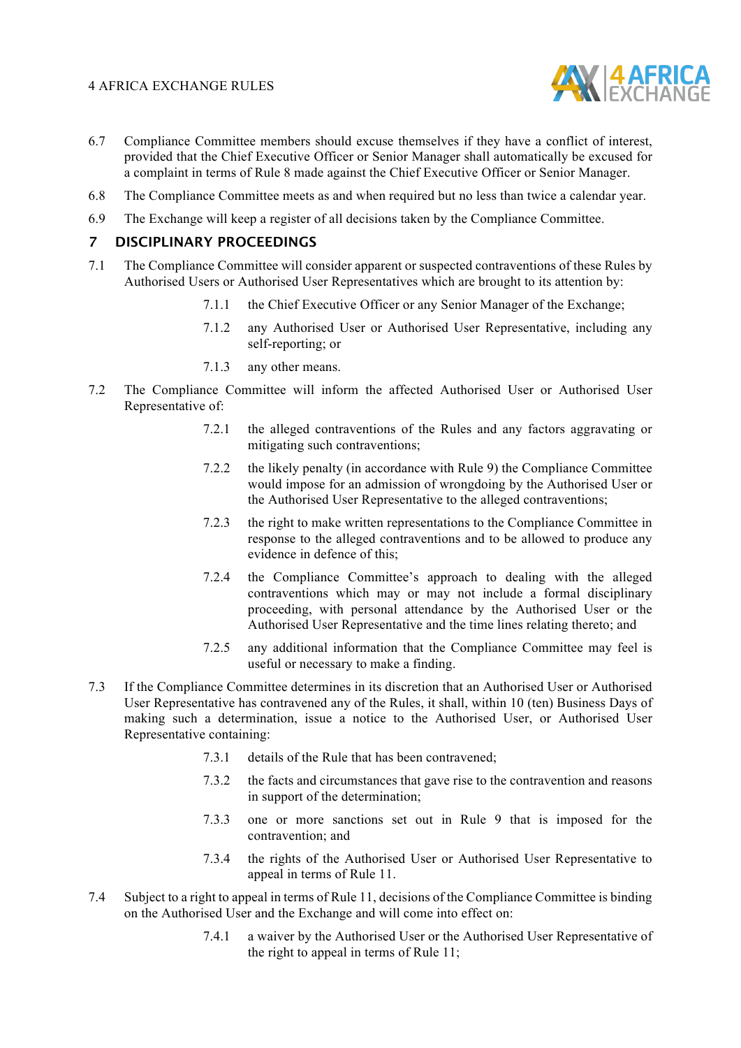6.7 Compliance Committee members should excuse themselves if they have a conflict of interest, provided that the Chief Executive Officer or Senior Manager shall automatically be excused for a complaint in terms of Rule 8 made against the Chief Executive Officer or Senior Manager.

6.8 The Compliance Committee meets as and when required but no less than twice a calendar year.

6.9 The Exchange will keep a register of all decisions taken by the Compliance Committee.

## 7 DISCIPLINARY PROCEEDINGS

7.1 The Compliance Committee will consider apparent or suspected contraventions of these Rules by Authorised Users or Authorised User Representatives which are brought to its attention by:

- 7.1.1 the Chief Executive Officer or any Senior Manager of the Exchange;
- 7.1.2 any Authorised User or Authorised User Representative, including any self-reporting; or
- 7.1.3 any other means.

7.2 The Compliance Committee will inform the affected Authorised User or Authorised User Representative of:

- 7.2.1 the alleged contraventions of the Rules and any factors aggravating or mitigating such contraventions;
- 7.2.2 the likely penalty (in accordance with Rule 9) the Compliance Committee would impose for an admission of wrongdoing by the Authorised User or the Authorised User Representative to the alleged contraventions;
- 7.2.3 the right to make written representations to the Compliance Committee in response to the alleged contraventions and to be allowed to produce any evidence in defence of this;
- 7.2.4 the Compliance Committee's approach to dealing with the alleged contraventions which may or may not include a formal disciplinary proceeding, with personal attendance by the Authorised User or the Authorised User Representative and the time lines relating thereto; and
- 7.2.5 any additional information that the Compliance Committee may feel is useful or necessary to make a finding.

7.3 If the Compliance Committee determines in its discretion that an Authorised User or Authorised User Representative has contravened any of the Rules, it shall, within 10 (ten) Business Days of making such a determination, issue a notice to the Authorised User, or Authorised User Representative containing:

- 7.3.1 details of the Rule that has been contravened;
- 7.3.2 the facts and circumstances that gave rise to the contravention and reasons in support of the determination;
- 7.3.3 one or more sanctions set out in Rule 9 that is imposed for the contravention; and
- 7.3.4 the rights of the Authorised User or Authorised User Representative to appeal in terms of Rule 11.

7.4 Subject to a right to appeal in terms of Rule 11, decisions of the Compliance Committee is binding on the Authorised User and the Exchange and will come into effect on:

- 7.4.1 a waiver by the Authorised User or the Authorised User Representative of the right to appeal in terms of Rule 11;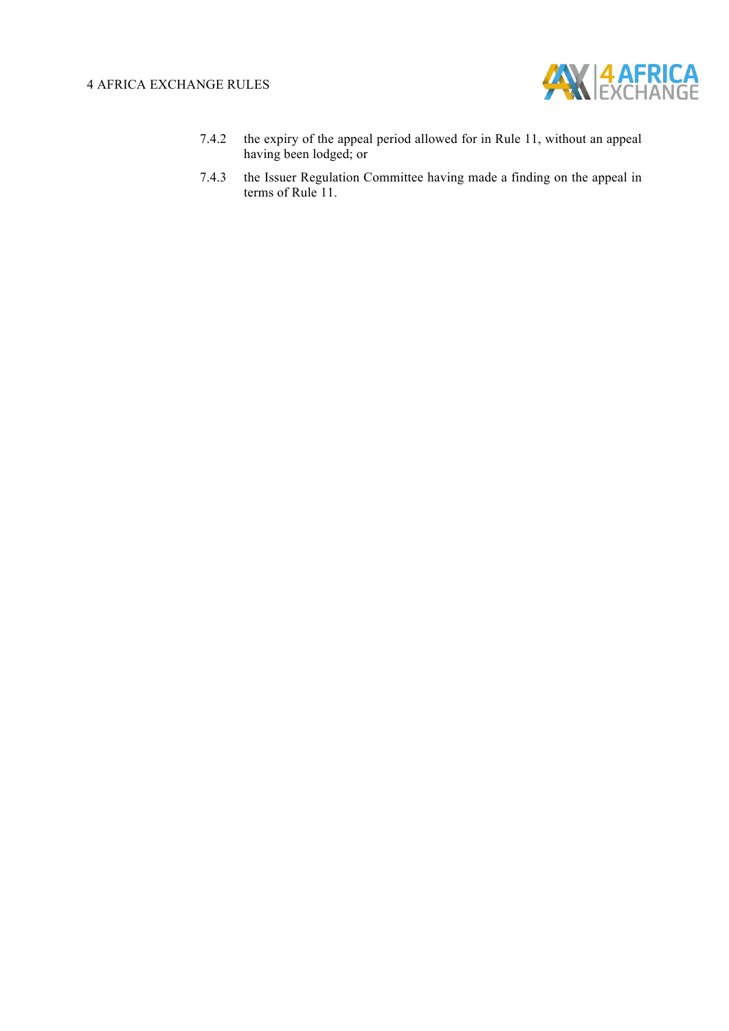7.4.2 the expiry of the appeal period allowed for in Rule 11, without an appeal having been lodged; or

7.4.3 the Issuer Regulation Committee having made a finding on the appeal in terms of Rule 11.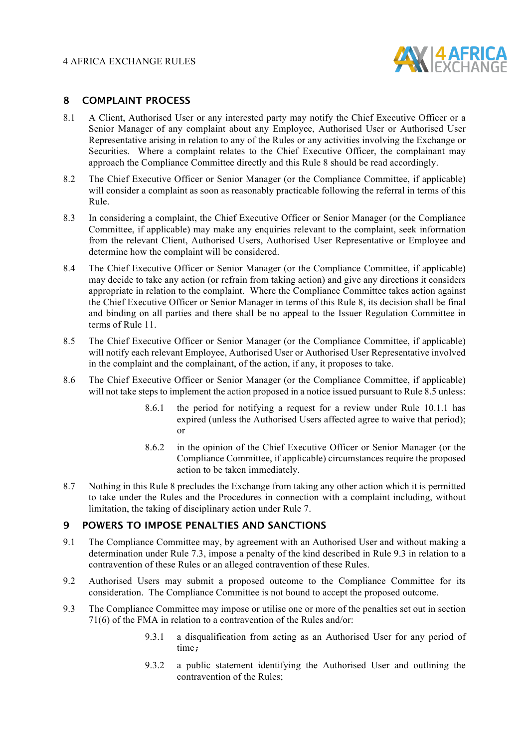## 8 COMPLAINT PROCESS

8.1 A Client, Authorised User or any interested party may notify the Chief Executive Officer or a Senior Manager of any complaint about any Employee, Authorised User or Authorised User Representative arising in relation to any of the Rules or any activities involving the Exchange or Securities. Where a complaint relates to the Chief Executive Officer, the complainant may approach the Compliance Committee directly and this Rule 8 should be read accordingly.

8.2 The Chief Executive Officer or Senior Manager (or the Compliance Committee, if applicable) will consider a complaint as soon as reasonably practicable following the referral in terms of this Rule.

8.3 In considering a complaint, the Chief Executive Officer or Senior Manager (or the Compliance Committee, if applicable) may make any enquiries relevant to the complaint, seek information from the relevant Client, Authorised Users, Authorised User Representative or Employee and determine how the complaint will be considered.

8.4 The Chief Executive Officer or Senior Manager (or the Compliance Committee, if applicable) may decide to take any action (or refrain from taking action) and give any directions it considers appropriate in relation to the complaint. Where the Compliance Committee takes action against the Chief Executive Officer or Senior Manager in terms of this Rule 8, its decision shall be final and binding on all parties and there shall be no appeal to the Issuer Regulation Committee in terms of Rule 11.

8.5 The Chief Executive Officer or Senior Manager (or the Compliance Committee, if applicable) will notify each relevant Employee, Authorised User or Authorised User Representative involved in the complaint and the complainant, of the action, if any, it proposes to take.

8.6 The Chief Executive Officer or Senior Manager (or the Compliance Committee, if applicable) will not take steps to implement the action proposed in a notice issued pursuant to Rule 8.5 unless:

> 8.6.1 the period for notifying a request for a review under Rule 10.1.1 has expired (unless the Authorised Users affected agree to waive that period); or
>
> 8.6.2 in the opinion of the Chief Executive Officer or Senior Manager (or the Compliance Committee, if applicable) circumstances require the proposed action to be taken immediately.

8.7 Nothing in this Rule 8 precludes the Exchange from taking any other action which it is permitted to take under the Rules and the Procedures in connection with a complaint including, without limitation, the taking of disciplinary action under Rule 7.

## 9 POWERS TO IMPOSE PENALTIES AND SANCTIONS

9.1 The Compliance Committee may, by agreement with an Authorised User and without making a determination under Rule 7.3, impose a penalty of the kind described in Rule 9.3 in relation to a contravention of these Rules or an alleged contravention of these Rules.

9.2 Authorised Users may submit a proposed outcome to the Compliance Committee for its consideration. The Compliance Committee is not bound to accept the proposed outcome.

9.3 The Compliance Committee may impose or utilise one or more of the penalties set out in section 71(6) of the FMA in relation to a contravention of the Rules and/or:

> 9.3.1 a disqualification from acting as an Authorised User for any period of time;
>
> 9.3.2 a public statement identifying the Authorised User and outlining the contravention of the Rules;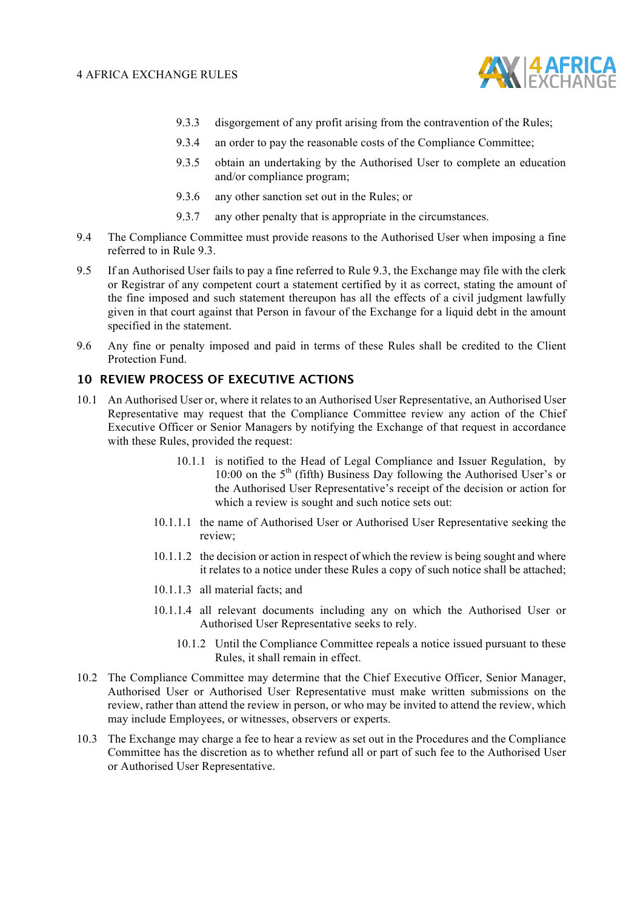9.3.3 disgorgement of any profit arising from the contravention of the Rules;

9.3.4 an order to pay the reasonable costs of the Compliance Committee;

9.3.5 obtain an undertaking by the Authorised User to complete an education and/or compliance program;

9.3.6 any other sanction set out in the Rules; or

9.3.7 any other penalty that is appropriate in the circumstances.

9.4 The Compliance Committee must provide reasons to the Authorised User when imposing a fine referred to in Rule 9.3.

9.5 If an Authorised User fails to pay a fine referred to Rule 9.3, the Exchange may file with the clerk or Registrar of any competent court a statement certified by it as correct, stating the amount of the fine imposed and such statement thereupon has all the effects of a civil judgment lawfully given in that court against that Person in favour of the Exchange for a liquid debt in the amount specified in the statement.

9.6 Any fine or penalty imposed and paid in terms of these Rules shall be credited to the Client Protection Fund.

## 10 REVIEW PROCESS OF EXECUTIVE ACTIONS

10.1 An Authorised User or, where it relates to an Authorised User Representative, an Authorised User Representative may request that the Compliance Committee review any action of the Chief Executive Officer or Senior Managers by notifying the Exchange of that request in accordance with these Rules, provided the request:

10.1.1 is notified to the Head of Legal Compliance and Issuer Regulation, by 10:00 on the 5th (fifth) Business Day following the Authorised User's or the Authorised User Representative's receipt of the decision or action for which a review is sought and such notice sets out:

10.1.1.1 the name of Authorised User or Authorised User Representative seeking the review;

10.1.1.2 the decision or action in respect of which the review is being sought and where it relates to a notice under these Rules a copy of such notice shall be attached;

10.1.1.3 all material facts; and

10.1.1.4 all relevant documents including any on which the Authorised User or Authorised User Representative seeks to rely.

10.1.2 Until the Compliance Committee repeals a notice issued pursuant to these Rules, it shall remain in effect.

10.2 The Compliance Committee may determine that the Chief Executive Officer, Senior Manager, Authorised User or Authorised User Representative must make written submissions on the review, rather than attend the review in person, or who may be invited to attend the review, which may include Employees, or witnesses, observers or experts.

10.3 The Exchange may charge a fee to hear a review as set out in the Procedures and the Compliance Committee has the discretion as to whether refund all or part of such fee to the Authorised User or Authorised User Representative.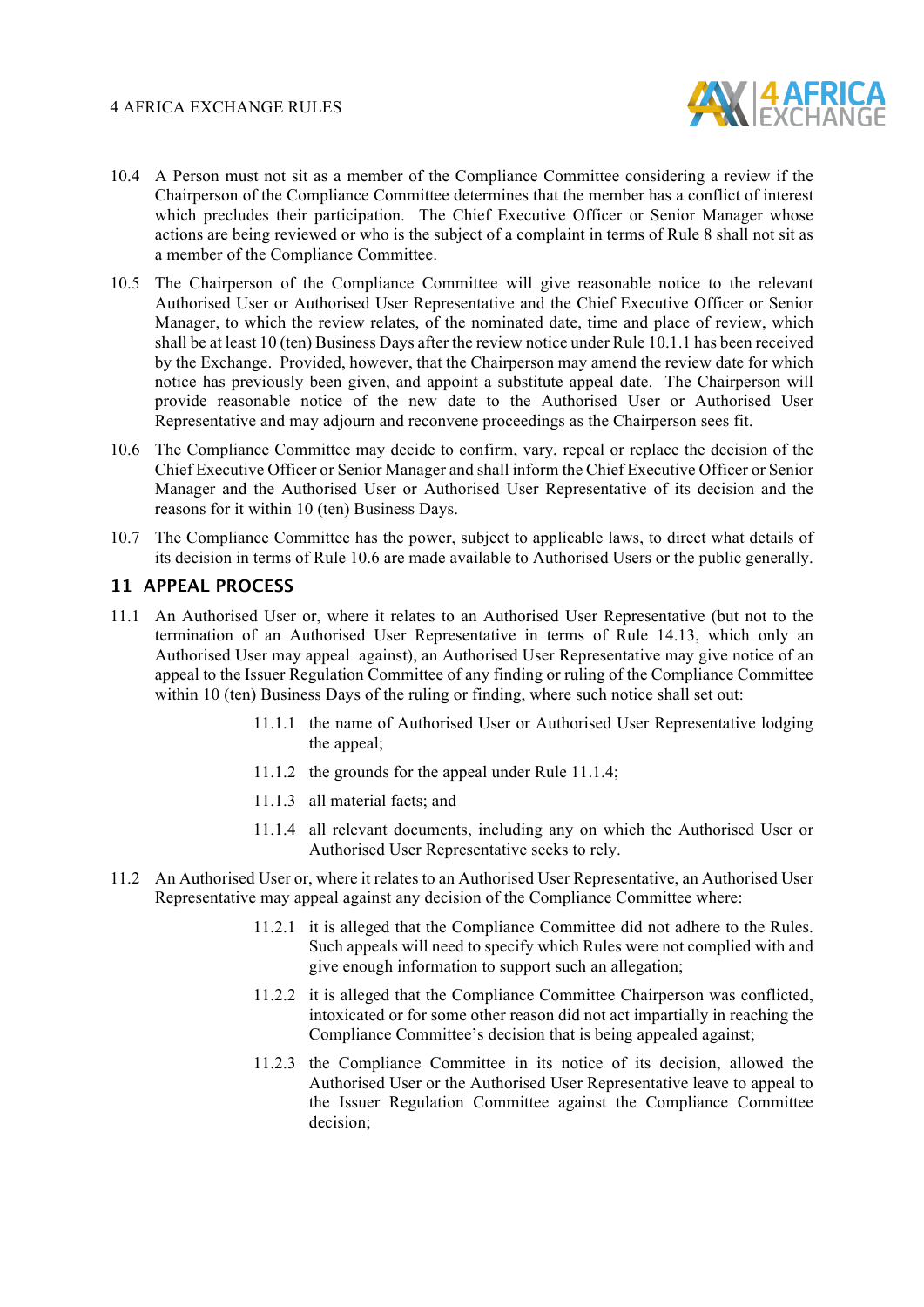10.4 A Person must not sit as a member of the Compliance Committee considering a review if the Chairperson of the Compliance Committee determines that the member has a conflict of interest which precludes their participation. The Chief Executive Officer or Senior Manager whose actions are being reviewed or who is the subject of a complaint in terms of Rule 8 shall not sit as a member of the Compliance Committee.

10.5 The Chairperson of the Compliance Committee will give reasonable notice to the relevant Authorised User or Authorised User Representative and the Chief Executive Officer or Senior Manager, to which the review relates, of the nominated date, time and place of review, which shall be at least 10 (ten) Business Days after the review notice under Rule 10.1.1 has been received by the Exchange. Provided, however, that the Chairperson may amend the review date for which notice has previously been given, and appoint a substitute appeal date. The Chairperson will provide reasonable notice of the new date to the Authorised User or Authorised User Representative and may adjourn and reconvene proceedings as the Chairperson sees fit.

10.6 The Compliance Committee may decide to confirm, vary, repeal or replace the decision of the Chief Executive Officer or Senior Manager and shall inform the Chief Executive Officer or Senior Manager and the Authorised User or Authorised User Representative of its decision and the reasons for it within 10 (ten) Business Days.

10.7 The Compliance Committee has the power, subject to applicable laws, to direct what details of its decision in terms of Rule 10.6 are made available to Authorised Users or the public generally.

## 11 APPEAL PROCESS

11.1 An Authorised User or, where it relates to an Authorised User Representative (but not to the termination of an Authorised User Representative in terms of Rule 14.13, which only an Authorised User may appeal against), an Authorised User Representative may give notice of an appeal to the Issuer Regulation Committee of any finding or ruling of the Compliance Committee within 10 (ten) Business Days of the ruling or finding, where such notice shall set out:

11.1.1 the name of Authorised User or Authorised User Representative lodging the appeal;

11.1.2 the grounds for the appeal under Rule 11.1.4;

11.1.3 all material facts; and

11.1.4 all relevant documents, including any on which the Authorised User or Authorised User Representative seeks to rely.

11.2 An Authorised User or, where it relates to an Authorised User Representative, an Authorised User Representative may appeal against any decision of the Compliance Committee where:

11.2.1 it is alleged that the Compliance Committee did not adhere to the Rules. Such appeals will need to specify which Rules were not complied with and give enough information to support such an allegation;

11.2.2 it is alleged that the Compliance Committee Chairperson was conflicted, intoxicated or for some other reason did not act impartially in reaching the Compliance Committee's decision that is being appealed against;

11.2.3 the Compliance Committee in its notice of its decision, allowed the Authorised User or the Authorised User Representative leave to appeal to the Issuer Regulation Committee against the Compliance Committee decision;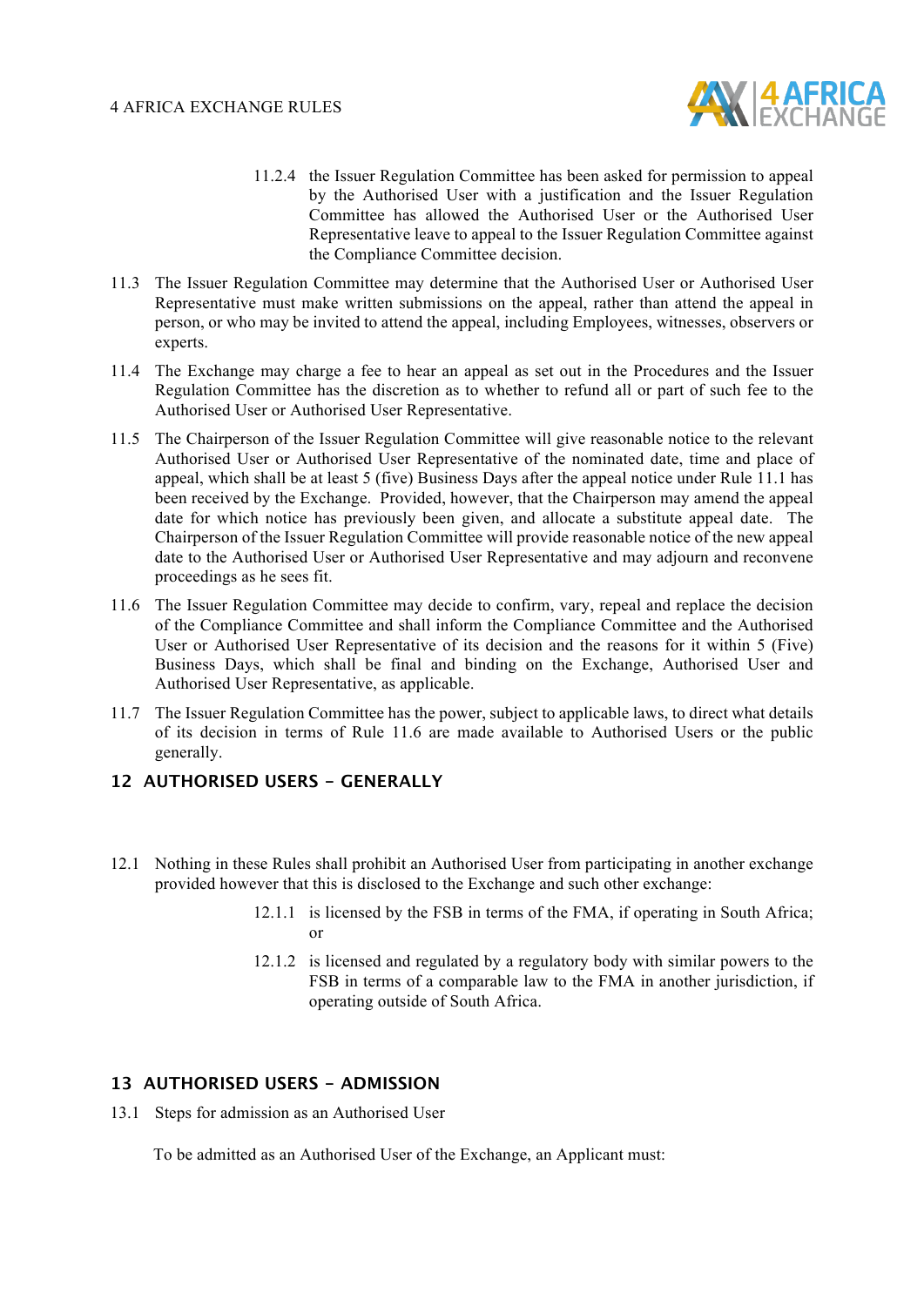11.2.4 the Issuer Regulation Committee has been asked for permission to appeal by the Authorised User with a justification and the Issuer Regulation Committee has allowed the Authorised User or the Authorised User Representative leave to appeal to the Issuer Regulation Committee against the Compliance Committee decision.

11.3 The Issuer Regulation Committee may determine that the Authorised User or Authorised User Representative must make written submissions on the appeal, rather than attend the appeal in person, or who may be invited to attend the appeal, including Employees, witnesses, observers or experts.

11.4 The Exchange may charge a fee to hear an appeal as set out in the Procedures and the Issuer Regulation Committee has the discretion as to whether to refund all or part of such fee to the Authorised User or Authorised User Representative.

11.5 The Chairperson of the Issuer Regulation Committee will give reasonable notice to the relevant Authorised User or Authorised User Representative of the nominated date, time and place of appeal, which shall be at least 5 (five) Business Days after the appeal notice under Rule 11.1 has been received by the Exchange. Provided, however, that the Chairperson may amend the appeal date for which notice has previously been given, and allocate a substitute appeal date. The Chairperson of the Issuer Regulation Committee will provide reasonable notice of the new appeal date to the Authorised User or Authorised User Representative and may adjourn and reconvene proceedings as he sees fit.

11.6 The Issuer Regulation Committee may decide to confirm, vary, repeal and replace the decision of the Compliance Committee and shall inform the Compliance Committee and the Authorised User or Authorised User Representative of its decision and the reasons for it within 5 (Five) Business Days, which shall be final and binding on the Exchange, Authorised User and Authorised User Representative, as applicable.

11.7 The Issuer Regulation Committee has the power, subject to applicable laws, to direct what details of its decision in terms of Rule 11.6 are made available to Authorised Users or the public generally.

## 12 AUTHORISED USERS - GENERALLY

12.1 Nothing in these Rules shall prohibit an Authorised User from participating in another exchange provided however that this is disclosed to the Exchange and such other exchange:

12.1.1 is licensed by the FSB in terms of the FMA, if operating in South Africa; or

12.1.2 is licensed and regulated by a regulatory body with similar powers to the FSB in terms of a comparable law to the FMA in another jurisdiction, if operating outside of South Africa.

## 13 AUTHORISED USERS - ADMISSION

13.1 Steps for admission as an Authorised User

To be admitted as an Authorised User of the Exchange, an Applicant must: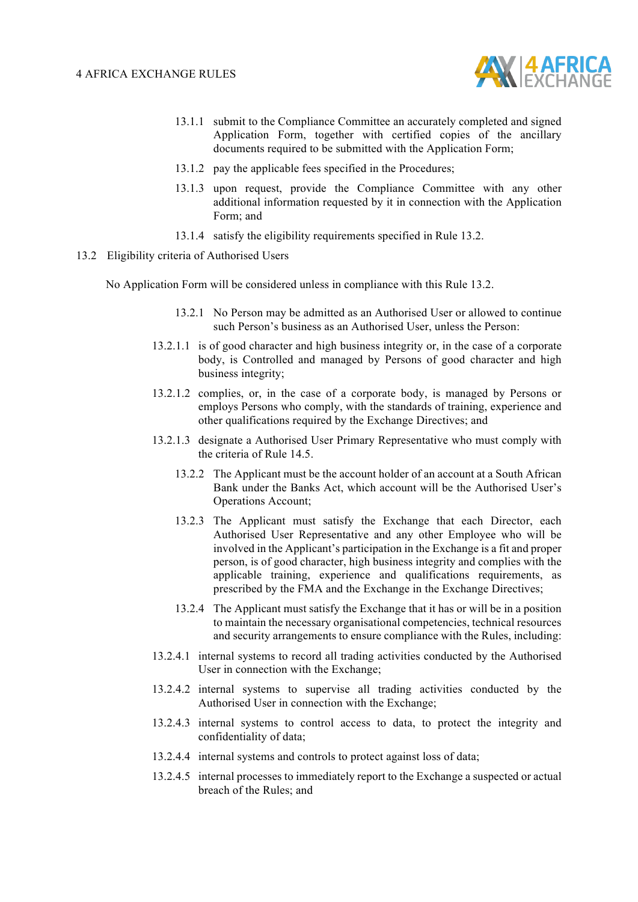13.1.1 submit to the Compliance Committee an accurately completed and signed Application Form, together with certified copies of the ancillary documents required to be submitted with the Application Form;

13.1.2 pay the applicable fees specified in the Procedures;

13.1.3 upon request, provide the Compliance Committee with any other additional information requested by it in connection with the Application Form; and

13.1.4 satisfy the eligibility requirements specified in Rule 13.2.

13.2 Eligibility criteria of Authorised Users

No Application Form will be considered unless in compliance with this Rule 13.2.

13.2.1 No Person may be admitted as an Authorised User or allowed to continue such Person's business as an Authorised User, unless the Person:

13.2.1.1 is of good character and high business integrity or, in the case of a corporate body, is Controlled and managed by Persons of good character and high business integrity;

13.2.1.2 complies, or, in the case of a corporate body, is managed by Persons or employs Persons who comply, with the standards of training, experience and other qualifications required by the Exchange Directives; and

13.2.1.3 designate a Authorised User Primary Representative who must comply with the criteria of Rule 14.5.

13.2.2 The Applicant must be the account holder of an account at a South African Bank under the Banks Act, which account will be the Authorised User's Operations Account;

13.2.3 The Applicant must satisfy the Exchange that each Director, each Authorised User Representative and any other Employee who will be involved in the Applicant's participation in the Exchange is a fit and proper person, is of good character, high business integrity and complies with the applicable training, experience and qualifications requirements, as prescribed by the FMA and the Exchange in the Exchange Directives;

13.2.4 The Applicant must satisfy the Exchange that it has or will be in a position to maintain the necessary organisational competencies, technical resources and security arrangements to ensure compliance with the Rules, including:

13.2.4.1 internal systems to record all trading activities conducted by the Authorised User in connection with the Exchange;

13.2.4.2 internal systems to supervise all trading activities conducted by the Authorised User in connection with the Exchange;

13.2.4.3 internal systems to control access to data, to protect the integrity and confidentiality of data;

13.2.4.4 internal systems and controls to protect against loss of data;

13.2.4.5 internal processes to immediately report to the Exchange a suspected or actual breach of the Rules; and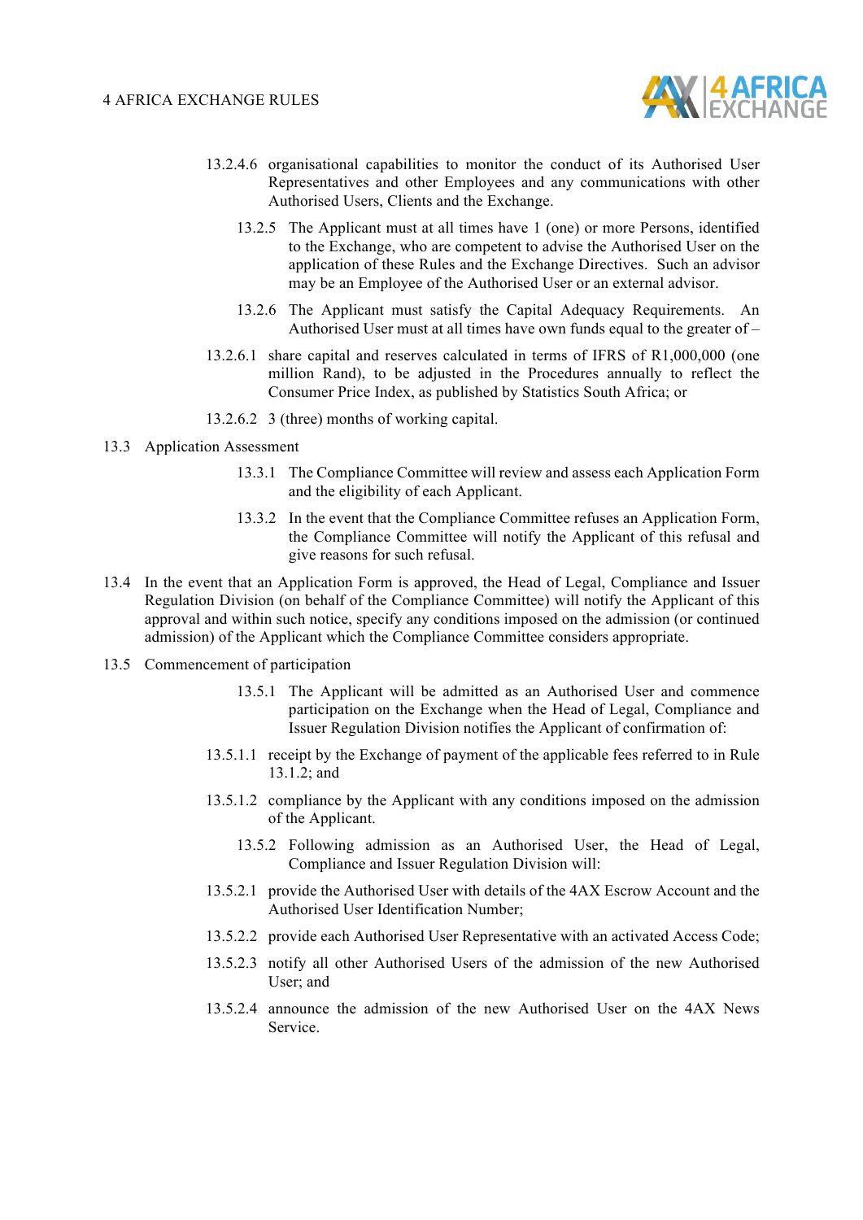13.2.4.6 organisational capabilities to monitor the conduct of its Authorised User Representatives and other Employees and any communications with other Authorised Users, Clients and the Exchange.

13.2.5 The Applicant must at all times have 1 (one) or more Persons, identified to the Exchange, who are competent to advise the Authorised User on the application of these Rules and the Exchange Directives. Such an advisor may be an Employee of the Authorised User or an external advisor.

13.2.6 The Applicant must satisfy the Capital Adequacy Requirements. An Authorised User must at all times have own funds equal to the greater of –

13.2.6.1 share capital and reserves calculated in terms of IFRS of R1,000,000 (one million Rand), to be adjusted in the Procedures annually to reflect the Consumer Price Index, as published by Statistics South Africa; or

13.2.6.2 3 (three) months of working capital.

13.3 Application Assessment

13.3.1 The Compliance Committee will review and assess each Application Form and the eligibility of each Applicant.

13.3.2 In the event that the Compliance Committee refuses an Application Form, the Compliance Committee will notify the Applicant of this refusal and give reasons for such refusal.

13.4 In the event that an Application Form is approved, the Head of Legal, Compliance and Issuer Regulation Division (on behalf of the Compliance Committee) will notify the Applicant of this approval and within such notice, specify any conditions imposed on the admission (or continued admission) of the Applicant which the Compliance Committee considers appropriate.

13.5 Commencement of participation

13.5.1 The Applicant will be admitted as an Authorised User and commence participation on the Exchange when the Head of Legal, Compliance and Issuer Regulation Division notifies the Applicant of confirmation of:

13.5.1.1 receipt by the Exchange of payment of the applicable fees referred to in Rule 13.1.2; and

13.5.1.2 compliance by the Applicant with any conditions imposed on the admission of the Applicant.

13.5.2 Following admission as an Authorised User, the Head of Legal, Compliance and Issuer Regulation Division will:

13.5.2.1 provide the Authorised User with details of the 4AX Escrow Account and the Authorised User Identification Number;

13.5.2.2 provide each Authorised User Representative with an activated Access Code;

13.5.2.3 notify all other Authorised Users of the admission of the new Authorised User; and

13.5.2.4 announce the admission of the new Authorised User on the 4AX News Service.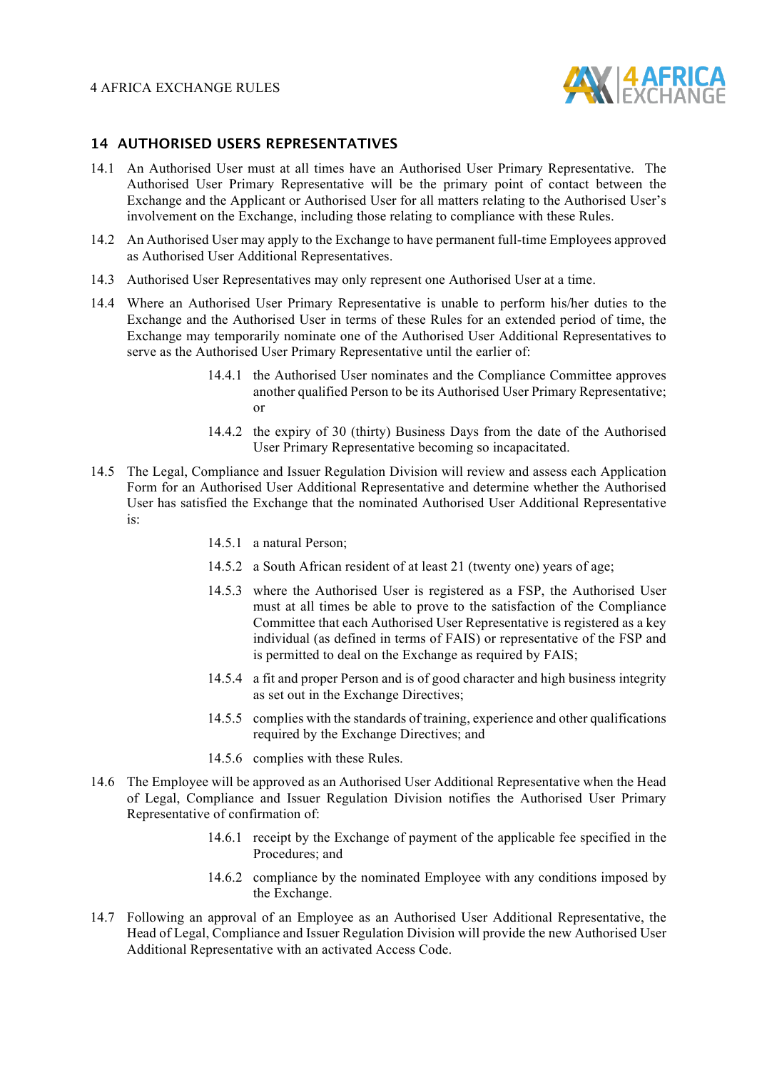## 14 AUTHORISED USERS REPRESENTATIVES

14.1 An Authorised User must at all times have an Authorised User Primary Representative. The Authorised User Primary Representative will be the primary point of contact between the Exchange and the Applicant or Authorised User for all matters relating to the Authorised User's involvement on the Exchange, including those relating to compliance with these Rules.

14.2 An Authorised User may apply to the Exchange to have permanent full-time Employees approved as Authorised User Additional Representatives.

14.3 Authorised User Representatives may only represent one Authorised User at a time.

14.4 Where an Authorised User Primary Representative is unable to perform his/her duties to the Exchange and the Authorised User in terms of these Rules for an extended period of time, the Exchange may temporarily nominate one of the Authorised User Additional Representatives to serve as the Authorised User Primary Representative until the earlier of:

> 14.4.1 the Authorised User nominates and the Compliance Committee approves another qualified Person to be its Authorised User Primary Representative; or
>
> 14.4.2 the expiry of 30 (thirty) Business Days from the date of the Authorised User Primary Representative becoming so incapacitated.

14.5 The Legal, Compliance and Issuer Regulation Division will review and assess each Application Form for an Authorised User Additional Representative and determine whether the Authorised User has satisfied the Exchange that the nominated Authorised User Additional Representative is:

> 14.5.1 a natural Person;
>
> 14.5.2 a South African resident of at least 21 (twenty one) years of age;
>
> 14.5.3 where the Authorised User is registered as a FSP, the Authorised User must at all times be able to prove to the satisfaction of the Compliance Committee that each Authorised User Representative is registered as a key individual (as defined in terms of FAIS) or representative of the FSP and is permitted to deal on the Exchange as required by FAIS;
>
> 14.5.4 a fit and proper Person and is of good character and high business integrity as set out in the Exchange Directives;
>
> 14.5.5 complies with the standards of training, experience and other qualifications required by the Exchange Directives; and
>
> 14.5.6 complies with these Rules.

14.6 The Employee will be approved as an Authorised User Additional Representative when the Head of Legal, Compliance and Issuer Regulation Division notifies the Authorised User Primary Representative of confirmation of:

> 14.6.1 receipt by the Exchange of payment of the applicable fee specified in the Procedures; and
>
> 14.6.2 compliance by the nominated Employee with any conditions imposed by the Exchange.

14.7 Following an approval of an Employee as an Authorised User Additional Representative, the Head of Legal, Compliance and Issuer Regulation Division will provide the new Authorised User Additional Representative with an activated Access Code.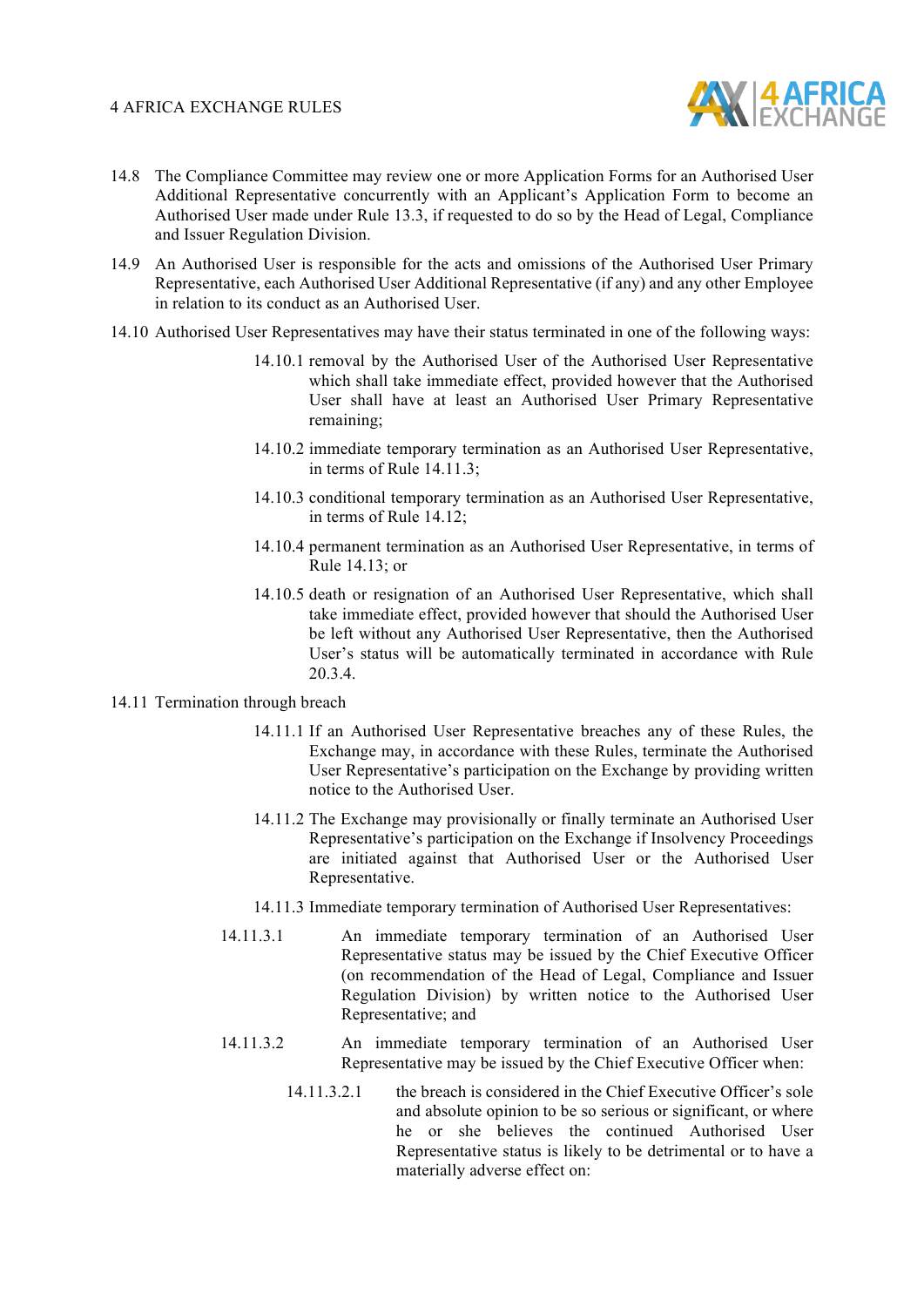14.8 The Compliance Committee may review one or more Application Forms for an Authorised User Additional Representative concurrently with an Applicant's Application Form to become an Authorised User made under Rule 13.3, if requested to do so by the Head of Legal, Compliance and Issuer Regulation Division.

14.9 An Authorised User is responsible for the acts and omissions of the Authorised User Primary Representative, each Authorised User Additional Representative (if any) and any other Employee in relation to its conduct as an Authorised User.

14.10 Authorised User Representatives may have their status terminated in one of the following ways:

14.10.1 removal by the Authorised User of the Authorised User Representative which shall take immediate effect, provided however that the Authorised User shall have at least an Authorised User Primary Representative remaining;

14.10.2 immediate temporary termination as an Authorised User Representative, in terms of Rule 14.11.3;

14.10.3 conditional temporary termination as an Authorised User Representative, in terms of Rule 14.12;

14.10.4 permanent termination as an Authorised User Representative, in terms of Rule 14.13; or

14.10.5 death or resignation of an Authorised User Representative, which shall take immediate effect, provided however that should the Authorised User be left without any Authorised User Representative, then the Authorised User's status will be automatically terminated in accordance with Rule 20.3.4.

14.11 Termination through breach

14.11.1 If an Authorised User Representative breaches any of these Rules, the Exchange may, in accordance with these Rules, terminate the Authorised User Representative's participation on the Exchange by providing written notice to the Authorised User.

14.11.2 The Exchange may provisionally or finally terminate an Authorised User Representative's participation on the Exchange if Insolvency Proceedings are initiated against that Authorised User or the Authorised User Representative.

14.11.3 Immediate temporary termination of Authorised User Representatives:

14.11.3.1 An immediate temporary termination of an Authorised User Representative status may be issued by the Chief Executive Officer (on recommendation of the Head of Legal, Compliance and Issuer Regulation Division) by written notice to the Authorised User Representative; and

14.11.3.2 An immediate temporary termination of an Authorised User Representative may be issued by the Chief Executive Officer when:

14.11.3.2.1 the breach is considered in the Chief Executive Officer's sole and absolute opinion to be so serious or significant, or where he or she believes the continued Authorised User Representative status is likely to be detrimental or to have a materially adverse effect on: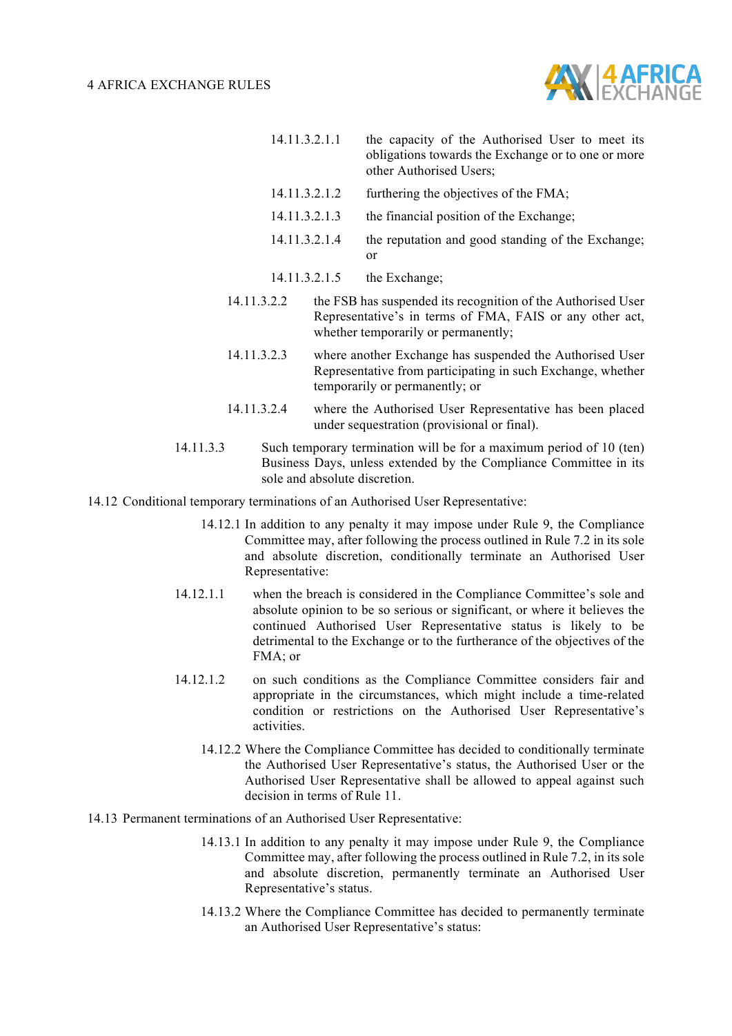14.11.3.2.1.1 the capacity of the Authorised User to meet its obligations towards the Exchange or to one or more other Authorised Users;

14.11.3.2.1.2 furthering the objectives of the FMA;

14.11.3.2.1.3 the financial position of the Exchange;

14.11.3.2.1.4 the reputation and good standing of the Exchange; or

14.11.3.2.1.5 the Exchange;

14.11.3.2.2 the FSB has suspended its recognition of the Authorised User Representative's in terms of FMA, FAIS or any other act, whether temporarily or permanently;

14.11.3.2.3 where another Exchange has suspended the Authorised User Representative from participating in such Exchange, whether temporarily or permanently; or

14.11.3.2.4 where the Authorised User Representative has been placed under sequestration (provisional or final).

14.11.3.3 Such temporary termination will be for a maximum period of 10 (ten) Business Days, unless extended by the Compliance Committee in its sole and absolute discretion.

14.12 Conditional temporary terminations of an Authorised User Representative:

14.12.1 In addition to any penalty it may impose under Rule 9, the Compliance Committee may, after following the process outlined in Rule 7.2 in its sole and absolute discretion, conditionally terminate an Authorised User Representative:

14.12.1.1 when the breach is considered in the Compliance Committee's sole and absolute opinion to be so serious or significant, or where it believes the continued Authorised User Representative status is likely to be detrimental to the Exchange or to the furtherance of the objectives of the FMA; or

14.12.1.2 on such conditions as the Compliance Committee considers fair and appropriate in the circumstances, which might include a time-related condition or restrictions on the Authorised User Representative's activities.

14.12.2 Where the Compliance Committee has decided to conditionally terminate the Authorised User Representative's status, the Authorised User or the Authorised User Representative shall be allowed to appeal against such decision in terms of Rule 11.

14.13 Permanent terminations of an Authorised User Representative:

14.13.1 In addition to any penalty it may impose under Rule 9, the Compliance Committee may, after following the process outlined in Rule 7.2, in its sole and absolute discretion, permanently terminate an Authorised User Representative's status.

14.13.2 Where the Compliance Committee has decided to permanently terminate an Authorised User Representative's status: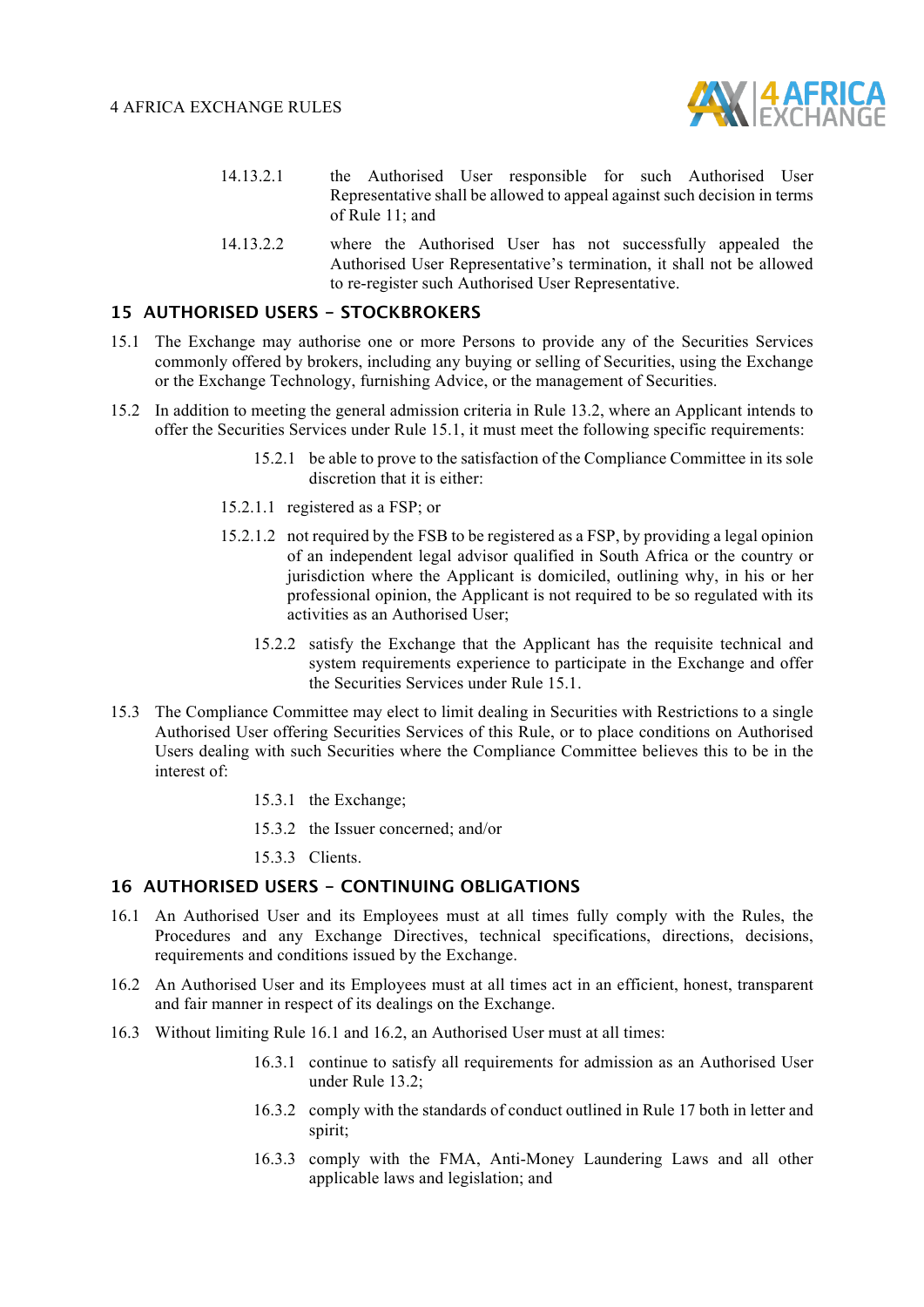14.13.2.1 the Authorised User responsible for such Authorised User Representative shall be allowed to appeal against such decision in terms of Rule 11; and

14.13.2.2 where the Authorised User has not successfully appealed the Authorised User Representative's termination, it shall not be allowed to re-register such Authorised User Representative.

## 15 AUTHORISED USERS – STOCKBROKERS

15.1 The Exchange may authorise one or more Persons to provide any of the Securities Services commonly offered by brokers, including any buying or selling of Securities, using the Exchange or the Exchange Technology, furnishing Advice, or the management of Securities.

15.2 In addition to meeting the general admission criteria in Rule 13.2, where an Applicant intends to offer the Securities Services under Rule 15.1, it must meet the following specific requirements:

15.2.1 be able to prove to the satisfaction of the Compliance Committee in its sole discretion that it is either:

15.2.1.1 registered as a FSP; or

15.2.1.2 not required by the FSB to be registered as a FSP, by providing a legal opinion of an independent legal advisor qualified in South Africa or the country or jurisdiction where the Applicant is domiciled, outlining why, in his or her professional opinion, the Applicant is not required to be so regulated with its activities as an Authorised User;

15.2.2 satisfy the Exchange that the Applicant has the requisite technical and system requirements experience to participate in the Exchange and offer the Securities Services under Rule 15.1.

15.3 The Compliance Committee may elect to limit dealing in Securities with Restrictions to a single Authorised User offering Securities Services of this Rule, or to place conditions on Authorised Users dealing with such Securities where the Compliance Committee believes this to be in the interest of:

15.3.1 the Exchange;

15.3.2 the Issuer concerned; and/or

15.3.3 Clients.

## 16 AUTHORISED USERS – CONTINUING OBLIGATIONS

16.1 An Authorised User and its Employees must at all times fully comply with the Rules, the Procedures and any Exchange Directives, technical specifications, directions, decisions, requirements and conditions issued by the Exchange.

16.2 An Authorised User and its Employees must at all times act in an efficient, honest, transparent and fair manner in respect of its dealings on the Exchange.

16.3 Without limiting Rule 16.1 and 16.2, an Authorised User must at all times:

16.3.1 continue to satisfy all requirements for admission as an Authorised User under Rule 13.2;

16.3.2 comply with the standards of conduct outlined in Rule 17 both in letter and spirit;

16.3.3 comply with the FMA, Anti-Money Laundering Laws and all other applicable laws and legislation; and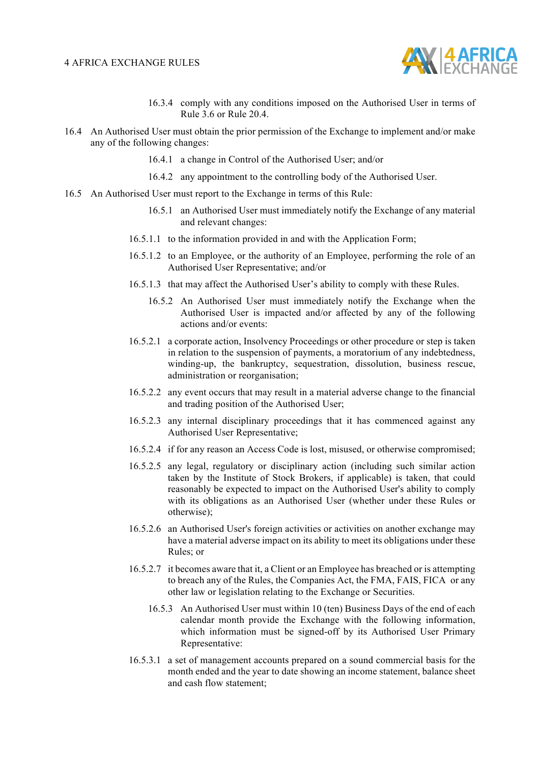16.3.4 comply with any conditions imposed on the Authorised User in terms of Rule 3.6 or Rule 20.4.

16.4 An Authorised User must obtain the prior permission of the Exchange to implement and/or make any of the following changes:

16.4.1 a change in Control of the Authorised User; and/or

16.4.2 any appointment to the controlling body of the Authorised User.

16.5 An Authorised User must report to the Exchange in terms of this Rule:

16.5.1 an Authorised User must immediately notify the Exchange of any material and relevant changes:

16.5.1.1 to the information provided in and with the Application Form;

16.5.1.2 to an Employee, or the authority of an Employee, performing the role of an Authorised User Representative; and/or

16.5.1.3 that may affect the Authorised User's ability to comply with these Rules.

16.5.2 An Authorised User must immediately notify the Exchange when the Authorised User is impacted and/or affected by any of the following actions and/or events:

16.5.2.1 a corporate action, Insolvency Proceedings or other procedure or step is taken in relation to the suspension of payments, a moratorium of any indebtedness, winding-up, the bankruptcy, sequestration, dissolution, business rescue, administration or reorganisation;

16.5.2.2 any event occurs that may result in a material adverse change to the financial and trading position of the Authorised User;

16.5.2.3 any internal disciplinary proceedings that it has commenced against any Authorised User Representative;

16.5.2.4 if for any reason an Access Code is lost, misused, or otherwise compromised;

16.5.2.5 any legal, regulatory or disciplinary action (including such similar action taken by the Institute of Stock Brokers, if applicable) is taken, that could reasonably be expected to impact on the Authorised User's ability to comply with its obligations as an Authorised User (whether under these Rules or otherwise);

16.5.2.6 an Authorised User's foreign activities or activities on another exchange may have a material adverse impact on its ability to meet its obligations under these Rules; or

16.5.2.7 it becomes aware that it, a Client or an Employee has breached or is attempting to breach any of the Rules, the Companies Act, the FMA, FAIS, FICA or any other law or legislation relating to the Exchange or Securities.

16.5.3 An Authorised User must within 10 (ten) Business Days of the end of each calendar month provide the Exchange with the following information, which information must be signed-off by its Authorised User Primary Representative:

16.5.3.1 a set of management accounts prepared on a sound commercial basis for the month ended and the year to date showing an income statement, balance sheet and cash flow statement;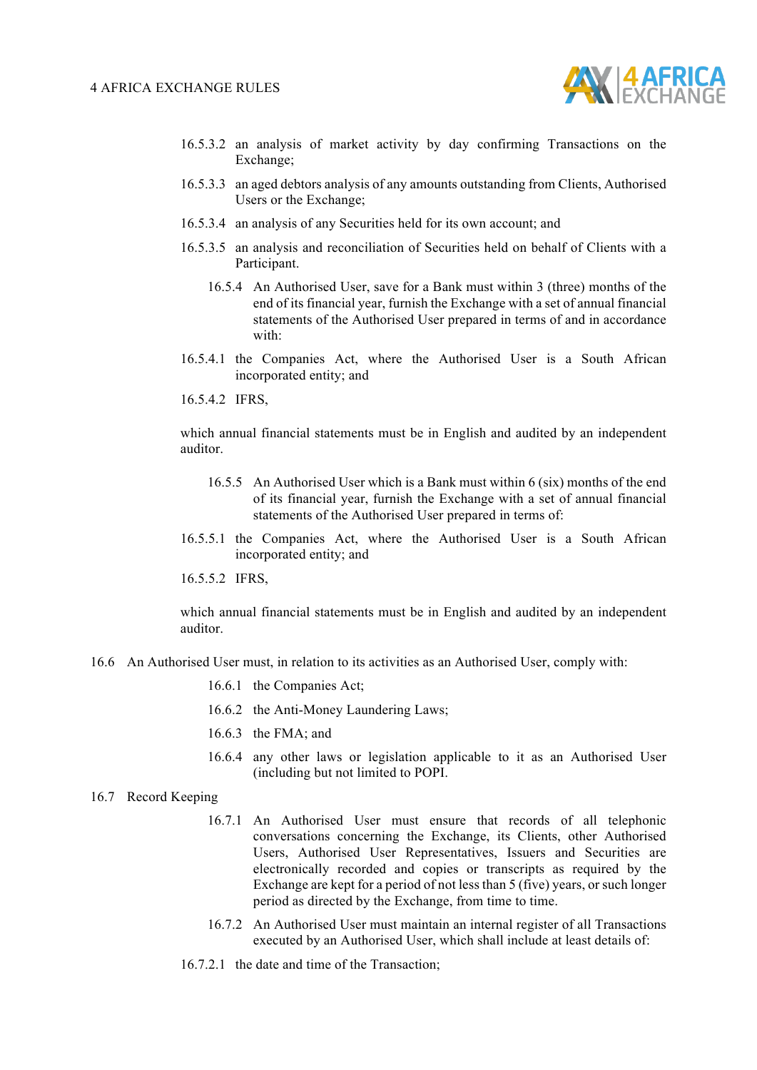16.5.3.2 an analysis of market activity by day confirming Transactions on the Exchange;

16.5.3.3 an aged debtors analysis of any amounts outstanding from Clients, Authorised Users or the Exchange;

16.5.3.4 an analysis of any Securities held for its own account; and

16.5.3.5 an analysis and reconciliation of Securities held on behalf of Clients with a Participant.

16.5.4 An Authorised User, save for a Bank must within 3 (three) months of the end of its financial year, furnish the Exchange with a set of annual financial statements of the Authorised User prepared in terms of and in accordance with:

16.5.4.1 the Companies Act, where the Authorised User is a South African incorporated entity; and

16.5.4.2 IFRS,

which annual financial statements must be in English and audited by an independent auditor.

16.5.5 An Authorised User which is a Bank must within 6 (six) months of the end of its financial year, furnish the Exchange with a set of annual financial statements of the Authorised User prepared in terms of:

16.5.5.1 the Companies Act, where the Authorised User is a South African incorporated entity; and

16.5.5.2 IFRS,

which annual financial statements must be in English and audited by an independent auditor.

16.6 An Authorised User must, in relation to its activities as an Authorised User, comply with:

16.6.1 the Companies Act;

16.6.2 the Anti-Money Laundering Laws;

16.6.3 the FMA; and

16.6.4 any other laws or legislation applicable to it as an Authorised User (including but not limited to POPI.

16.7 Record Keeping

16.7.1 An Authorised User must ensure that records of all telephonic conversations concerning the Exchange, its Clients, other Authorised Users, Authorised User Representatives, Issuers and Securities are electronically recorded and copies or transcripts as required by the Exchange are kept for a period of not less than 5 (five) years, or such longer period as directed by the Exchange, from time to time.

16.7.2 An Authorised User must maintain an internal register of all Transactions executed by an Authorised User, which shall include at least details of:

16.7.2.1 the date and time of the Transaction;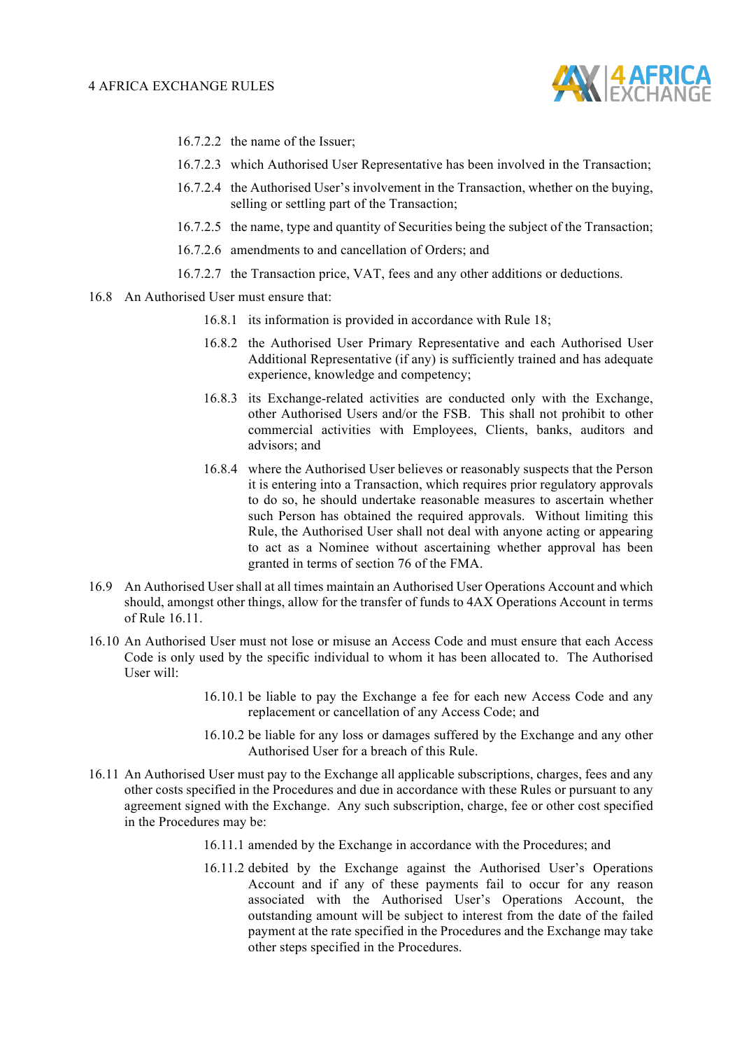16.7.2.2 the name of the Issuer;

16.7.2.3 which Authorised User Representative has been involved in the Transaction;

16.7.2.4 the Authorised User's involvement in the Transaction, whether on the buying, selling or settling part of the Transaction;

16.7.2.5 the name, type and quantity of Securities being the subject of the Transaction;

16.7.2.6 amendments to and cancellation of Orders; and

16.7.2.7 the Transaction price, VAT, fees and any other additions or deductions.

16.8 An Authorised User must ensure that:

16.8.1 its information is provided in accordance with Rule 18;

16.8.2 the Authorised User Primary Representative and each Authorised User Additional Representative (if any) is sufficiently trained and has adequate experience, knowledge and competency;

16.8.3 its Exchange-related activities are conducted only with the Exchange, other Authorised Users and/or the FSB. This shall not prohibit to other commercial activities with Employees, Clients, banks, auditors and advisors; and

16.8.4 where the Authorised User believes or reasonably suspects that the Person it is entering into a Transaction, which requires prior regulatory approvals to do so, he should undertake reasonable measures to ascertain whether such Person has obtained the required approvals. Without limiting this Rule, the Authorised User shall not deal with anyone acting or appearing to act as a Nominee without ascertaining whether approval has been granted in terms of section 76 of the FMA.

16.9 An Authorised User shall at all times maintain an Authorised User Operations Account and which should, amongst other things, allow for the transfer of funds to 4AX Operations Account in terms of Rule 16.11.

16.10 An Authorised User must not lose or misuse an Access Code and must ensure that each Access Code is only used by the specific individual to whom it has been allocated to. The Authorised User will:

16.10.1 be liable to pay the Exchange a fee for each new Access Code and any replacement or cancellation of any Access Code; and

16.10.2 be liable for any loss or damages suffered by the Exchange and any other Authorised User for a breach of this Rule.

16.11 An Authorised User must pay to the Exchange all applicable subscriptions, charges, fees and any other costs specified in the Procedures and due in accordance with these Rules or pursuant to any agreement signed with the Exchange. Any such subscription, charge, fee or other cost specified in the Procedures may be:

16.11.1 amended by the Exchange in accordance with the Procedures; and

16.11.2 debited by the Exchange against the Authorised User's Operations Account and if any of these payments fail to occur for any reason associated with the Authorised User's Operations Account, the outstanding amount will be subject to interest from the date of the failed payment at the rate specified in the Procedures and the Exchange may take other steps specified in the Procedures.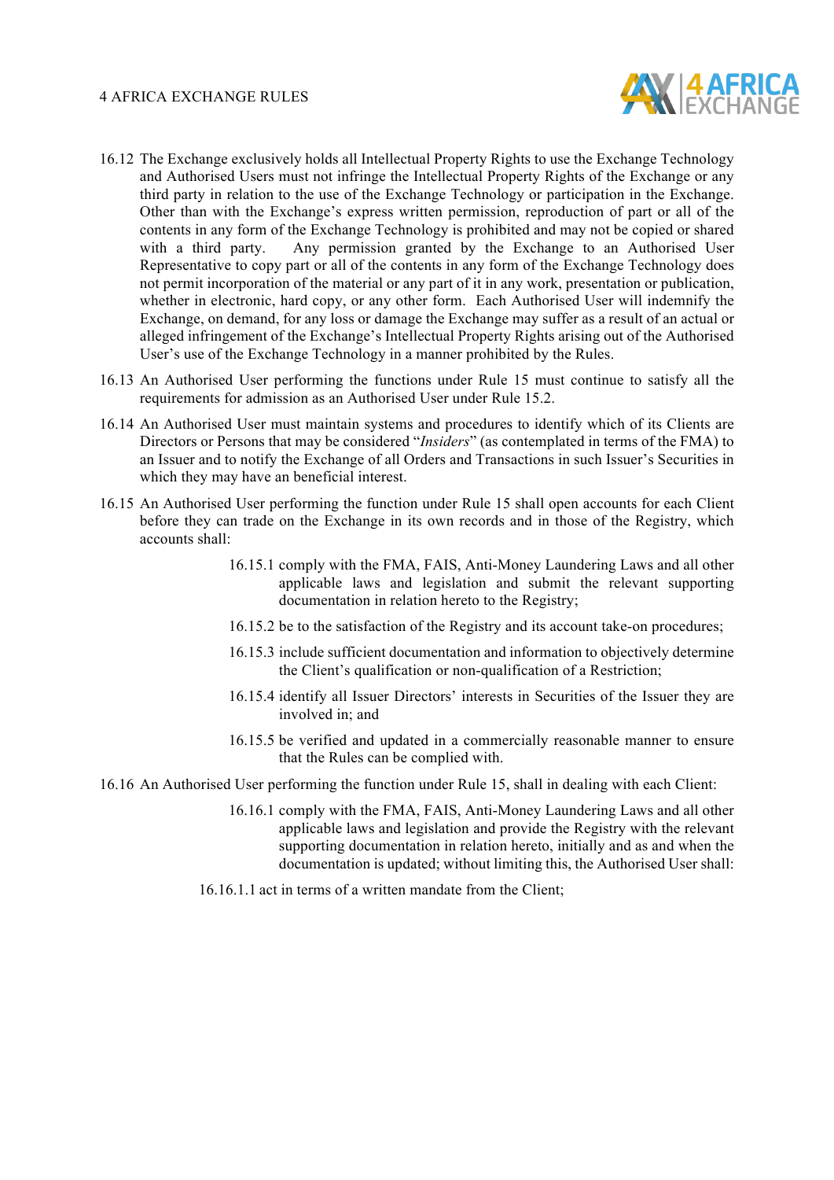16.12 The Exchange exclusively holds all Intellectual Property Rights to use the Exchange Technology and Authorised Users must not infringe the Intellectual Property Rights of the Exchange or any third party in relation to the use of the Exchange Technology or participation in the Exchange. Other than with the Exchange's express written permission, reproduction of part or all of the contents in any form of the Exchange Technology is prohibited and may not be copied or shared with a third party. Any permission granted by the Exchange to an Authorised User Representative to copy part or all of the contents in any form of the Exchange Technology does not permit incorporation of the material or any part of it in any work, presentation or publication, whether in electronic, hard copy, or any other form. Each Authorised User will indemnify the Exchange, on demand, for any loss or damage the Exchange may suffer as a result of an actual or alleged infringement of the Exchange's Intellectual Property Rights arising out of the Authorised User's use of the Exchange Technology in a manner prohibited by the Rules.

16.13 An Authorised User performing the functions under Rule 15 must continue to satisfy all the requirements for admission as an Authorised User under Rule 15.2.

16.14 An Authorised User must maintain systems and procedures to identify which of its Clients are Directors or Persons that may be considered "*Insiders*" (as contemplated in terms of the FMA) to an Issuer and to notify the Exchange of all Orders and Transactions in such Issuer's Securities in which they may have an beneficial interest.

16.15 An Authorised User performing the function under Rule 15 shall open accounts for each Client before they can trade on the Exchange in its own records and in those of the Registry, which accounts shall:

16.15.1 comply with the FMA, FAIS, Anti-Money Laundering Laws and all other applicable laws and legislation and submit the relevant supporting documentation in relation hereto to the Registry;

16.15.2 be to the satisfaction of the Registry and its account take-on procedures;

16.15.3 include sufficient documentation and information to objectively determine the Client's qualification or non-qualification of a Restriction;

16.15.4 identify all Issuer Directors' interests in Securities of the Issuer they are involved in; and

16.15.5 be verified and updated in a commercially reasonable manner to ensure that the Rules can be complied with.

16.16 An Authorised User performing the function under Rule 15, shall in dealing with each Client:

16.16.1 comply with the FMA, FAIS, Anti-Money Laundering Laws and all other applicable laws and legislation and provide the Registry with the relevant supporting documentation in relation hereto, initially and as and when the documentation is updated; without limiting this, the Authorised User shall:

16.16.1.1 act in terms of a written mandate from the Client;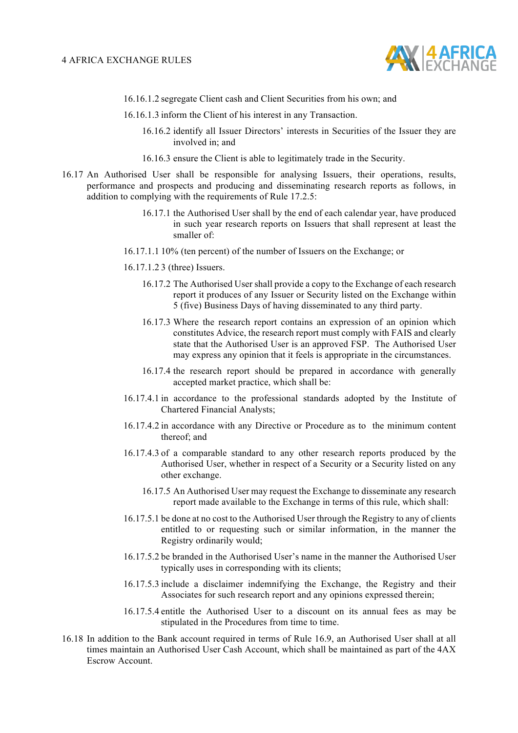16.16.1.2 segregate Client cash and Client Securities from his own; and

16.16.1.3 inform the Client of his interest in any Transaction.

16.16.2 identify all Issuer Directors' interests in Securities of the Issuer they are involved in; and

16.16.3 ensure the Client is able to legitimately trade in the Security.

16.17 An Authorised User shall be responsible for analysing Issuers, their operations, results, performance and prospects and producing and disseminating research reports as follows, in addition to complying with the requirements of Rule 17.2.5:

16.17.1 the Authorised User shall by the end of each calendar year, have produced in such year research reports on Issuers that shall represent at least the smaller of:

16.17.1.1 10% (ten percent) of the number of Issuers on the Exchange; or

16.17.1.2 3 (three) Issuers.

16.17.2 The Authorised User shall provide a copy to the Exchange of each research report it produces of any Issuer or Security listed on the Exchange within 5 (five) Business Days of having disseminated to any third party.

16.17.3 Where the research report contains an expression of an opinion which constitutes Advice, the research report must comply with FAIS and clearly state that the Authorised User is an approved FSP. The Authorised User may express any opinion that it feels is appropriate in the circumstances.

16.17.4 the research report should be prepared in accordance with generally accepted market practice, which shall be:

16.17.4.1 in accordance to the professional standards adopted by the Institute of Chartered Financial Analysts;

16.17.4.2 in accordance with any Directive or Procedure as to the minimum content thereof; and

16.17.4.3 of a comparable standard to any other research reports produced by the Authorised User, whether in respect of a Security or a Security listed on any other exchange.

16.17.5 An Authorised User may request the Exchange to disseminate any research report made available to the Exchange in terms of this rule, which shall:

16.17.5.1 be done at no cost to the Authorised User through the Registry to any of clients entitled to or requesting such or similar information, in the manner the Registry ordinarily would;

16.17.5.2 be branded in the Authorised User's name in the manner the Authorised User typically uses in corresponding with its clients;

16.17.5.3 include a disclaimer indemnifying the Exchange, the Registry and their Associates for such research report and any opinions expressed therein;

16.17.5.4 entitle the Authorised User to a discount on its annual fees as may be stipulated in the Procedures from time to time.

16.18 In addition to the Bank account required in terms of Rule 16.9, an Authorised User shall at all times maintain an Authorised User Cash Account, which shall be maintained as part of the 4AX Escrow Account.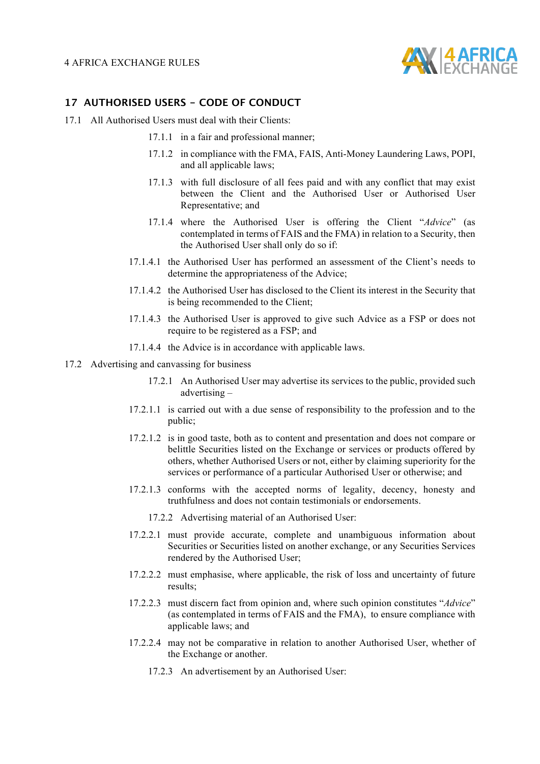## 17 AUTHORISED USERS - CODE OF CONDUCT

17.1 All Authorised Users must deal with their Clients:

17.1.1 in a fair and professional manner;

17.1.2 in compliance with the FMA, FAIS, Anti-Money Laundering Laws, POPI, and all applicable laws;

17.1.3 with full disclosure of all fees paid and with any conflict that may exist between the Client and the Authorised User or Authorised User Representative; and

17.1.4 where the Authorised User is offering the Client "*Advice*" (as contemplated in terms of FAIS and the FMA) in relation to a Security, then the Authorised User shall only do so if:

17.1.4.1 the Authorised User has performed an assessment of the Client's needs to determine the appropriateness of the Advice;

17.1.4.2 the Authorised User has disclosed to the Client its interest in the Security that is being recommended to the Client;

17.1.4.3 the Authorised User is approved to give such Advice as a FSP or does not require to be registered as a FSP; and

17.1.4.4 the Advice is in accordance with applicable laws.

17.2 Advertising and canvassing for business

17.2.1 An Authorised User may advertise its services to the public, provided such advertising –

17.2.1.1 is carried out with a due sense of responsibility to the profession and to the public;

17.2.1.2 is in good taste, both as to content and presentation and does not compare or belittle Securities listed on the Exchange or services or products offered by others, whether Authorised Users or not, either by claiming superiority for the services or performance of a particular Authorised User or otherwise; and

17.2.1.3 conforms with the accepted norms of legality, decency, honesty and truthfulness and does not contain testimonials or endorsements.

17.2.2 Advertising material of an Authorised User:

17.2.2.1 must provide accurate, complete and unambiguous information about Securities or Securities listed on another exchange, or any Securities Services rendered by the Authorised User;

17.2.2.2 must emphasise, where applicable, the risk of loss and uncertainty of future results;

17.2.2.3 must discern fact from opinion and, where such opinion constitutes "*Advice*" (as contemplated in terms of FAIS and the FMA), to ensure compliance with applicable laws; and

17.2.2.4 may not be comparative in relation to another Authorised User, whether of the Exchange or another.

17.2.3 An advertisement by an Authorised User: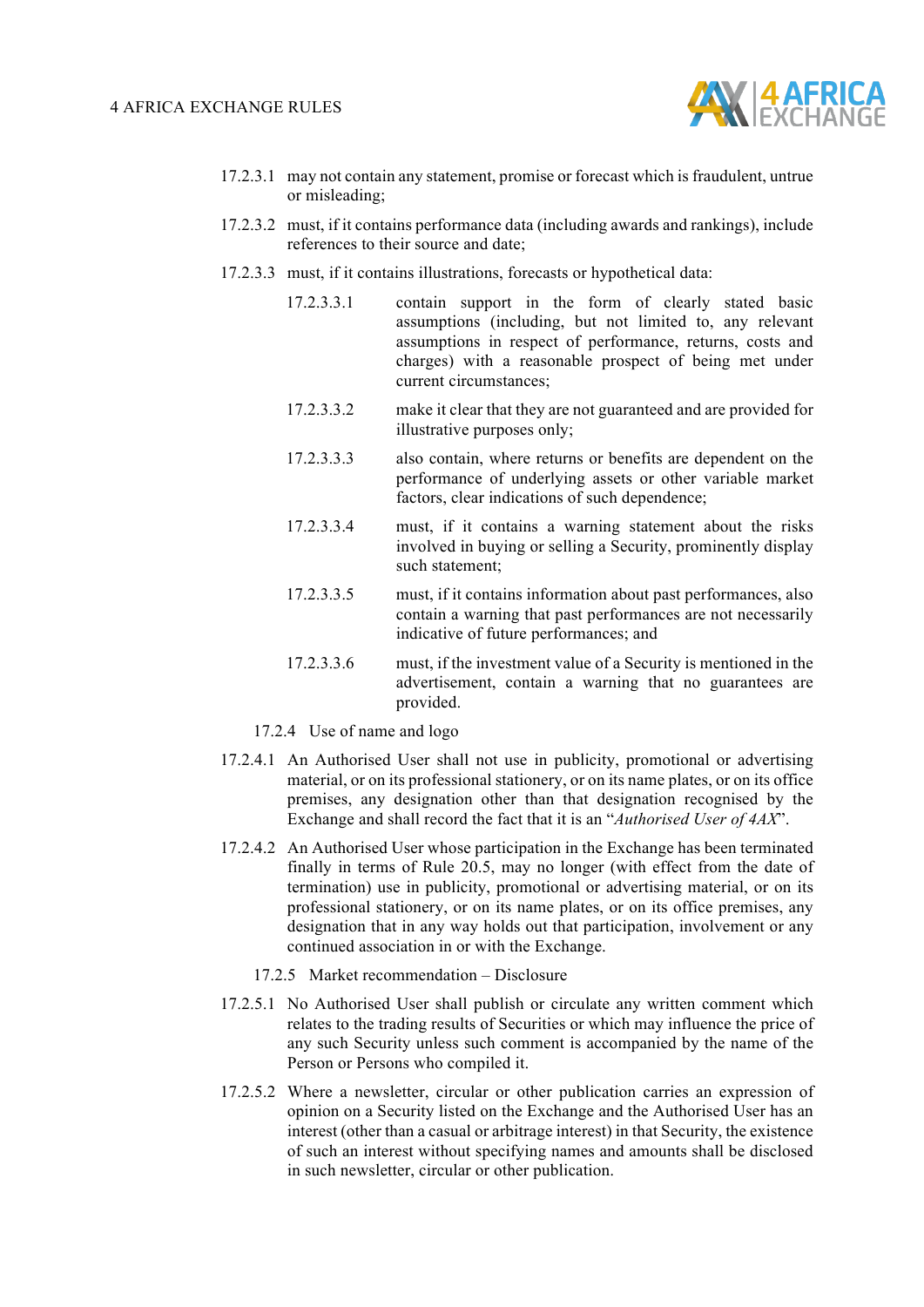17.2.3.1 may not contain any statement, promise or forecast which is fraudulent, untrue or misleading;

17.2.3.2 must, if it contains performance data (including awards and rankings), include references to their source and date;

17.2.3.3 must, if it contains illustrations, forecasts or hypothetical data:

17.2.3.3.1 contain support in the form of clearly stated basic assumptions (including, but not limited to, any relevant assumptions in respect of performance, returns, costs and charges) with a reasonable prospect of being met under current circumstances;

17.2.3.3.2 make it clear that they are not guaranteed and are provided for illustrative purposes only;

17.2.3.3.3 also contain, where returns or benefits are dependent on the performance of underlying assets or other variable market factors, clear indications of such dependence;

17.2.3.3.4 must, if it contains a warning statement about the risks involved in buying or selling a Security, prominently display such statement;

17.2.3.3.5 must, if it contains information about past performances, also contain a warning that past performances are not necessarily indicative of future performances; and

17.2.3.3.6 must, if the investment value of a Security is mentioned in the advertisement, contain a warning that no guarantees are provided.

17.2.4 Use of name and logo

17.2.4.1 An Authorised User shall not use in publicity, promotional or advertising material, or on its professional stationery, or on its name plates, or on its office premises, any designation other than that designation recognised by the Exchange and shall record the fact that it is an "*Authorised User of 4AX*".

17.2.4.2 An Authorised User whose participation in the Exchange has been terminated finally in terms of Rule 20.5, may no longer (with effect from the date of termination) use in publicity, promotional or advertising material, or on its professional stationery, or on its name plates, or on its office premises, any designation that in any way holds out that participation, involvement or any continued association in or with the Exchange.

17.2.5 Market recommendation – Disclosure

17.2.5.1 No Authorised User shall publish or circulate any written comment which relates to the trading results of Securities or which may influence the price of any such Security unless such comment is accompanied by the name of the Person or Persons who compiled it.

17.2.5.2 Where a newsletter, circular or other publication carries an expression of opinion on a Security listed on the Exchange and the Authorised User has an interest (other than a casual or arbitrage interest) in that Security, the existence of such an interest without specifying names and amounts shall be disclosed in such newsletter, circular or other publication.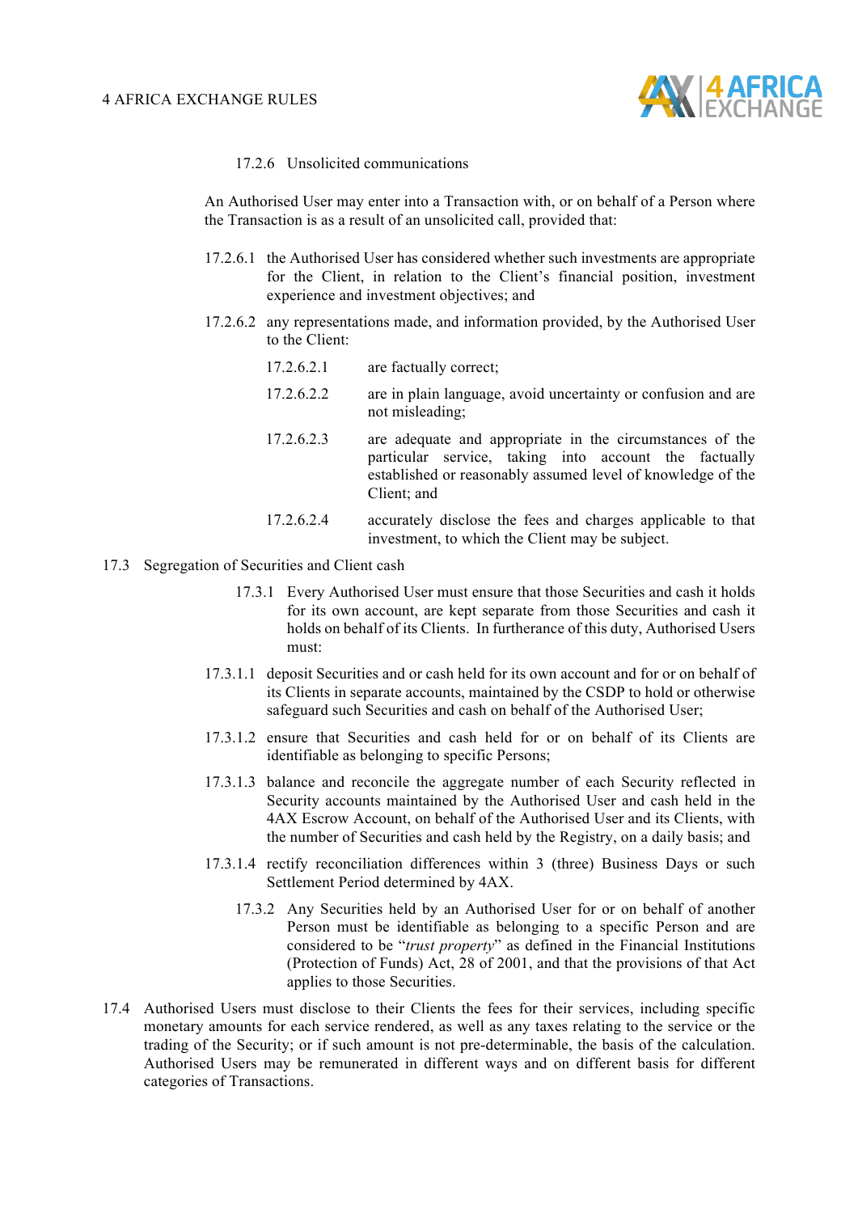17.2.6 Unsolicited communications

An Authorised User may enter into a Transaction with, or on behalf of a Person where the Transaction is as a result of an unsolicited call, provided that:

17.2.6.1 the Authorised User has considered whether such investments are appropriate for the Client, in relation to the Client's financial position, investment experience and investment objectives; and

17.2.6.2 any representations made, and information provided, by the Authorised User to the Client:

17.2.6.2.1 are factually correct;

17.2.6.2.2 are in plain language, avoid uncertainty or confusion and are not misleading;

17.2.6.2.3 are adequate and appropriate in the circumstances of the particular service, taking into account the factually established or reasonably assumed level of knowledge of the Client; and

17.2.6.2.4 accurately disclose the fees and charges applicable to that investment, to which the Client may be subject.

17.3 Segregation of Securities and Client cash

17.3.1 Every Authorised User must ensure that those Securities and cash it holds for its own account, are kept separate from those Securities and cash it holds on behalf of its Clients. In furtherance of this duty, Authorised Users must:

17.3.1.1 deposit Securities and or cash held for its own account and for or on behalf of its Clients in separate accounts, maintained by the CSDP to hold or otherwise safeguard such Securities and cash on behalf of the Authorised User;

17.3.1.2 ensure that Securities and cash held for or on behalf of its Clients are identifiable as belonging to specific Persons;

17.3.1.3 balance and reconcile the aggregate number of each Security reflected in Security accounts maintained by the Authorised User and cash held in the 4AX Escrow Account, on behalf of the Authorised User and its Clients, with the number of Securities and cash held by the Registry, on a daily basis; and

17.3.1.4 rectify reconciliation differences within 3 (three) Business Days or such Settlement Period determined by 4AX.

17.3.2 Any Securities held by an Authorised User for or on behalf of another Person must be identifiable as belonging to a specific Person and are considered to be "*trust property*" as defined in the Financial Institutions (Protection of Funds) Act, 28 of 2001, and that the provisions of that Act applies to those Securities.

17.4 Authorised Users must disclose to their Clients the fees for their services, including specific monetary amounts for each service rendered, as well as any taxes relating to the service or the trading of the Security; or if such amount is not pre-determinable, the basis of the calculation. Authorised Users may be remunerated in different ways and on different basis for different categories of Transactions.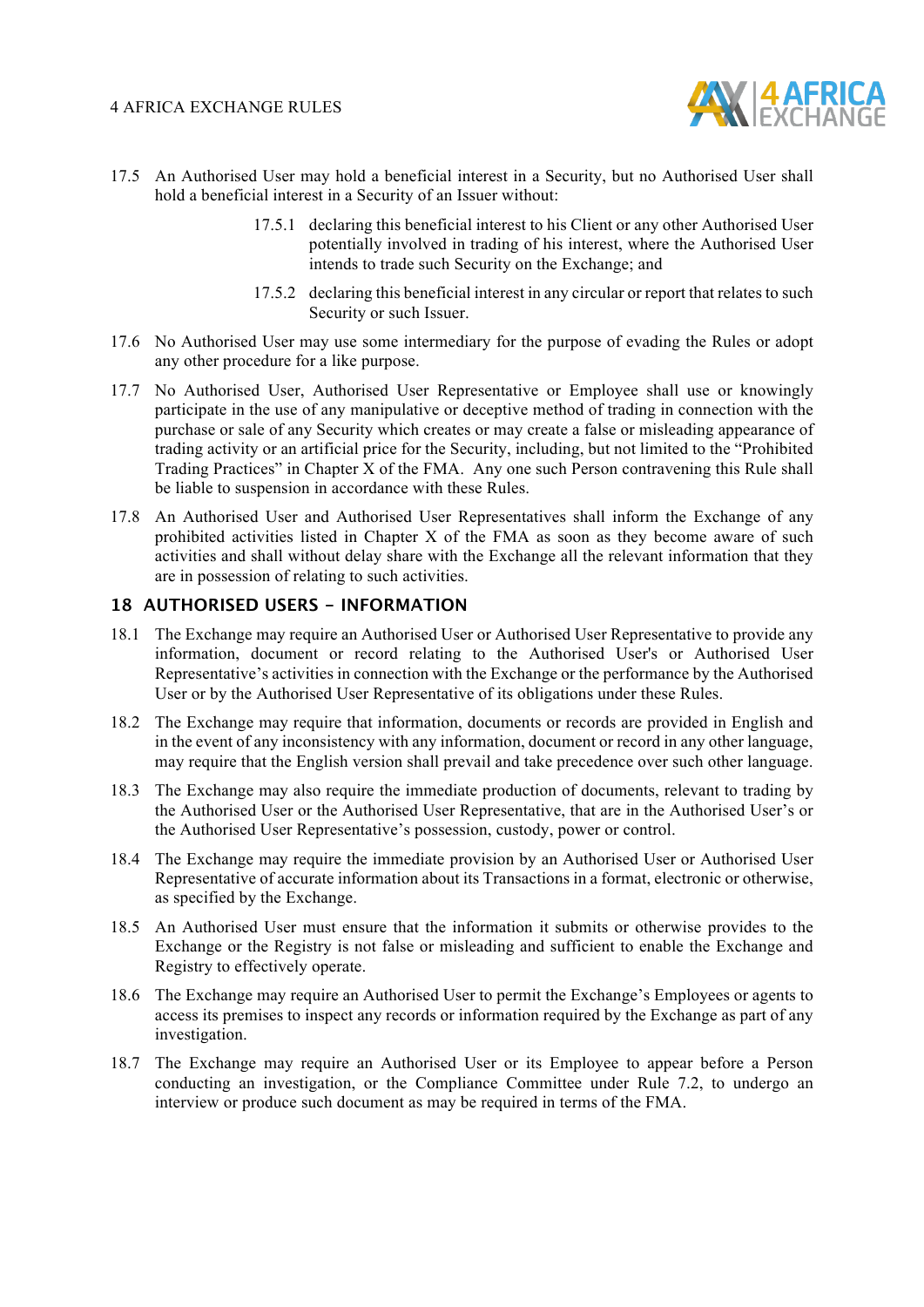17.5 An Authorised User may hold a beneficial interest in a Security, but no Authorised User shall hold a beneficial interest in a Security of an Issuer without:

> 17.5.1 declaring this beneficial interest to his Client or any other Authorised User potentially involved in trading of his interest, where the Authorised User intends to trade such Security on the Exchange; and
>
> 17.5.2 declaring this beneficial interest in any circular or report that relates to such Security or such Issuer.

17.6 No Authorised User may use some intermediary for the purpose of evading the Rules or adopt any other procedure for a like purpose.

17.7 No Authorised User, Authorised User Representative or Employee shall use or knowingly participate in the use of any manipulative or deceptive method of trading in connection with the purchase or sale of any Security which creates or may create a false or misleading appearance of trading activity or an artificial price for the Security, including, but not limited to the "Prohibited Trading Practices" in Chapter X of the FMA. Any one such Person contravening this Rule shall be liable to suspension in accordance with these Rules.

17.8 An Authorised User and Authorised User Representatives shall inform the Exchange of any prohibited activities listed in Chapter X of the FMA as soon as they become aware of such activities and shall without delay share with the Exchange all the relevant information that they are in possession of relating to such activities.

## 18 AUTHORISED USERS - INFORMATION

18.1 The Exchange may require an Authorised User or Authorised User Representative to provide any information, document or record relating to the Authorised User's or Authorised User Representative's activities in connection with the Exchange or the performance by the Authorised User or by the Authorised User Representative of its obligations under these Rules.

18.2 The Exchange may require that information, documents or records are provided in English and in the event of any inconsistency with any information, document or record in any other language, may require that the English version shall prevail and take precedence over such other language.

18.3 The Exchange may also require the immediate production of documents, relevant to trading by the Authorised User or the Authorised User Representative, that are in the Authorised User's or the Authorised User Representative's possession, custody, power or control.

18.4 The Exchange may require the immediate provision by an Authorised User or Authorised User Representative of accurate information about its Transactions in a format, electronic or otherwise, as specified by the Exchange.

18.5 An Authorised User must ensure that the information it submits or otherwise provides to the Exchange or the Registry is not false or misleading and sufficient to enable the Exchange and Registry to effectively operate.

18.6 The Exchange may require an Authorised User to permit the Exchange's Employees or agents to access its premises to inspect any records or information required by the Exchange as part of any investigation.

18.7 The Exchange may require an Authorised User or its Employee to appear before a Person conducting an investigation, or the Compliance Committee under Rule 7.2, to undergo an interview or produce such document as may be required in terms of the FMA.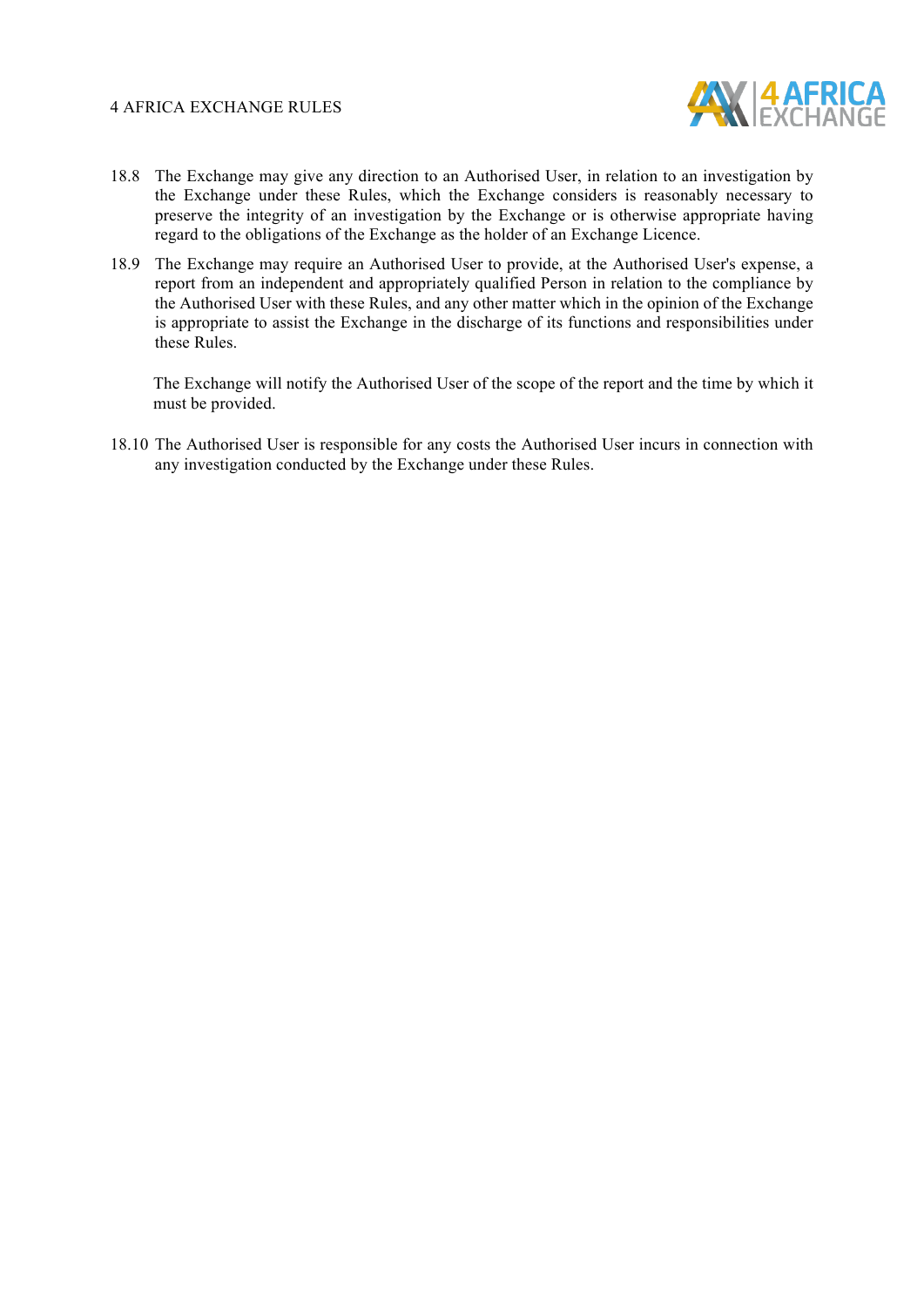18.8 The Exchange may give any direction to an Authorised User, in relation to an investigation by the Exchange under these Rules, which the Exchange considers is reasonably necessary to preserve the integrity of an investigation by the Exchange or is otherwise appropriate having regard to the obligations of the Exchange as the holder of an Exchange Licence.

18.9 The Exchange may require an Authorised User to provide, at the Authorised User's expense, a report from an independent and appropriately qualified Person in relation to the compliance by the Authorised User with these Rules, and any other matter which in the opinion of the Exchange is appropriate to assist the Exchange in the discharge of its functions and responsibilities under these Rules.

The Exchange will notify the Authorised User of the scope of the report and the time by which it must be provided.

18.10 The Authorised User is responsible for any costs the Authorised User incurs in connection with any investigation conducted by the Exchange under these Rules.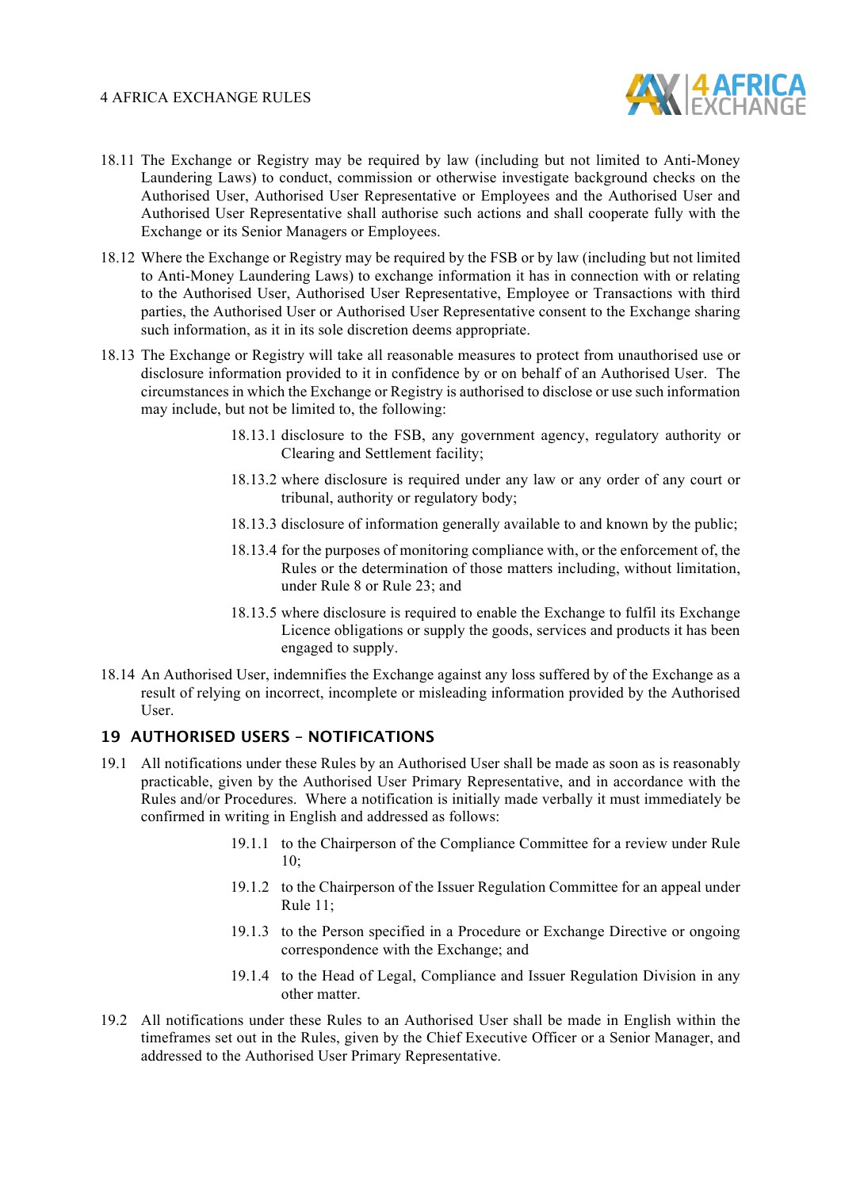18.11 The Exchange or Registry may be required by law (including but not limited to Anti-Money Laundering Laws) to conduct, commission or otherwise investigate background checks on the Authorised User, Authorised User Representative or Employees and the Authorised User and Authorised User Representative shall authorise such actions and shall cooperate fully with the Exchange or its Senior Managers or Employees.

18.12 Where the Exchange or Registry may be required by the FSB or by law (including but not limited to Anti-Money Laundering Laws) to exchange information it has in connection with or relating to the Authorised User, Authorised User Representative, Employee or Transactions with third parties, the Authorised User or Authorised User Representative consent to the Exchange sharing such information, as it in its sole discretion deems appropriate.

18.13 The Exchange or Registry will take all reasonable measures to protect from unauthorised use or disclosure information provided to it in confidence by or on behalf of an Authorised User. The circumstances in which the Exchange or Registry is authorised to disclose or use such information may include, but not be limited to, the following:

18.13.1 disclosure to the FSB, any government agency, regulatory authority or Clearing and Settlement facility;

18.13.2 where disclosure is required under any law or any order of any court or tribunal, authority or regulatory body;

18.13.3 disclosure of information generally available to and known by the public;

18.13.4 for the purposes of monitoring compliance with, or the enforcement of, the Rules or the determination of those matters including, without limitation, under Rule 8 or Rule 23; and

18.13.5 where disclosure is required to enable the Exchange to fulfil its Exchange Licence obligations or supply the goods, services and products it has been engaged to supply.

18.14 An Authorised User, indemnifies the Exchange against any loss suffered by of the Exchange as a result of relying on incorrect, incomplete or misleading information provided by the Authorised User.

## 19 AUTHORISED USERS – NOTIFICATIONS

19.1 All notifications under these Rules by an Authorised User shall be made as soon as is reasonably practicable, given by the Authorised User Primary Representative, and in accordance with the Rules and/or Procedures. Where a notification is initially made verbally it must immediately be confirmed in writing in English and addressed as follows:

19.1.1 to the Chairperson of the Compliance Committee for a review under Rule 10;

19.1.2 to the Chairperson of the Issuer Regulation Committee for an appeal under Rule 11;

19.1.3 to the Person specified in a Procedure or Exchange Directive or ongoing correspondence with the Exchange; and

19.1.4 to the Head of Legal, Compliance and Issuer Regulation Division in any other matter.

19.2 All notifications under these Rules to an Authorised User shall be made in English within the timeframes set out in the Rules, given by the Chief Executive Officer or a Senior Manager, and addressed to the Authorised User Primary Representative.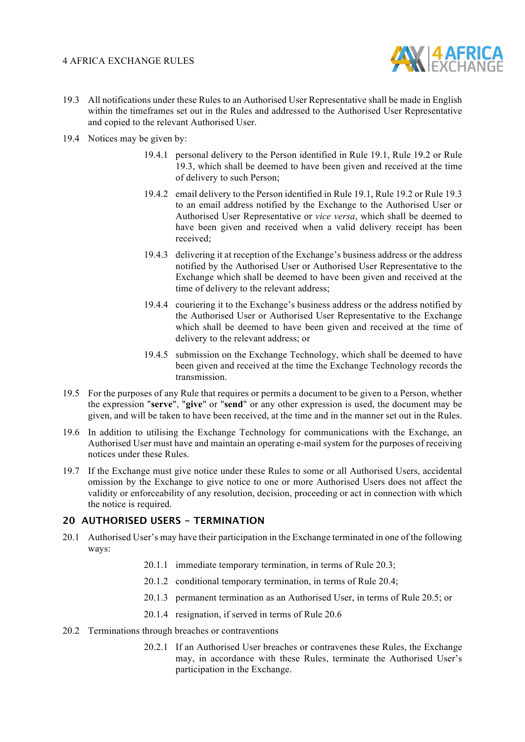19.3 All notifications under these Rules to an Authorised User Representative shall be made in English within the timeframes set out in the Rules and addressed to the Authorised User Representative and copied to the relevant Authorised User.

19.4 Notices may be given by:

19.4.1 personal delivery to the Person identified in Rule 19.1, Rule 19.2 or Rule 19.3, which shall be deemed to have been given and received at the time of delivery to such Person;

19.4.2 email delivery to the Person identified in Rule 19.1, Rule 19.2 or Rule 19.3 to an email address notified by the Exchange to the Authorised User or Authorised User Representative or *vice versa*, which shall be deemed to have been given and received when a valid delivery receipt has been received;

19.4.3 delivering it at reception of the Exchange's business address or the address notified by the Authorised User or Authorised User Representative to the Exchange which shall be deemed to have been given and received at the time of delivery to the relevant address;

19.4.4 couriering it to the Exchange's business address or the address notified by the Authorised User or Authorised User Representative to the Exchange which shall be deemed to have been given and received at the time of delivery to the relevant address; or

19.4.5 submission on the Exchange Technology, which shall be deemed to have been given and received at the time the Exchange Technology records the transmission.

19.5 For the purposes of any Rule that requires or permits a document to be given to a Person, whether the expression "**serve**", "**give**" or "**send**" or any other expression is used, the document may be given, and will be taken to have been received, at the time and in the manner set out in the Rules.

19.6 In addition to utilising the Exchange Technology for communications with the Exchange, an Authorised User must have and maintain an operating e-mail system for the purposes of receiving notices under these Rules.

19.7 If the Exchange must give notice under these Rules to some or all Authorised Users, accidental omission by the Exchange to give notice to one or more Authorised Users does not affect the validity or enforceability of any resolution, decision, proceeding or act in connection with which the notice is required.

## 20 AUTHORISED USERS - TERMINATION

20.1 Authorised User's may have their participation in the Exchange terminated in one of the following ways:

20.1.1 immediate temporary termination, in terms of Rule 20.3;

20.1.2 conditional temporary termination, in terms of Rule 20.4;

20.1.3 permanent termination as an Authorised User, in terms of Rule 20.5; or

20.1.4 resignation, if served in terms of Rule 20.6

20.2 Terminations through breaches or contraventions

20.2.1 If an Authorised User breaches or contravenes these Rules, the Exchange may, in accordance with these Rules, terminate the Authorised User's participation in the Exchange.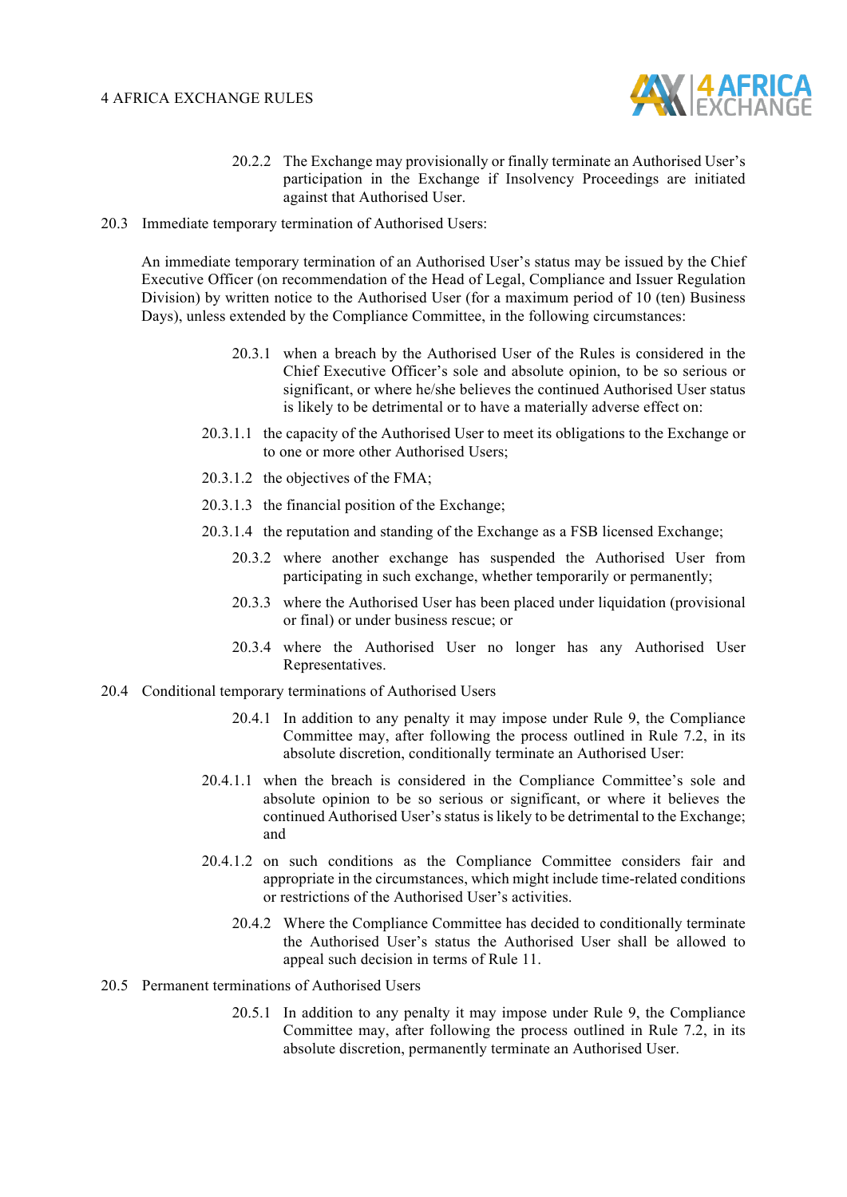20.2.2 The Exchange may provisionally or finally terminate an Authorised User's participation in the Exchange if Insolvency Proceedings are initiated against that Authorised User.

20.3 Immediate temporary termination of Authorised Users:

An immediate temporary termination of an Authorised User's status may be issued by the Chief Executive Officer (on recommendation of the Head of Legal, Compliance and Issuer Regulation Division) by written notice to the Authorised User (for a maximum period of 10 (ten) Business Days), unless extended by the Compliance Committee, in the following circumstances:

20.3.1 when a breach by the Authorised User of the Rules is considered in the Chief Executive Officer's sole and absolute opinion, to be so serious or significant, or where he/she believes the continued Authorised User status is likely to be detrimental or to have a materially adverse effect on:

20.3.1.1 the capacity of the Authorised User to meet its obligations to the Exchange or to one or more other Authorised Users;

20.3.1.2 the objectives of the FMA;

20.3.1.3 the financial position of the Exchange;

20.3.1.4 the reputation and standing of the Exchange as a FSB licensed Exchange;

20.3.2 where another exchange has suspended the Authorised User from participating in such exchange, whether temporarily or permanently;

20.3.3 where the Authorised User has been placed under liquidation (provisional or final) or under business rescue; or

20.3.4 where the Authorised User no longer has any Authorised User Representatives.

20.4 Conditional temporary terminations of Authorised Users

20.4.1 In addition to any penalty it may impose under Rule 9, the Compliance Committee may, after following the process outlined in Rule 7.2, in its absolute discretion, conditionally terminate an Authorised User:

20.4.1.1 when the breach is considered in the Compliance Committee's sole and absolute opinion to be so serious or significant, or where it believes the continued Authorised User's status is likely to be detrimental to the Exchange; and

20.4.1.2 on such conditions as the Compliance Committee considers fair and appropriate in the circumstances, which might include time-related conditions or restrictions of the Authorised User's activities.

20.4.2 Where the Compliance Committee has decided to conditionally terminate the Authorised User's status the Authorised User shall be allowed to appeal such decision in terms of Rule 11.

20.5 Permanent terminations of Authorised Users

20.5.1 In addition to any penalty it may impose under Rule 9, the Compliance Committee may, after following the process outlined in Rule 7.2, in its absolute discretion, permanently terminate an Authorised User.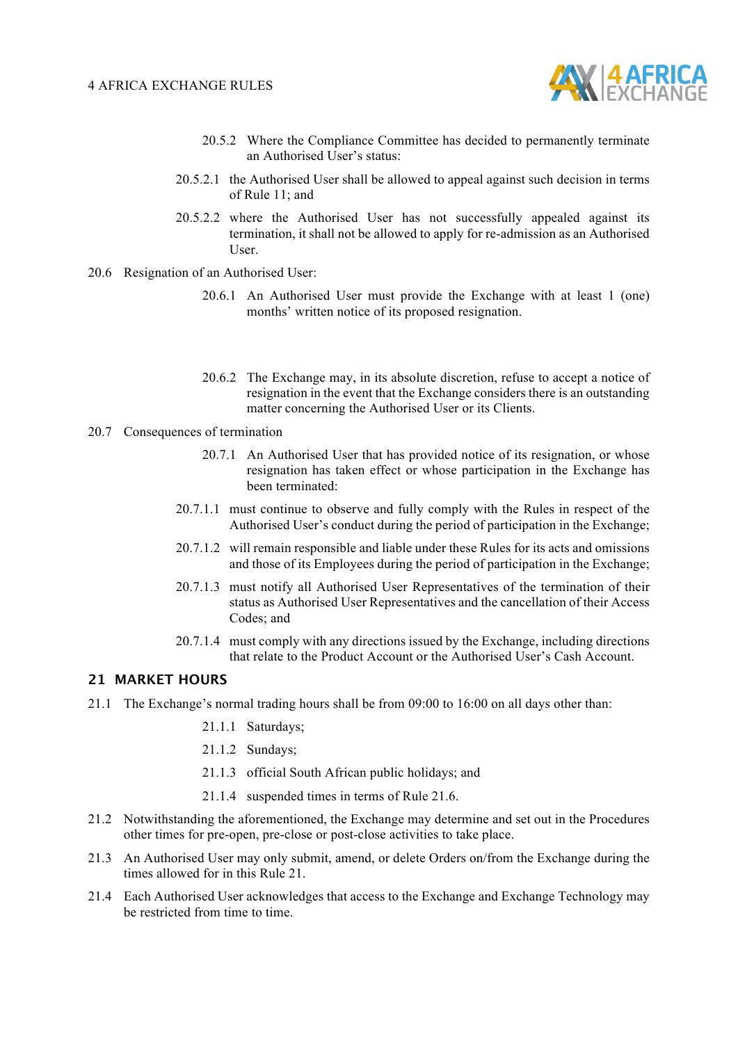20.5.2 Where the Compliance Committee has decided to permanently terminate an Authorised User's status:

20.5.2.1 the Authorised User shall be allowed to appeal against such decision in terms of Rule 11; and

20.5.2.2 where the Authorised User has not successfully appealed against its termination, it shall not be allowed to apply for re-admission as an Authorised User.

20.6 Resignation of an Authorised User:

20.6.1 An Authorised User must provide the Exchange with at least 1 (one) months' written notice of its proposed resignation.

20.6.2 The Exchange may, in its absolute discretion, refuse to accept a notice of resignation in the event that the Exchange considers there is an outstanding matter concerning the Authorised User or its Clients.

20.7 Consequences of termination

20.7.1 An Authorised User that has provided notice of its resignation, or whose resignation has taken effect or whose participation in the Exchange has been terminated:

20.7.1.1 must continue to observe and fully comply with the Rules in respect of the Authorised User's conduct during the period of participation in the Exchange;

20.7.1.2 will remain responsible and liable under these Rules for its acts and omissions and those of its Employees during the period of participation in the Exchange;

20.7.1.3 must notify all Authorised User Representatives of the termination of their status as Authorised User Representatives and the cancellation of their Access Codes; and

20.7.1.4 must comply with any directions issued by the Exchange, including directions that relate to the Product Account or the Authorised User's Cash Account.

## 21 MARKET HOURS

21.1 The Exchange's normal trading hours shall be from 09:00 to 16:00 on all days other than:

21.1.1 Saturdays;

21.1.2 Sundays;

21.1.3 official South African public holidays; and

21.1.4 suspended times in terms of Rule 21.6.

21.2 Notwithstanding the aforementioned, the Exchange may determine and set out in the Procedures other times for pre-open, pre-close or post-close activities to take place.

21.3 An Authorised User may only submit, amend, or delete Orders on/from the Exchange during the times allowed for in this Rule 21.

21.4 Each Authorised User acknowledges that access to the Exchange and Exchange Technology may be restricted from time to time.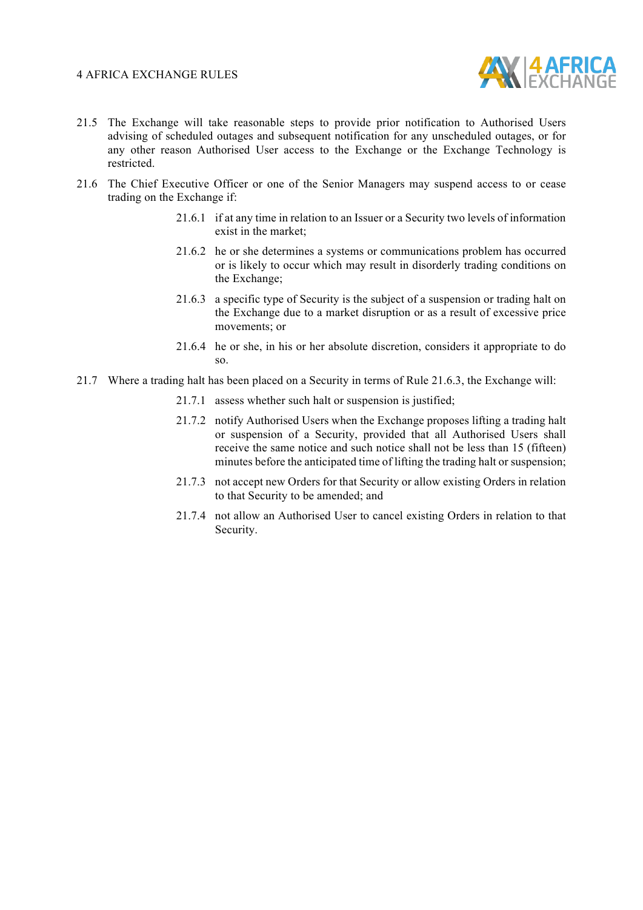21.5 The Exchange will take reasonable steps to provide prior notification to Authorised Users advising of scheduled outages and subsequent notification for any unscheduled outages, or for any other reason Authorised User access to the Exchange or the Exchange Technology is restricted.

21.6 The Chief Executive Officer or one of the Senior Managers may suspend access to or cease trading on the Exchange if:

> 21.6.1 if at any time in relation to an Issuer or a Security two levels of information exist in the market;
>
> 21.6.2 he or she determines a systems or communications problem has occurred or is likely to occur which may result in disorderly trading conditions on the Exchange;
>
> 21.6.3 a specific type of Security is the subject of a suspension or trading halt on the Exchange due to a market disruption or as a result of excessive price movements; or
>
> 21.6.4 he or she, in his or her absolute discretion, considers it appropriate to do so.

21.7 Where a trading halt has been placed on a Security in terms of Rule 21.6.3, the Exchange will:

> 21.7.1 assess whether such halt or suspension is justified;
>
> 21.7.2 notify Authorised Users when the Exchange proposes lifting a trading halt or suspension of a Security, provided that all Authorised Users shall receive the same notice and such notice shall not be less than 15 (fifteen) minutes before the anticipated time of lifting the trading halt or suspension;
>
> 21.7.3 not accept new Orders for that Security or allow existing Orders in relation to that Security to be amended; and
>
> 21.7.4 not allow an Authorised User to cancel existing Orders in relation to that Security.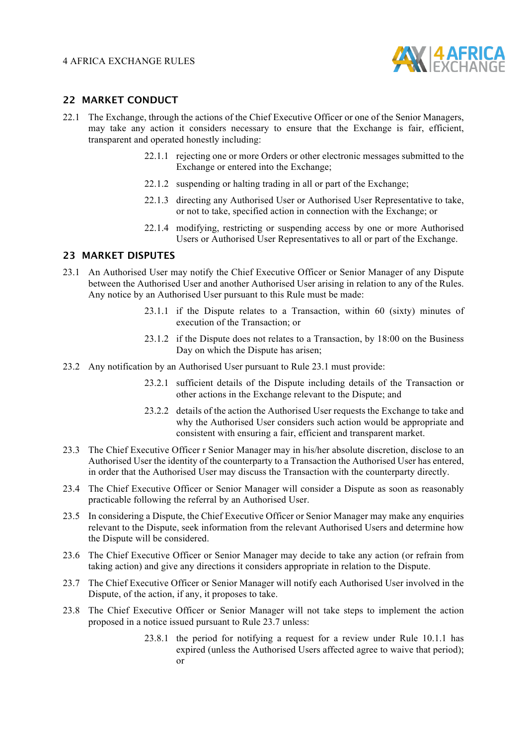## 22 MARKET CONDUCT

22.1 The Exchange, through the actions of the Chief Executive Officer or one of the Senior Managers, may take any action it considers necessary to ensure that the Exchange is fair, efficient, transparent and operated honestly including:

- 22.1.1 rejecting one or more Orders or other electronic messages submitted to the Exchange or entered into the Exchange;
- 22.1.2 suspending or halting trading in all or part of the Exchange;
- 22.1.3 directing any Authorised User or Authorised User Representative to take, or not to take, specified action in connection with the Exchange; or
- 22.1.4 modifying, restricting or suspending access by one or more Authorised Users or Authorised User Representatives to all or part of the Exchange.

## 23 MARKET DISPUTES

23.1 An Authorised User may notify the Chief Executive Officer or Senior Manager of any Dispute between the Authorised User and another Authorised User arising in relation to any of the Rules. Any notice by an Authorised User pursuant to this Rule must be made:

- 23.1.1 if the Dispute relates to a Transaction, within 60 (sixty) minutes of execution of the Transaction; or
- 23.1.2 if the Dispute does not relates to a Transaction, by 18:00 on the Business Day on which the Dispute has arisen;

23.2 Any notification by an Authorised User pursuant to Rule 23.1 must provide:

- 23.2.1 sufficient details of the Dispute including details of the Transaction or other actions in the Exchange relevant to the Dispute; and
- 23.2.2 details of the action the Authorised User requests the Exchange to take and why the Authorised User considers such action would be appropriate and consistent with ensuring a fair, efficient and transparent market.

23.3 The Chief Executive Officer r Senior Manager may in his/her absolute discretion, disclose to an Authorised User the identity of the counterparty to a Transaction the Authorised User has entered, in order that the Authorised User may discuss the Transaction with the counterparty directly.

23.4 The Chief Executive Officer or Senior Manager will consider a Dispute as soon as reasonably practicable following the referral by an Authorised User.

23.5 In considering a Dispute, the Chief Executive Officer or Senior Manager may make any enquiries relevant to the Dispute, seek information from the relevant Authorised Users and determine how the Dispute will be considered.

23.6 The Chief Executive Officer or Senior Manager may decide to take any action (or refrain from taking action) and give any directions it considers appropriate in relation to the Dispute.

23.7 The Chief Executive Officer or Senior Manager will notify each Authorised User involved in the Dispute, of the action, if any, it proposes to take.

23.8 The Chief Executive Officer or Senior Manager will not take steps to implement the action proposed in a notice issued pursuant to Rule 23.7 unless:

- 23.8.1 the period for notifying a request for a review under Rule 10.1.1 has expired (unless the Authorised Users affected agree to waive that period); or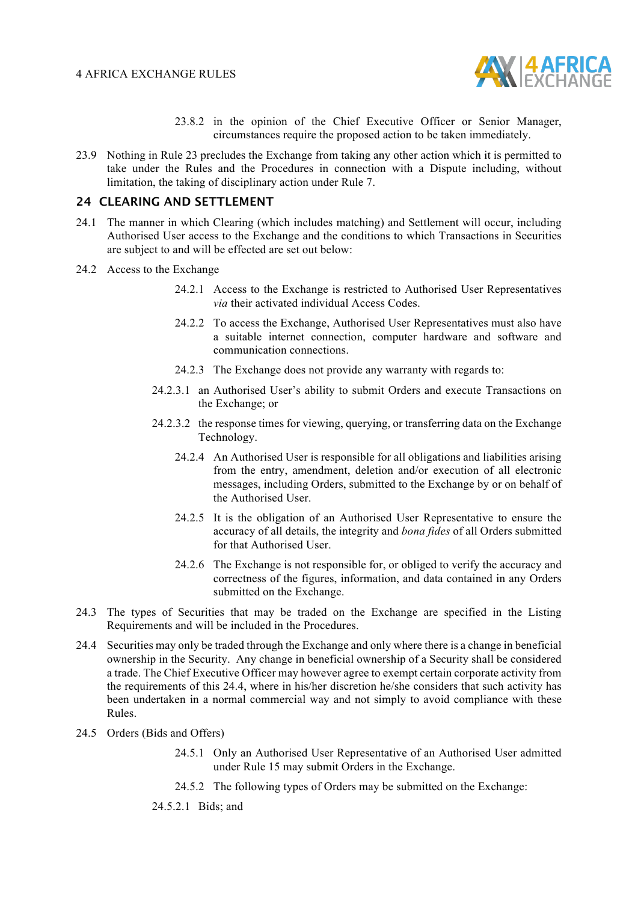23.8.2 in the opinion of the Chief Executive Officer or Senior Manager, circumstances require the proposed action to be taken immediately.

23.9 Nothing in Rule 23 precludes the Exchange from taking any other action which it is permitted to take under the Rules and the Procedures in connection with a Dispute including, without limitation, the taking of disciplinary action under Rule 7.

## 24 CLEARING AND SETTLEMENT

24.1 The manner in which Clearing (which includes matching) and Settlement will occur, including Authorised User access to the Exchange and the conditions to which Transactions in Securities are subject to and will be effected are set out below:

24.2 Access to the Exchange

24.2.1 Access to the Exchange is restricted to Authorised User Representatives *via* their activated individual Access Codes.

24.2.2 To access the Exchange, Authorised User Representatives must also have a suitable internet connection, computer hardware and software and communication connections.

24.2.3 The Exchange does not provide any warranty with regards to:

24.2.3.1 an Authorised User's ability to submit Orders and execute Transactions on the Exchange; or

24.2.3.2 the response times for viewing, querying, or transferring data on the Exchange Technology.

24.2.4 An Authorised User is responsible for all obligations and liabilities arising from the entry, amendment, deletion and/or execution of all electronic messages, including Orders, submitted to the Exchange by or on behalf of the Authorised User.

24.2.5 It is the obligation of an Authorised User Representative to ensure the accuracy of all details, the integrity and *bona fides* of all Orders submitted for that Authorised User.

24.2.6 The Exchange is not responsible for, or obliged to verify the accuracy and correctness of the figures, information, and data contained in any Orders submitted on the Exchange.

24.3 The types of Securities that may be traded on the Exchange are specified in the Listing Requirements and will be included in the Procedures.

24.4 Securities may only be traded through the Exchange and only where there is a change in beneficial ownership in the Security. Any change in beneficial ownership of a Security shall be considered a trade. The Chief Executive Officer may however agree to exempt certain corporate activity from the requirements of this 24.4, where in his/her discretion he/she considers that such activity has been undertaken in a normal commercial way and not simply to avoid compliance with these Rules.

24.5 Orders (Bids and Offers)

24.5.1 Only an Authorised User Representative of an Authorised User admitted under Rule 15 may submit Orders in the Exchange.

24.5.2 The following types of Orders may be submitted on the Exchange:

24.5.2.1 Bids; and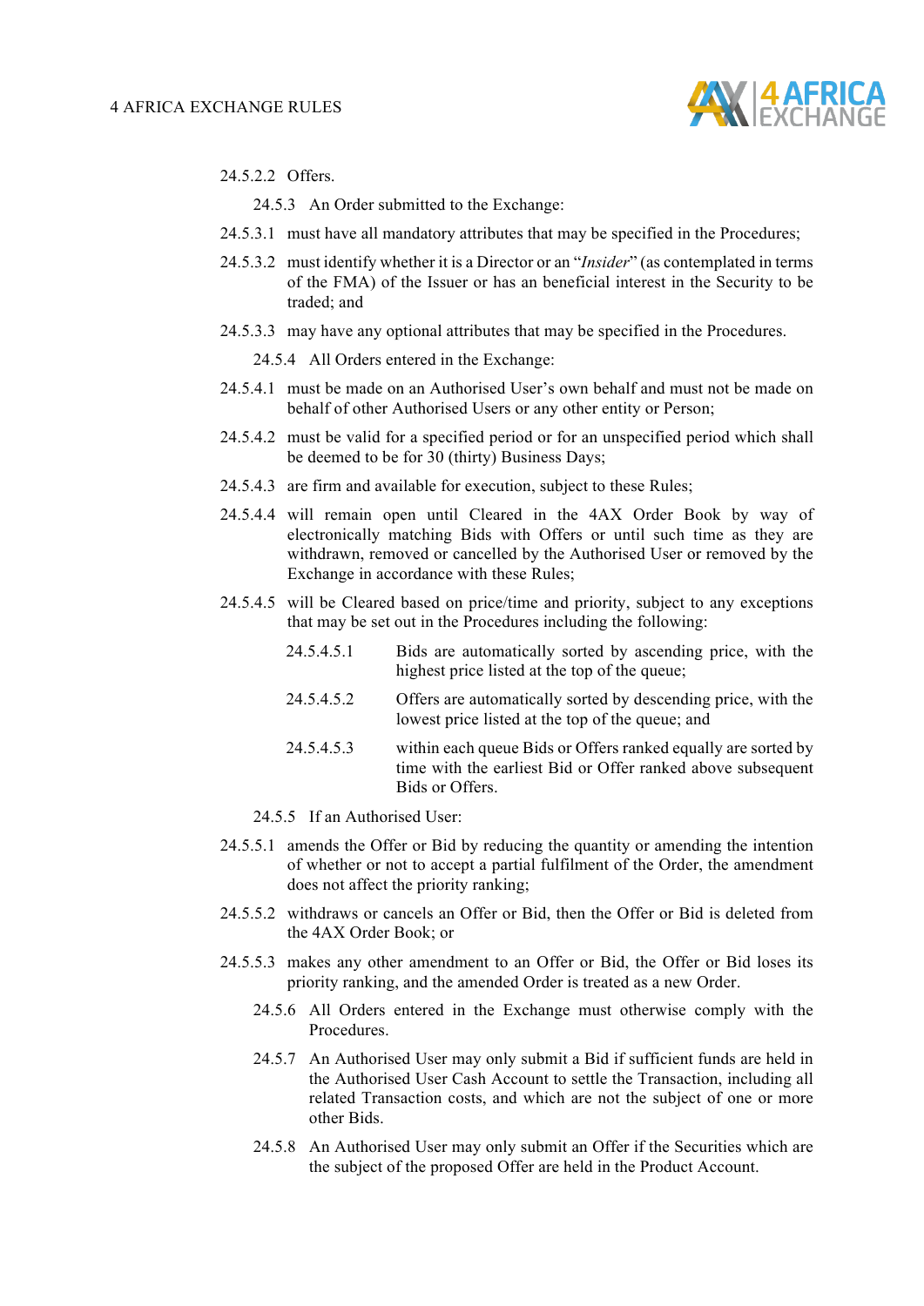24.5.2.2 Offers.

24.5.3 An Order submitted to the Exchange:

24.5.3.1 must have all mandatory attributes that may be specified in the Procedures;

24.5.3.2 must identify whether it is a Director or an "*Insider*" (as contemplated in terms of the FMA) of the Issuer or has an beneficial interest in the Security to be traded; and

24.5.3.3 may have any optional attributes that may be specified in the Procedures.

24.5.4 All Orders entered in the Exchange:

24.5.4.1 must be made on an Authorised User's own behalf and must not be made on behalf of other Authorised Users or any other entity or Person;

24.5.4.2 must be valid for a specified period or for an unspecified period which shall be deemed to be for 30 (thirty) Business Days;

24.5.4.3 are firm and available for execution, subject to these Rules;

24.5.4.4 will remain open until Cleared in the 4AX Order Book by way of electronically matching Bids with Offers or until such time as they are withdrawn, removed or cancelled by the Authorised User or removed by the Exchange in accordance with these Rules;

24.5.4.5 will be Cleared based on price/time and priority, subject to any exceptions that may be set out in the Procedures including the following:

24.5.4.5.1 Bids are automatically sorted by ascending price, with the highest price listed at the top of the queue;

24.5.4.5.2 Offers are automatically sorted by descending price, with the lowest price listed at the top of the queue; and

24.5.4.5.3 within each queue Bids or Offers ranked equally are sorted by time with the earliest Bid or Offer ranked above subsequent Bids or Offers.

24.5.5 If an Authorised User:

24.5.5.1 amends the Offer or Bid by reducing the quantity or amending the intention of whether or not to accept a partial fulfilment of the Order, the amendment does not affect the priority ranking;

24.5.5.2 withdraws or cancels an Offer or Bid, then the Offer or Bid is deleted from the 4AX Order Book; or

24.5.5.3 makes any other amendment to an Offer or Bid, the Offer or Bid loses its priority ranking, and the amended Order is treated as a new Order.

24.5.6 All Orders entered in the Exchange must otherwise comply with the Procedures.

24.5.7 An Authorised User may only submit a Bid if sufficient funds are held in the Authorised User Cash Account to settle the Transaction, including all related Transaction costs, and which are not the subject of one or more other Bids.

24.5.8 An Authorised User may only submit an Offer if the Securities which are the subject of the proposed Offer are held in the Product Account.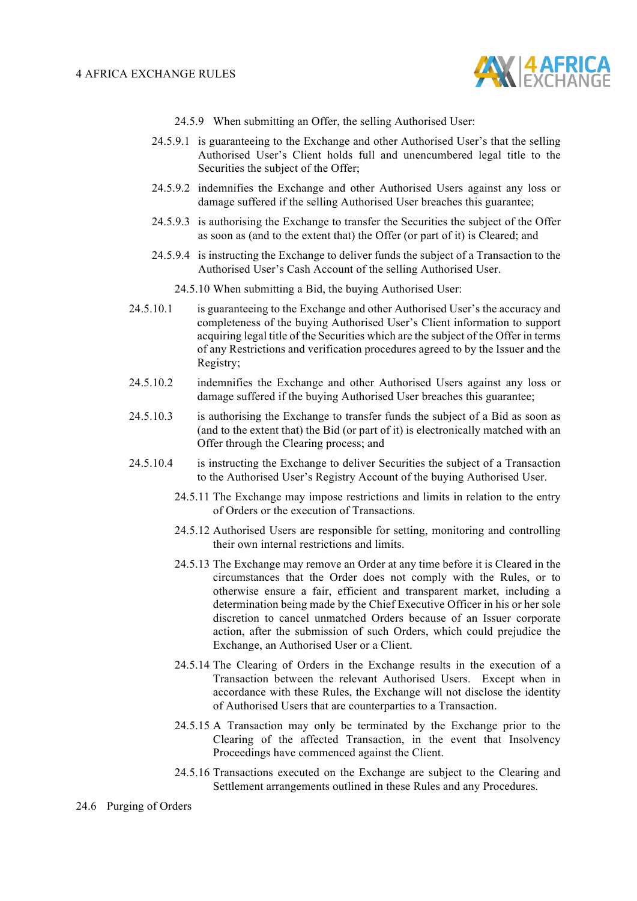24.5.9 When submitting an Offer, the selling Authorised User:

24.5.9.1 is guaranteeing to the Exchange and other Authorised User's that the selling Authorised User's Client holds full and unencumbered legal title to the Securities the subject of the Offer;

24.5.9.2 indemnifies the Exchange and other Authorised Users against any loss or damage suffered if the selling Authorised User breaches this guarantee;

24.5.9.3 is authorising the Exchange to transfer the Securities the subject of the Offer as soon as (and to the extent that) the Offer (or part of it) is Cleared; and

24.5.9.4 is instructing the Exchange to deliver funds the subject of a Transaction to the Authorised User's Cash Account of the selling Authorised User.

24.5.10 When submitting a Bid, the buying Authorised User:

24.5.10.1 is guaranteeing to the Exchange and other Authorised User's the accuracy and completeness of the buying Authorised User's Client information to support acquiring legal title of the Securities which are the subject of the Offer in terms of any Restrictions and verification procedures agreed to by the Issuer and the Registry;

24.5.10.2 indemnifies the Exchange and other Authorised Users against any loss or damage suffered if the buying Authorised User breaches this guarantee;

24.5.10.3 is authorising the Exchange to transfer funds the subject of a Bid as soon as (and to the extent that) the Bid (or part of it) is electronically matched with an Offer through the Clearing process; and

24.5.10.4 is instructing the Exchange to deliver Securities the subject of a Transaction to the Authorised User's Registry Account of the buying Authorised User.

24.5.11 The Exchange may impose restrictions and limits in relation to the entry of Orders or the execution of Transactions.

24.5.12 Authorised Users are responsible for setting, monitoring and controlling their own internal restrictions and limits.

24.5.13 The Exchange may remove an Order at any time before it is Cleared in the circumstances that the Order does not comply with the Rules, or to otherwise ensure a fair, efficient and transparent market, including a determination being made by the Chief Executive Officer in his or her sole discretion to cancel unmatched Orders because of an Issuer corporate action, after the submission of such Orders, which could prejudice the Exchange, an Authorised User or a Client.

24.5.14 The Clearing of Orders in the Exchange results in the execution of a Transaction between the relevant Authorised Users. Except when in accordance with these Rules, the Exchange will not disclose the identity of Authorised Users that are counterparties to a Transaction.

24.5.15 A Transaction may only be terminated by the Exchange prior to the Clearing of the affected Transaction, in the event that Insolvency Proceedings have commenced against the Client.

24.5.16 Transactions executed on the Exchange are subject to the Clearing and Settlement arrangements outlined in these Rules and any Procedures.

24.6 Purging of Orders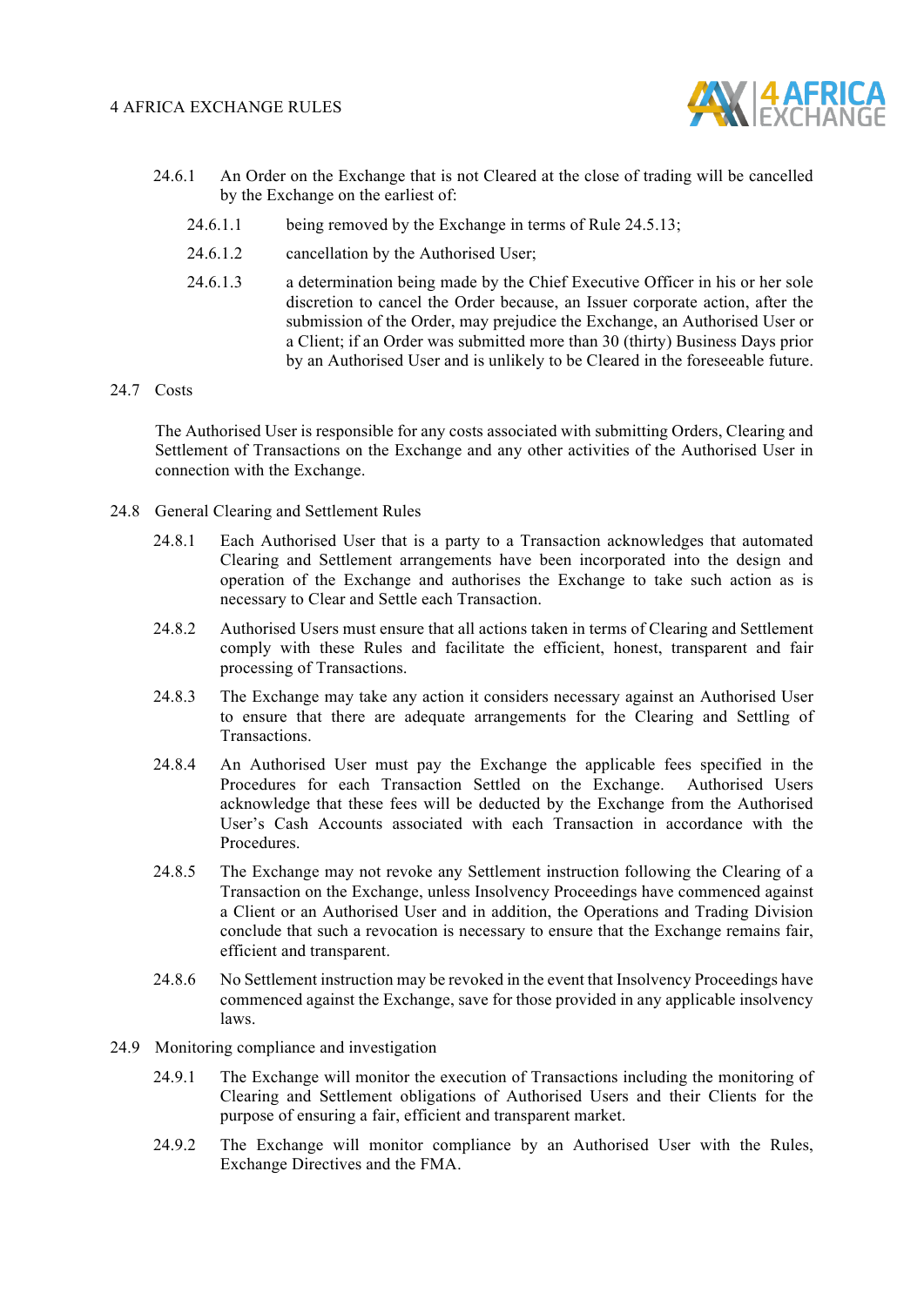24.6.1 An Order on the Exchange that is not Cleared at the close of trading will be cancelled by the Exchange on the earliest of:

24.6.1.1 being removed by the Exchange in terms of Rule 24.5.13;

24.6.1.2 cancellation by the Authorised User;

24.6.1.3 a determination being made by the Chief Executive Officer in his or her sole discretion to cancel the Order because, an Issuer corporate action, after the submission of the Order, may prejudice the Exchange, an Authorised User or a Client; if an Order was submitted more than 30 (thirty) Business Days prior by an Authorised User and is unlikely to be Cleared in the foreseeable future.

24.7 Costs

The Authorised User is responsible for any costs associated with submitting Orders, Clearing and Settlement of Transactions on the Exchange and any other activities of the Authorised User in connection with the Exchange.

24.8 General Clearing and Settlement Rules

24.8.1 Each Authorised User that is a party to a Transaction acknowledges that automated Clearing and Settlement arrangements have been incorporated into the design and operation of the Exchange and authorises the Exchange to take such action as is necessary to Clear and Settle each Transaction.

24.8.2 Authorised Users must ensure that all actions taken in terms of Clearing and Settlement comply with these Rules and facilitate the efficient, honest, transparent and fair processing of Transactions.

24.8.3 The Exchange may take any action it considers necessary against an Authorised User to ensure that there are adequate arrangements for the Clearing and Settling of Transactions.

24.8.4 An Authorised User must pay the Exchange the applicable fees specified in the Procedures for each Transaction Settled on the Exchange. Authorised Users acknowledge that these fees will be deducted by the Exchange from the Authorised User's Cash Accounts associated with each Transaction in accordance with the Procedures.

24.8.5 The Exchange may not revoke any Settlement instruction following the Clearing of a Transaction on the Exchange, unless Insolvency Proceedings have commenced against a Client or an Authorised User and in addition, the Operations and Trading Division conclude that such a revocation is necessary to ensure that the Exchange remains fair, efficient and transparent.

24.8.6 No Settlement instruction may be revoked in the event that Insolvency Proceedings have commenced against the Exchange, save for those provided in any applicable insolvency laws.

24.9 Monitoring compliance and investigation

24.9.1 The Exchange will monitor the execution of Transactions including the monitoring of Clearing and Settlement obligations of Authorised Users and their Clients for the purpose of ensuring a fair, efficient and transparent market.

24.9.2 The Exchange will monitor compliance by an Authorised User with the Rules, Exchange Directives and the FMA.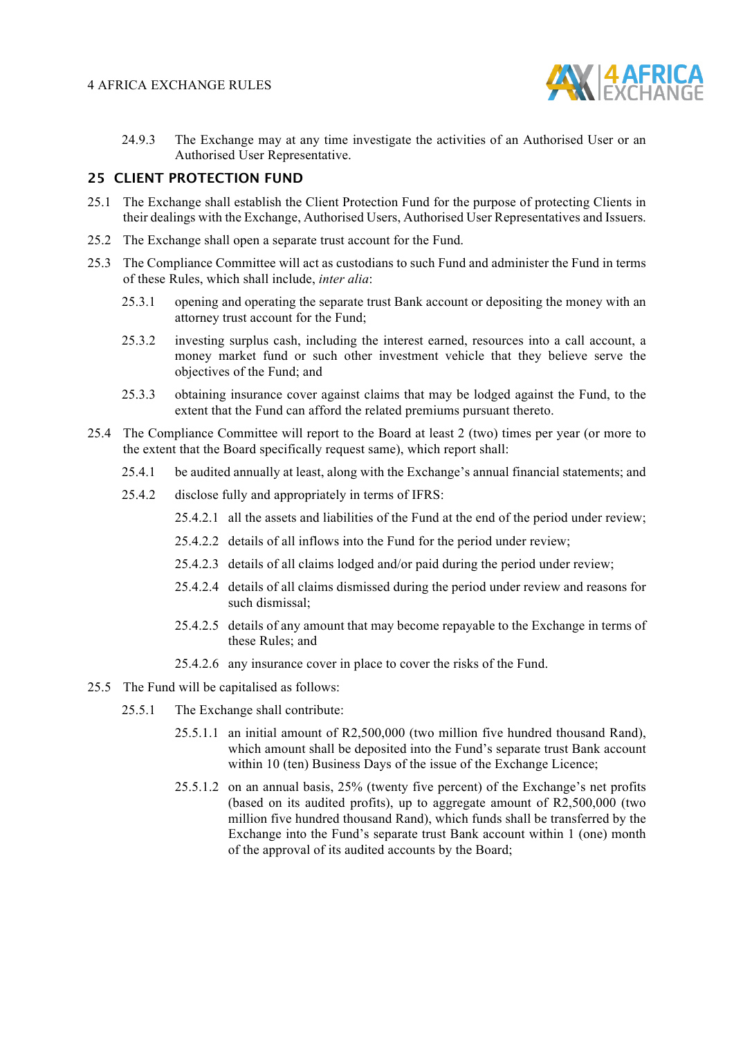24.9.3 The Exchange may at any time investigate the activities of an Authorised User or an Authorised User Representative.

## 25 CLIENT PROTECTION FUND

25.1 The Exchange shall establish the Client Protection Fund for the purpose of protecting Clients in their dealings with the Exchange, Authorised Users, Authorised User Representatives and Issuers.

25.2 The Exchange shall open a separate trust account for the Fund.

25.3 The Compliance Committee will act as custodians to such Fund and administer the Fund in terms of these Rules, which shall include, *inter alia*:

25.3.1 opening and operating the separate trust Bank account or depositing the money with an attorney trust account for the Fund;

25.3.2 investing surplus cash, including the interest earned, resources into a call account, a money market fund or such other investment vehicle that they believe serve the objectives of the Fund; and

25.3.3 obtaining insurance cover against claims that may be lodged against the Fund, to the extent that the Fund can afford the related premiums pursuant thereto.

25.4 The Compliance Committee will report to the Board at least 2 (two) times per year (or more to the extent that the Board specifically request same), which report shall:

25.4.1 be audited annually at least, along with the Exchange's annual financial statements; and

25.4.2 disclose fully and appropriately in terms of IFRS:

25.4.2.1 all the assets and liabilities of the Fund at the end of the period under review;

25.4.2.2 details of all inflows into the Fund for the period under review;

25.4.2.3 details of all claims lodged and/or paid during the period under review;

25.4.2.4 details of all claims dismissed during the period under review and reasons for such dismissal;

25.4.2.5 details of any amount that may become repayable to the Exchange in terms of these Rules; and

25.4.2.6 any insurance cover in place to cover the risks of the Fund.

25.5 The Fund will be capitalised as follows:

25.5.1 The Exchange shall contribute:

25.5.1.1 an initial amount of R2,500,000 (two million five hundred thousand Rand), which amount shall be deposited into the Fund's separate trust Bank account within 10 (ten) Business Days of the issue of the Exchange Licence;

25.5.1.2 on an annual basis, 25% (twenty five percent) of the Exchange's net profits (based on its audited profits), up to aggregate amount of R2,500,000 (two million five hundred thousand Rand), which funds shall be transferred by the Exchange into the Fund's separate trust Bank account within 1 (one) month of the approval of its audited accounts by the Board;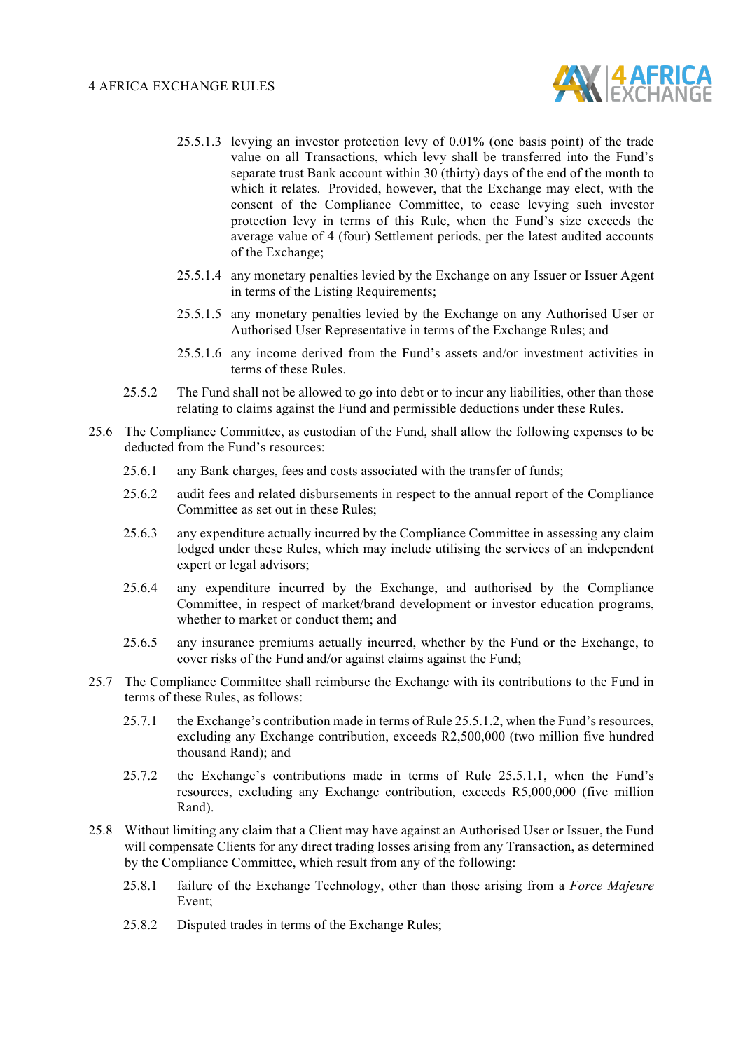25.5.1.3 levying an investor protection levy of 0.01% (one basis point) of the trade value on all Transactions, which levy shall be transferred into the Fund's separate trust Bank account within 30 (thirty) days of the end of the month to which it relates. Provided, however, that the Exchange may elect, with the consent of the Compliance Committee, to cease levying such investor protection levy in terms of this Rule, when the Fund's size exceeds the average value of 4 (four) Settlement periods, per the latest audited accounts of the Exchange;

25.5.1.4 any monetary penalties levied by the Exchange on any Issuer or Issuer Agent in terms of the Listing Requirements;

25.5.1.5 any monetary penalties levied by the Exchange on any Authorised User or Authorised User Representative in terms of the Exchange Rules; and

25.5.1.6 any income derived from the Fund's assets and/or investment activities in terms of these Rules.

25.5.2 The Fund shall not be allowed to go into debt or to incur any liabilities, other than those relating to claims against the Fund and permissible deductions under these Rules.

25.6 The Compliance Committee, as custodian of the Fund, shall allow the following expenses to be deducted from the Fund's resources:

25.6.1 any Bank charges, fees and costs associated with the transfer of funds;

25.6.2 audit fees and related disbursements in respect to the annual report of the Compliance Committee as set out in these Rules;

25.6.3 any expenditure actually incurred by the Compliance Committee in assessing any claim lodged under these Rules, which may include utilising the services of an independent expert or legal advisors;

25.6.4 any expenditure incurred by the Exchange, and authorised by the Compliance Committee, in respect of market/brand development or investor education programs, whether to market or conduct them; and

25.6.5 any insurance premiums actually incurred, whether by the Fund or the Exchange, to cover risks of the Fund and/or against claims against the Fund;

25.7 The Compliance Committee shall reimburse the Exchange with its contributions to the Fund in terms of these Rules, as follows:

25.7.1 the Exchange's contribution made in terms of Rule 25.5.1.2, when the Fund's resources, excluding any Exchange contribution, exceeds R2,500,000 (two million five hundred thousand Rand); and

25.7.2 the Exchange's contributions made in terms of Rule 25.5.1.1, when the Fund's resources, excluding any Exchange contribution, exceeds R5,000,000 (five million Rand).

25.8 Without limiting any claim that a Client may have against an Authorised User or Issuer, the Fund will compensate Clients for any direct trading losses arising from any Transaction, as determined by the Compliance Committee, which result from any of the following:

25.8.1 failure of the Exchange Technology, other than those arising from a *Force Majeure* Event;

25.8.2 Disputed trades in terms of the Exchange Rules;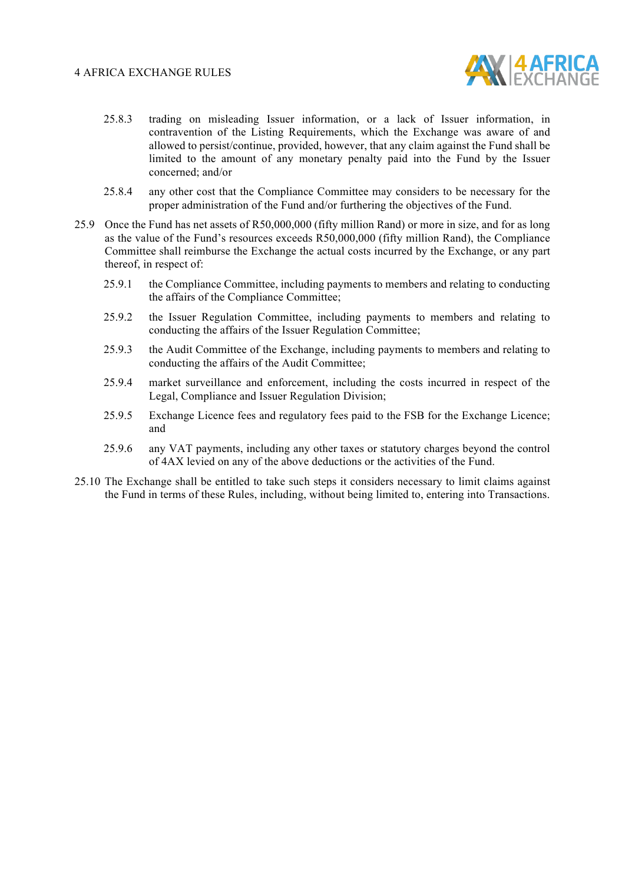25.8.3 trading on misleading Issuer information, or a lack of Issuer information, in contravention of the Listing Requirements, which the Exchange was aware of and allowed to persist/continue, provided, however, that any claim against the Fund shall be limited to the amount of any monetary penalty paid into the Fund by the Issuer concerned; and/or

25.8.4 any other cost that the Compliance Committee may considers to be necessary for the proper administration of the Fund and/or furthering the objectives of the Fund.

25.9 Once the Fund has net assets of R50,000,000 (fifty million Rand) or more in size, and for as long as the value of the Fund's resources exceeds R50,000,000 (fifty million Rand), the Compliance Committee shall reimburse the Exchange the actual costs incurred by the Exchange, or any part thereof, in respect of:

25.9.1 the Compliance Committee, including payments to members and relating to conducting the affairs of the Compliance Committee;

25.9.2 the Issuer Regulation Committee, including payments to members and relating to conducting the affairs of the Issuer Regulation Committee;

25.9.3 the Audit Committee of the Exchange, including payments to members and relating to conducting the affairs of the Audit Committee;

25.9.4 market surveillance and enforcement, including the costs incurred in respect of the Legal, Compliance and Issuer Regulation Division;

25.9.5 Exchange Licence fees and regulatory fees paid to the FSB for the Exchange Licence; and

25.9.6 any VAT payments, including any other taxes or statutory charges beyond the control of 4AX levied on any of the above deductions or the activities of the Fund.

25.10 The Exchange shall be entitled to take such steps it considers necessary to limit claims against the Fund in terms of these Rules, including, without being limited to, entering into Transactions.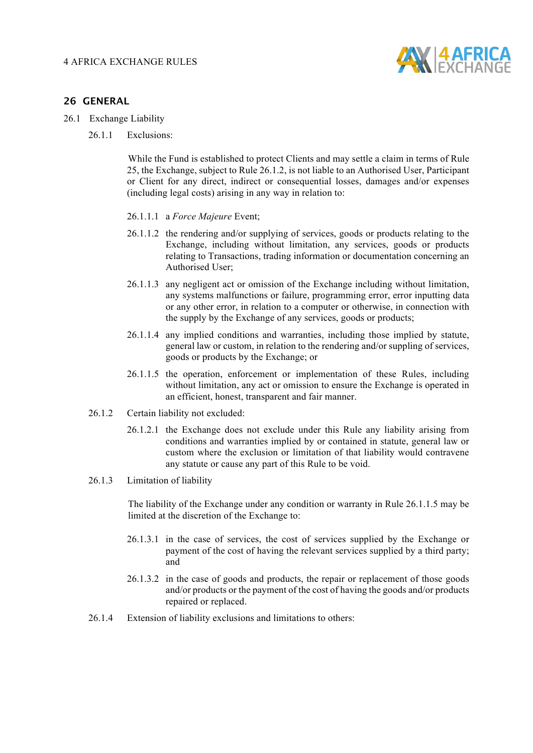## 26 GENERAL

26.1 Exchange Liability

26.1.1 Exclusions:

While the Fund is established to protect Clients and may settle a claim in terms of Rule 25, the Exchange, subject to Rule 26.1.2, is not liable to an Authorised User, Participant or Client for any direct, indirect or consequential losses, damages and/or expenses (including legal costs) arising in any way in relation to:

26.1.1.1 a *Force Majeure* Event;

26.1.1.2 the rendering and/or supplying of services, goods or products relating to the Exchange, including without limitation, any services, goods or products relating to Transactions, trading information or documentation concerning an Authorised User;

26.1.1.3 any negligent act or omission of the Exchange including without limitation, any systems malfunctions or failure, programming error, error inputting data or any other error, in relation to a computer or otherwise, in connection with the supply by the Exchange of any services, goods or products;

26.1.1.4 any implied conditions and warranties, including those implied by statute, general law or custom, in relation to the rendering and/or suppling of services, goods or products by the Exchange; or

26.1.1.5 the operation, enforcement or implementation of these Rules, including without limitation, any act or omission to ensure the Exchange is operated in an efficient, honest, transparent and fair manner.

26.1.2 Certain liability not excluded:

26.1.2.1 the Exchange does not exclude under this Rule any liability arising from conditions and warranties implied by or contained in statute, general law or custom where the exclusion or limitation of that liability would contravene any statute or cause any part of this Rule to be void.

26.1.3 Limitation of liability

The liability of the Exchange under any condition or warranty in Rule 26.1.1.5 may be limited at the discretion of the Exchange to:

26.1.3.1 in the case of services, the cost of services supplied by the Exchange or payment of the cost of having the relevant services supplied by a third party; and

26.1.3.2 in the case of goods and products, the repair or replacement of those goods and/or products or the payment of the cost of having the goods and/or products repaired or replaced.

26.1.4 Extension of liability exclusions and limitations to others: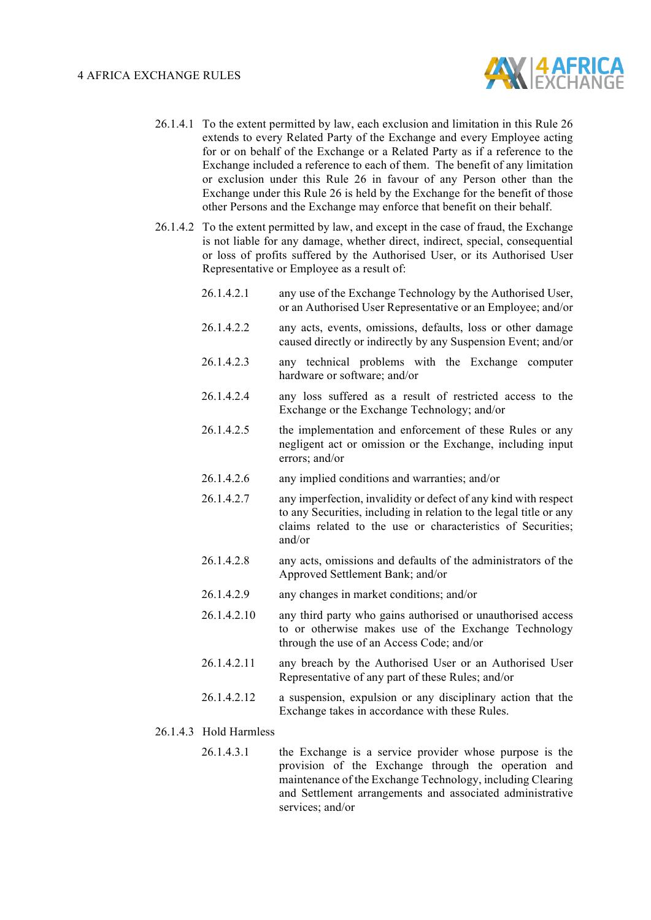26.1.4.1 To the extent permitted by law, each exclusion and limitation in this Rule 26 extends to every Related Party of the Exchange and every Employee acting for or on behalf of the Exchange or a Related Party as if a reference to the Exchange included a reference to each of them. The benefit of any limitation or exclusion under this Rule 26 in favour of any Person other than the Exchange under this Rule 26 is held by the Exchange for the benefit of those other Persons and the Exchange may enforce that benefit on their behalf.

26.1.4.2 To the extent permitted by law, and except in the case of fraud, the Exchange is not liable for any damage, whether direct, indirect, special, consequential or loss of profits suffered by the Authorised User, or its Authorised User Representative or Employee as a result of:

- 26.1.4.2.1 any use of the Exchange Technology by the Authorised User, or an Authorised User Representative or an Employee; and/or
- 26.1.4.2.2 any acts, events, omissions, defaults, loss or other damage caused directly or indirectly by any Suspension Event; and/or
- 26.1.4.2.3 any technical problems with the Exchange computer hardware or software; and/or
- 26.1.4.2.4 any loss suffered as a result of restricted access to the Exchange or the Exchange Technology; and/or
- 26.1.4.2.5 the implementation and enforcement of these Rules or any negligent act or omission or the Exchange, including input errors; and/or
- 26.1.4.2.6 any implied conditions and warranties; and/or
- 26.1.4.2.7 any imperfection, invalidity or defect of any kind with respect to any Securities, including in relation to the legal title or any claims related to the use or characteristics of Securities; and/or
- 26.1.4.2.8 any acts, omissions and defaults of the administrators of the Approved Settlement Bank; and/or
- 26.1.4.2.9 any changes in market conditions; and/or
- 26.1.4.2.10 any third party who gains authorised or unauthorised access to or otherwise makes use of the Exchange Technology through the use of an Access Code; and/or
- 26.1.4.2.11 any breach by the Authorised User or an Authorised User Representative of any part of these Rules; and/or
- 26.1.4.2.12 a suspension, expulsion or any disciplinary action that the Exchange takes in accordance with these Rules.

26.1.4.3 Hold Harmless

- 26.1.4.3.1 the Exchange is a service provider whose purpose is the provision of the Exchange through the operation and maintenance of the Exchange Technology, including Clearing and Settlement arrangements and associated administrative services; and/or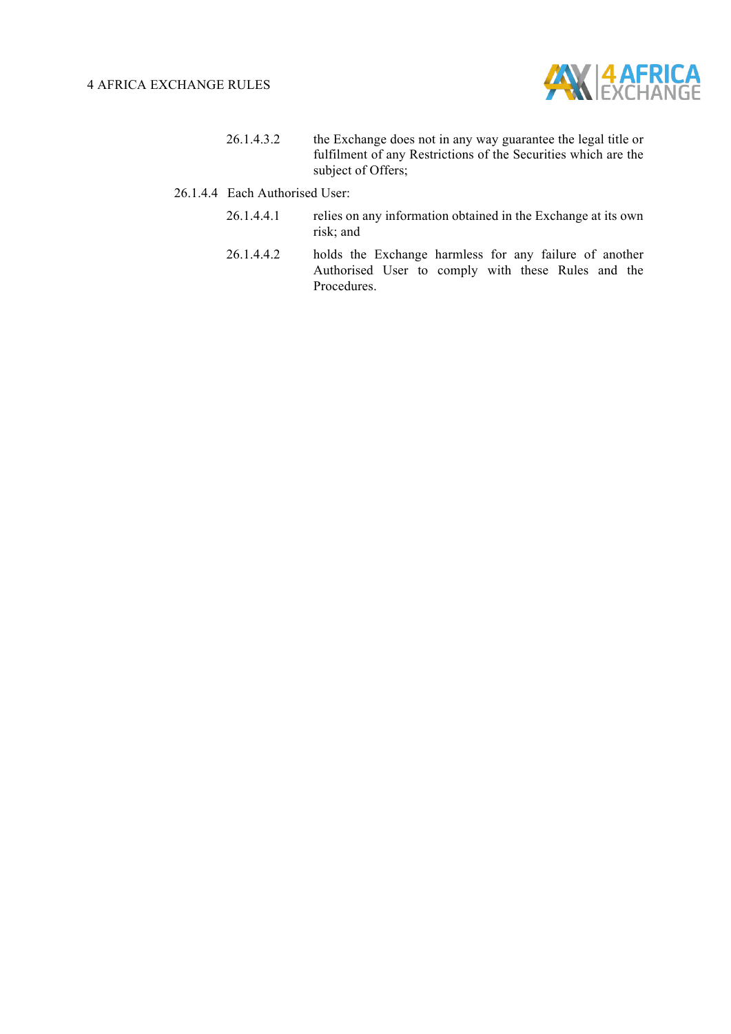26.1.4.3.2 the Exchange does not in any way guarantee the legal title or fulfilment of any Restrictions of the Securities which are the subject of Offers;

26.1.4.4 Each Authorised User:

26.1.4.4.1 relies on any information obtained in the Exchange at its own risk; and

26.1.4.4.2 holds the Exchange harmless for any failure of another Authorised User to comply with these Rules and the Procedures.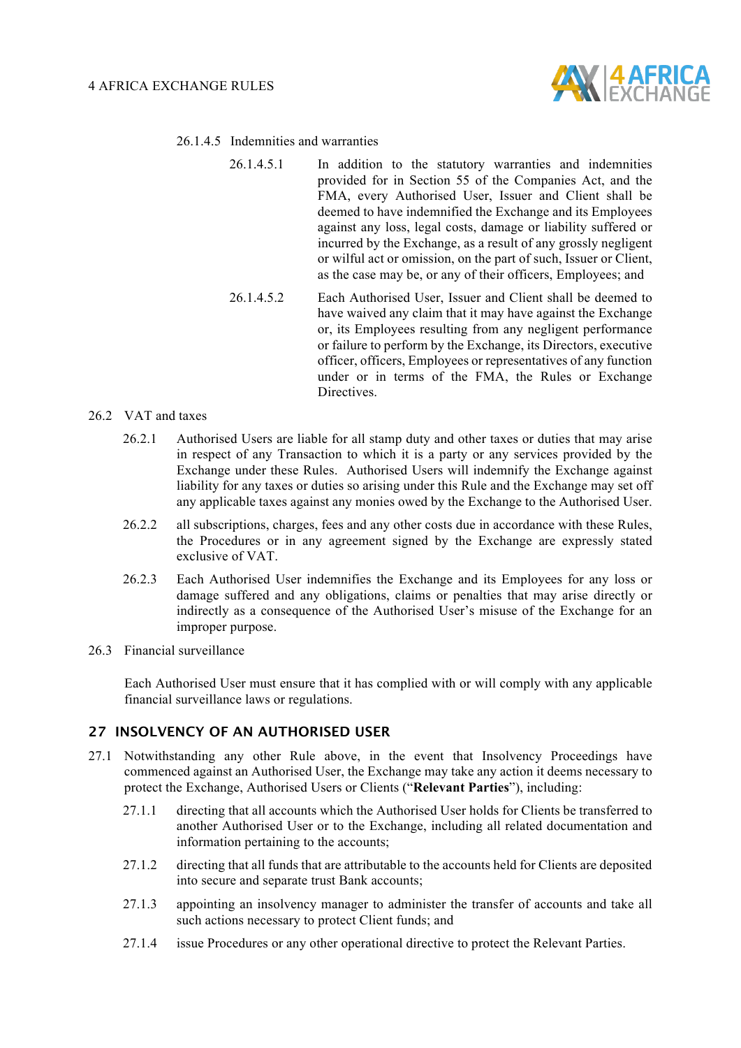26.1.4.5 Indemnities and warranties

26.1.4.5.1 In addition to the statutory warranties and indemnities provided for in Section 55 of the Companies Act, and the FMA, every Authorised User, Issuer and Client shall be deemed to have indemnified the Exchange and its Employees against any loss, legal costs, damage or liability suffered or incurred by the Exchange, as a result of any grossly negligent or wilful act or omission, on the part of such, Issuer or Client, as the case may be, or any of their officers, Employees; and

26.1.4.5.2 Each Authorised User, Issuer and Client shall be deemed to have waived any claim that it may have against the Exchange or, its Employees resulting from any negligent performance or failure to perform by the Exchange, its Directors, executive officer, officers, Employees or representatives of any function under or in terms of the FMA, the Rules or Exchange Directives.

26.2 VAT and taxes

26.2.1 Authorised Users are liable for all stamp duty and other taxes or duties that may arise in respect of any Transaction to which it is a party or any services provided by the Exchange under these Rules. Authorised Users will indemnify the Exchange against liability for any taxes or duties so arising under this Rule and the Exchange may set off any applicable taxes against any monies owed by the Exchange to the Authorised User.

26.2.2 all subscriptions, charges, fees and any other costs due in accordance with these Rules, the Procedures or in any agreement signed by the Exchange are expressly stated exclusive of VAT.

26.2.3 Each Authorised User indemnifies the Exchange and its Employees for any loss or damage suffered and any obligations, claims or penalties that may arise directly or indirectly as a consequence of the Authorised User's misuse of the Exchange for an improper purpose.

26.3 Financial surveillance

Each Authorised User must ensure that it has complied with or will comply with any applicable financial surveillance laws or regulations.

## 27 INSOLVENCY OF AN AUTHORISED USER

27.1 Notwithstanding any other Rule above, in the event that Insolvency Proceedings have commenced against an Authorised User, the Exchange may take any action it deems necessary to protect the Exchange, Authorised Users or Clients ("**Relevant Parties**"), including:

27.1.1 directing that all accounts which the Authorised User holds for Clients be transferred to another Authorised User or to the Exchange, including all related documentation and information pertaining to the accounts;

27.1.2 directing that all funds that are attributable to the accounts held for Clients are deposited into secure and separate trust Bank accounts;

27.1.3 appointing an insolvency manager to administer the transfer of accounts and take all such actions necessary to protect Client funds; and

27.1.4 issue Procedures or any other operational directive to protect the Relevant Parties.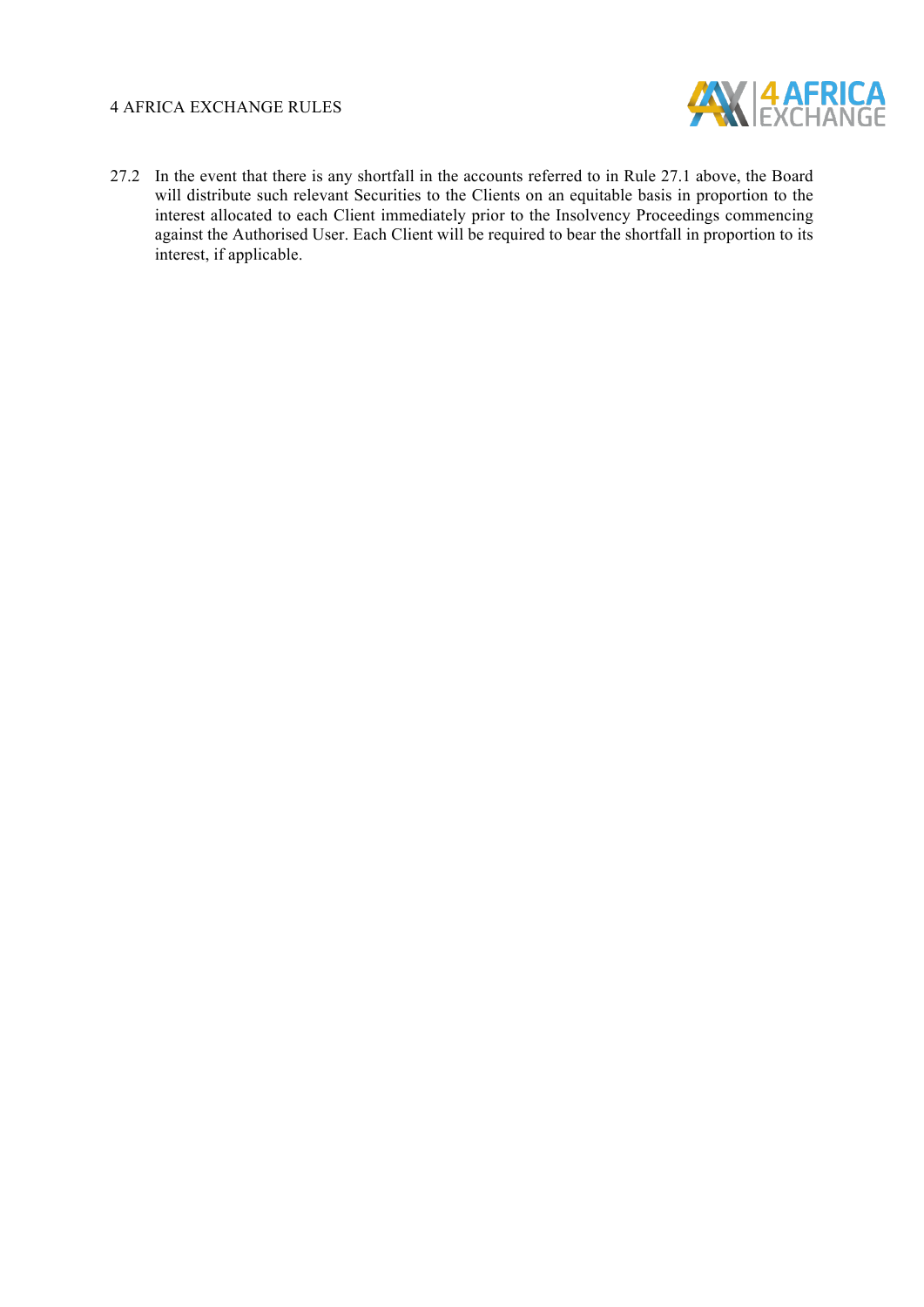27.2 In the event that there is any shortfall in the accounts referred to in Rule 27.1 above, the Board will distribute such relevant Securities to the Clients on an equitable basis in proportion to the interest allocated to each Client immediately prior to the Insolvency Proceedings commencing against the Authorised User. Each Client will be required to bear the shortfall in proportion to its interest, if applicable.